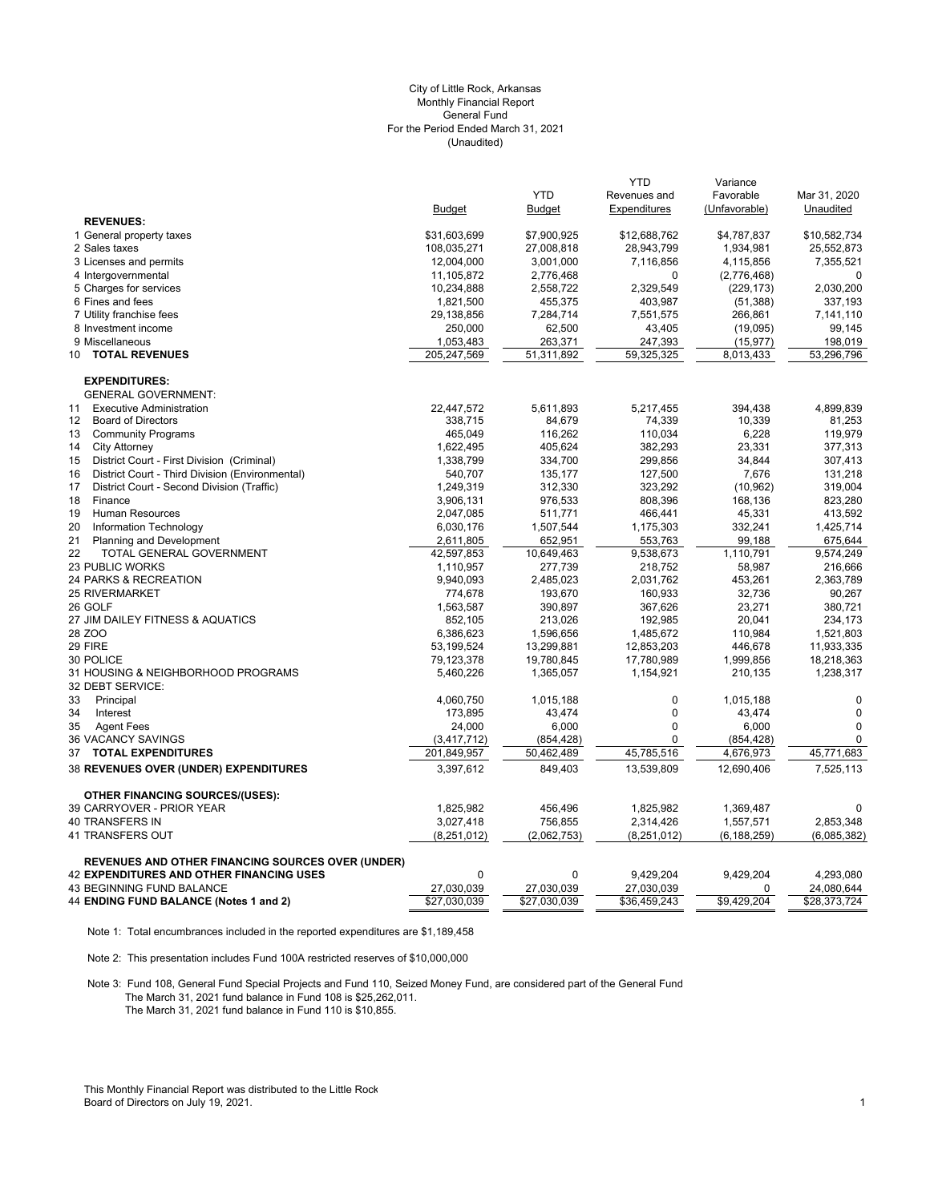City of Little Rock, Arkansas
Monthly Financial Report
General Fund
For the Period Ended March 31, 2021
(Unaudited)

| | Budget | YTD Budget | YTD Revenues and Expenditures | Variance Favorable (Unfavorable) | Mar 31, 2020 Unaudited |
|---|---|---|---|---|---|
| **REVENUES:** | | | | | |
| 1 General property taxes | $31,603,699 | $7,900,925 | $12,688,762 | $4,787,837 | $10,582,734 |
| 2 Sales taxes | 108,035,271 | 27,008,818 | 28,943,799 | 1,934,981 | 25,552,873 |
| 3 Licenses and permits | 12,004,000 | 3,001,000 | 7,116,856 | 4,115,856 | 7,355,521 |
| 4 Intergovernmental | 11,105,872 | 2,776,468 | 0 | (2,776,468) | 0 |
| 5 Charges for services | 10,234,888 | 2,558,722 | 2,329,549 | (229,173) | 2,030,200 |
| 6 Fines and fees | 1,821,500 | 455,375 | 403,987 | (51,388) | 337,193 |
| 7 Utility franchise fees | 29,138,856 | 7,284,714 | 7,551,575 | 266,861 | 7,141,110 |
| 8 Investment income | 250,000 | 62,500 | 43,405 | (19,095) | 99,145 |
| 9 Miscellaneous | 1,053,483 | 263,371 | 247,393 | (15,977) | 198,019 |
| 10 **TOTAL REVENUES** | 205,247,569 | 51,311,892 | 59,325,325 | 8,013,433 | 53,296,796 |
| **EXPENDITURES:** | | | | | |
| GENERAL GOVERNMENT: | | | | | |
| 11 Executive Administration | 22,447,572 | 5,611,893 | 5,217,455 | 394,438 | 4,899,839 |
| 12 Board of Directors | 338,715 | 84,679 | 74,339 | 10,339 | 81,253 |
| 13 Community Programs | 465,049 | 116,262 | 110,034 | 6,228 | 119,979 |
| 14 City Attorney | 1,622,495 | 405,624 | 382,293 | 23,331 | 377,313 |
| 15 District Court - First Division (Criminal) | 1,338,799 | 334,700 | 299,856 | 34,844 | 307,413 |
| 16 District Court - Third Division (Environmental) | 540,707 | 135,177 | 127,500 | 7,676 | 131,218 |
| 17 District Court - Second Division (Traffic) | 1,249,319 | 312,330 | 323,292 | (10,962) | 319,004 |
| 18 Finance | 3,906,131 | 976,533 | 808,396 | 168,136 | 823,280 |
| 19 Human Resources | 2,047,085 | 511,771 | 466,441 | 45,331 | 413,592 |
| 20 Information Technology | 6,030,176 | 1,507,544 | 1,175,303 | 332,241 | 1,425,714 |
| 21 Planning and Development | 2,611,805 | 652,951 | 553,763 | 99,188 | 675,644 |
| 22 TOTAL GENERAL GOVERNMENT | 42,597,853 | 10,649,463 | 9,538,673 | 1,110,791 | 9,574,249 |
| 23 PUBLIC WORKS | 1,110,957 | 277,739 | 218,752 | 58,987 | 216,666 |
| 24 PARKS & RECREATION | 9,940,093 | 2,485,023 | 2,031,762 | 453,261 | 2,363,789 |
| 25 RIVERMARKET | 774,678 | 193,670 | 160,933 | 32,736 | 90,267 |
| 26 GOLF | 1,563,587 | 390,897 | 367,626 | 23,271 | 380,721 |
| 27 JIM DAILEY FITNESS & AQUATICS | 852,105 | 213,026 | 192,985 | 20,041 | 234,173 |
| 28 ZOO | 6,386,623 | 1,596,656 | 1,485,672 | 110,984 | 1,521,803 |
| 29 FIRE | 53,199,524 | 13,299,881 | 12,853,203 | 446,678 | 11,933,335 |
| 30 POLICE | 79,123,378 | 19,780,845 | 17,780,989 | 1,999,856 | 18,218,363 |
| 31 HOUSING & NEIGHBORHOOD PROGRAMS | 5,460,226 | 1,365,057 | 1,154,921 | 210,135 | 1,238,317 |
| 32 DEBT SERVICE: | | | | | |
| 33 Principal | 4,060,750 | 1,015,188 | 0 | 1,015,188 | 0 |
| 34 Interest | 173,895 | 43,474 | 0 | 43,474 | 0 |
| 35 Agent Fees | 24,000 | 6,000 | 0 | 6,000 | 0 |
| 36 VACANCY SAVINGS | (3,417,712) | (854,428) | 0 | (854,428) | 0 |
| 37 **TOTAL EXPENDITURES** | 201,849,957 | 50,462,489 | 45,785,516 | 4,676,973 | 45,771,683 |
| 38 **REVENUES OVER (UNDER) EXPENDITURES** | 3,397,612 | 849,403 | 13,539,809 | 12,690,406 | 7,525,113 |
| **OTHER FINANCING SOURCES/(USES):** | | | | | |
| 39 CARRYOVER - PRIOR YEAR | 1,825,982 | 456,496 | 1,825,982 | 1,369,487 | 0 |
| 40 TRANSFERS IN | 3,027,418 | 756,855 | 2,314,426 | 1,557,571 | 2,853,348 |
| 41 TRANSFERS OUT | (8,251,012) | (2,062,753) | (8,251,012) | (6,188,259) | (6,085,382) |
| **REVENUES AND OTHER FINANCING SOURCES OVER (UNDER)** | | | | | |
| 42 **EXPENDITURES AND OTHER FINANCING USES** | 0 | 0 | 9,429,204 | 9,429,204 | 4,293,080 |
| 43 BEGINNING FUND BALANCE | 27,030,039 | 27,030,039 | 27,030,039 | 0 | 24,080,644 |
| 44 **ENDING FUND BALANCE (Notes 1 and 2)** | $27,030,039 | $27,030,039 | $36,459,243 | $9,429,204 | $28,373,724 |

Note 1: Total encumbrances included in the reported expenditures are $1,189,458

Note 2: This presentation includes Fund 100A restricted reserves of $10,000,000

Note 3: Fund 108, General Fund Special Projects and Fund 110, Seized Money Fund, are considered part of the General Fund
The March 31, 2021 fund balance in Fund 108 is $25,262,011.
The March 31, 2021 fund balance in Fund 110 is $10,855.

This Monthly Financial Report was distributed to the Little Rock Board of Directors on July 19, 2021.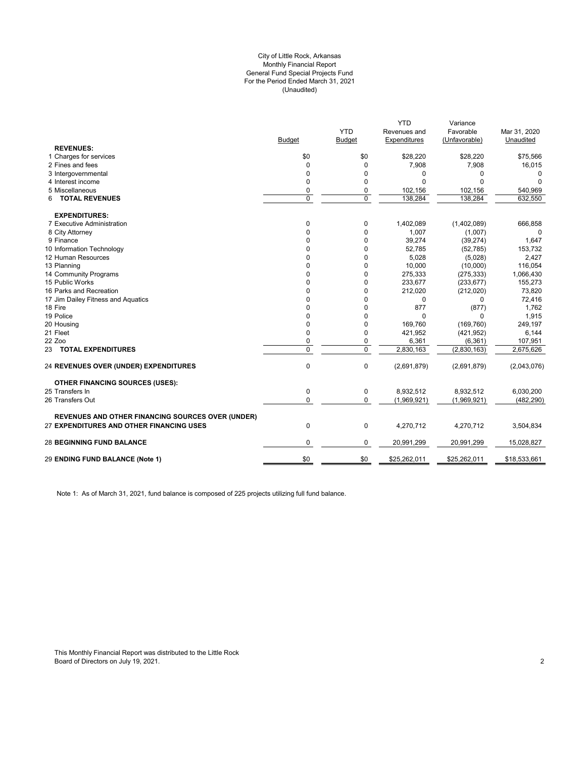City of Little Rock, Arkansas
Monthly Financial Report
General Fund Special Projects Fund
For the Period Ended March 31, 2021
(Unaudited)

| | Budget | YTD Budget | YTD Revenues and Expenditures | Variance Favorable (Unfavorable) | Mar 31, 2020 Unaudited |
|---|---|---|---|---|---|
| **REVENUES:** | | | | | |
| 1 Charges for services | $0 | $0 | $28,220 | $28,220 | $75,566 |
| 2 Fines and fees | 0 | 0 | 7,908 | 7,908 | 16,015 |
| 3 Intergovernmental | 0 | 0 | 0 | 0 | 0 |
| 4 Interest income | 0 | 0 | 0 | 0 | 0 |
| 5 Miscellaneous | 0 | 0 | 102,156 | 102,156 | 540,969 |
| 6 **TOTAL REVENUES** | 0 | 0 | 138,284 | 138,284 | 632,550 |
| **EXPENDITURES:** | | | | | |
| 7 Executive Administration | 0 | 0 | 1,402,089 | (1,402,089) | 666,858 |
| 8 City Attorney | 0 | 0 | 1,007 | (1,007) | 0 |
| 9 Finance | 0 | 0 | 39,274 | (39,274) | 1,647 |
| 10 Information Technology | 0 | 0 | 52,785 | (52,785) | 153,732 |
| 12 Human Resources | 0 | 0 | 5,028 | (5,028) | 2,427 |
| 13 Planning | 0 | 0 | 10,000 | (10,000) | 116,054 |
| 14 Community Programs | 0 | 0 | 275,333 | (275,333) | 1,066,430 |
| 15 Public Works | 0 | 0 | 233,677 | (233,677) | 155,273 |
| 16 Parks and Recreation | 0 | 0 | 212,020 | (212,020) | 73,820 |
| 17 Jim Dailey Fitness and Aquatics | 0 | 0 | 0 | 0 | 72,416 |
| 18 Fire | 0 | 0 | 877 | (877) | 1,762 |
| 19 Police | 0 | 0 | 0 | 0 | 1,915 |
| 20 Housing | 0 | 0 | 169,760 | (169,760) | 249,197 |
| 21 Fleet | 0 | 0 | 421,952 | (421,952) | 6,144 |
| 22 Zoo | 0 | 0 | 6,361 | (6,361) | 107,951 |
| 23 **TOTAL EXPENDITURES** | 0 | 0 | 2,830,163 | (2,830,163) | 2,675,626 |
| 24 **REVENUES OVER (UNDER) EXPENDITURES** | 0 | 0 | (2,691,879) | (2,691,879) | (2,043,076) |
| **OTHER FINANCING SOURCES (USES):** | | | | | |
| 25 Transfers In | 0 | 0 | 8,932,512 | 8,932,512 | 6,030,200 |
| 26 Transfers Out | 0 | 0 | (1,969,921) | (1,969,921) | (482,290) |
| **REVENUES AND OTHER FINANCING SOURCES OVER (UNDER)** | | | | | |
| 27 **EXPENDITURES AND OTHER FINANCING USES** | 0 | 0 | 4,270,712 | 4,270,712 | 3,504,834 |
| 28 **BEGINNING FUND BALANCE** | 0 | 0 | 20,991,299 | 20,991,299 | 15,028,827 |
| 29 **ENDING FUND BALANCE (Note 1)** | $0 | $0 | $25,262,011 | $25,262,011 | $18,533,661 |

Note 1: As of March 31, 2021, fund balance is composed of 225 projects utilizing full fund balance.

This Monthly Financial Report was distributed to the Little Rock Board of Directors on July 19, 2021.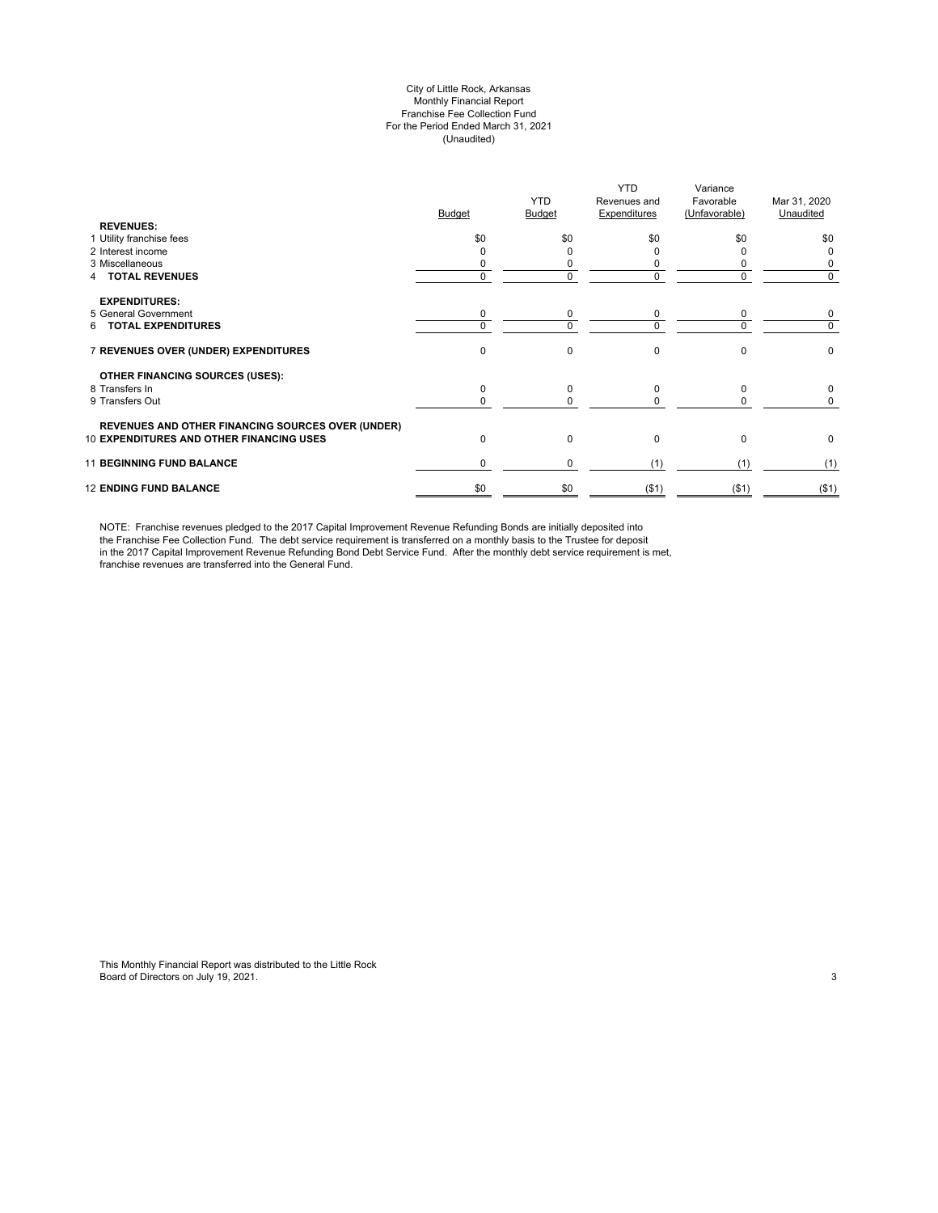City of Little Rock, Arkansas
Monthly Financial Report
Franchise Fee Collection Fund
For the Period Ended March 31, 2021
(Unaudited)

| | Budget | YTD Budget | YTD Revenues and Expenditures | Variance Favorable (Unfavorable) | Mar 31, 2020 Unaudited |
|---|---|---|---|---|---|
| **REVENUES:** | | | | | |
| 1 Utility franchise fees | $0 | $0 | $0 | $0 | $0 |
| 2 Interest income | 0 | 0 | 0 | 0 | 0 |
| 3 Miscellaneous | 0 | 0 | 0 | 0 | 0 |
| 4 **TOTAL REVENUES** | 0 | 0 | 0 | 0 | 0 |
| **EXPENDITURES:** | | | | | |
| 5 General Government | 0 | 0 | 0 | 0 | 0 |
| 6 **TOTAL EXPENDITURES** | 0 | 0 | 0 | 0 | 0 |
| 7 **REVENUES OVER (UNDER) EXPENDITURES** | 0 | 0 | 0 | 0 | 0 |
| **OTHER FINANCING SOURCES (USES):** | | | | | |
| 8 Transfers In | 0 | 0 | 0 | 0 | 0 |
| 9 Transfers Out | 0 | 0 | 0 | 0 | 0 |
| 10 **REVENUES AND OTHER FINANCING SOURCES OVER (UNDER) EXPENDITURES AND OTHER FINANCING USES** | 0 | 0 | 0 | 0 | 0 |
| 11 **BEGINNING FUND BALANCE** | 0 | 0 | (1) | (1) | (1) |
| 12 **ENDING FUND BALANCE** | $0 | $0 | ($1) | ($1) | ($1) |

NOTE: Franchise revenues pledged to the 2017 Capital Improvement Revenue Refunding Bonds are initially deposited into the Franchise Fee Collection Fund. The debt service requirement is transferred on a monthly basis to the Trustee for deposit in the 2017 Capital Improvement Revenue Refunding Bond Debt Service Fund. After the monthly debt service requirement is met, franchise revenues are transferred into the General Fund.

This Monthly Financial Report was distributed to the Little Rock Board of Directors on July 19, 2021.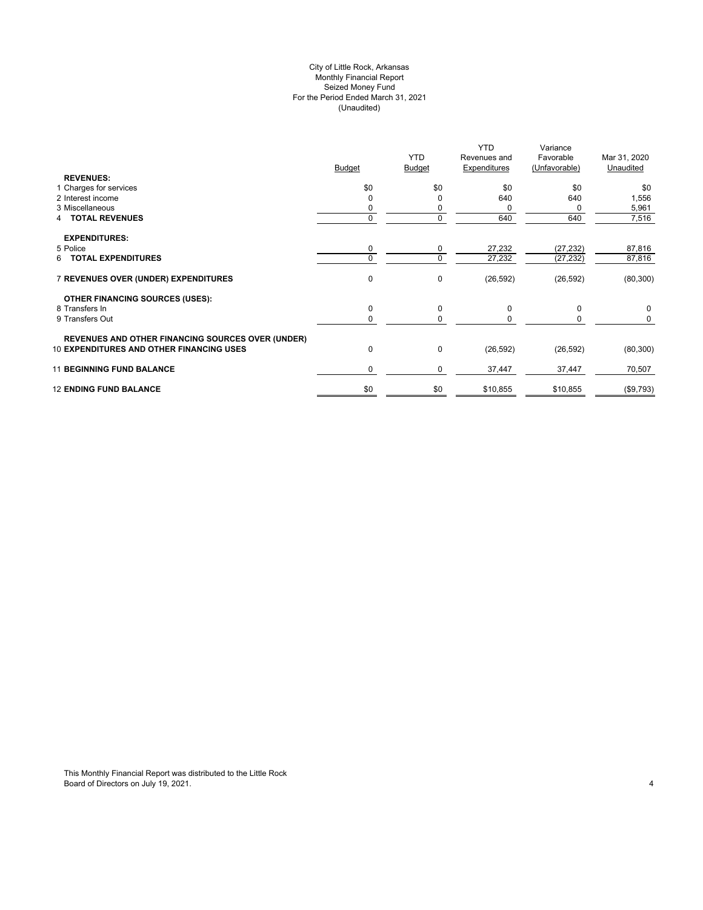City of Little Rock, Arkansas
Monthly Financial Report
Seized Money Fund
For the Period Ended March 31, 2021
(Unaudited)

| | Budget | YTD Budget | YTD Revenues and Expenditures | Variance Favorable (Unfavorable) | Mar 31, 2020 Unaudited |
|---|---|---|---|---|---|
| **REVENUES:** | | | | | |
| 1 Charges for services | $0 | $0 | $0 | $0 | $0 |
| 2 Interest income | 0 | 0 | 640 | 640 | 1,556 |
| 3 Miscellaneous | 0 | 0 | 0 | 0 | 5,961 |
| 4 **TOTAL REVENUES** | 0 | 0 | 640 | 640 | 7,516 |
| **EXPENDITURES:** | | | | | |
| 5 Police | 0 | 0 | 27,232 | (27,232) | 87,816 |
| 6 **TOTAL EXPENDITURES** | 0 | 0 | 27,232 | (27,232) | 87,816 |
| 7 **REVENUES OVER (UNDER) EXPENDITURES** | 0 | 0 | (26,592) | (26,592) | (80,300) |
| **OTHER FINANCING SOURCES (USES):** | | | | | |
| 8 Transfers In | 0 | 0 | 0 | 0 | 0 |
| 9 Transfers Out | 0 | 0 | 0 | 0 | 0 |
| **REVENUES AND OTHER FINANCING SOURCES OVER (UNDER)** | | | | | |
| 10 **EXPENDITURES AND OTHER FINANCING USES** | 0 | 0 | (26,592) | (26,592) | (80,300) |
| 11 **BEGINNING FUND BALANCE** | 0 | 0 | 37,447 | 37,447 | 70,507 |
| 12 **ENDING FUND BALANCE** | $0 | $0 | $10,855 | $10,855 | ($9,793) |

This Monthly Financial Report was distributed to the Little Rock Board of Directors on July 19, 2021.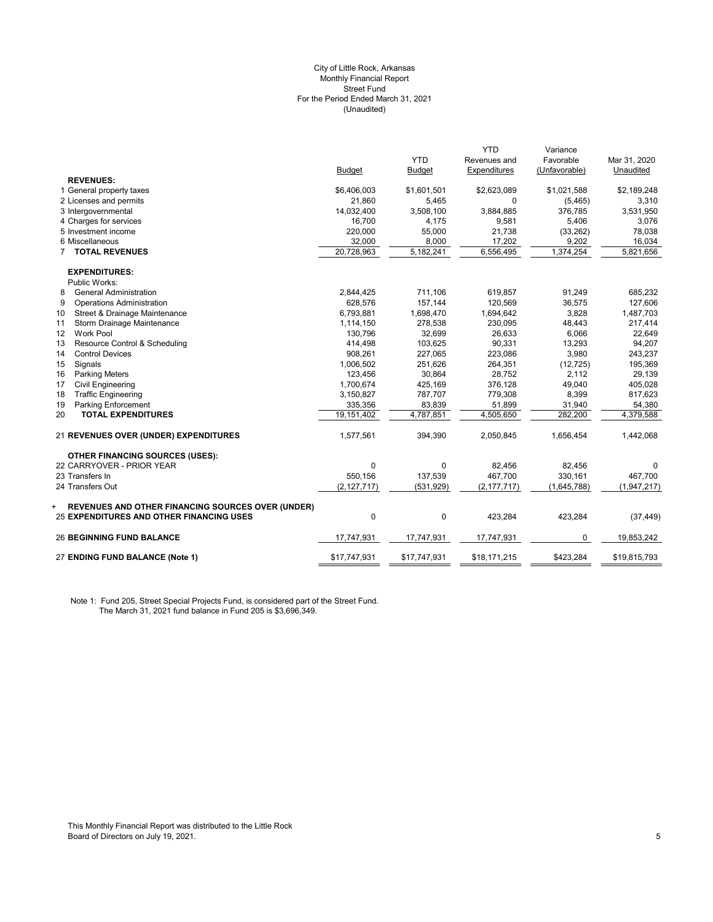City of Little Rock, Arkansas
Monthly Financial Report
Street Fund
For the Period Ended March 31, 2021
(Unaudited)

| | Budget | YTD Budget | YTD Revenues and Expenditures | Variance Favorable (Unfavorable) | Mar 31, 2020 Unaudited |
|---|---|---|---|---|---|
| **REVENUES:** | | | | | |
| 1 General property taxes | $6,406,003 | $1,601,501 | $2,623,089 | $1,021,588 | $2,189,248 |
| 2 Licenses and permits | 21,860 | 5,465 | 0 | (5,465) | 3,310 |
| 3 Intergovernmental | 14,032,400 | 3,508,100 | 3,884,885 | 376,785 | 3,531,950 |
| 4 Charges for services | 16,700 | 4,175 | 9,581 | 5,406 | 3,076 |
| 5 Investment income | 220,000 | 55,000 | 21,738 | (33,262) | 78,038 |
| 6 Miscellaneous | 32,000 | 8,000 | 17,202 | 9,202 | 16,034 |
| 7 **TOTAL REVENUES** | 20,728,963 | 5,182,241 | 6,556,495 | 1,374,254 | 5,821,656 |
| **EXPENDITURES:** | | | | | |
| Public Works: | | | | | |
| 8 General Administration | 2,844,425 | 711,106 | 619,857 | 91,249 | 685,232 |
| 9 Operations Administration | 628,576 | 157,144 | 120,569 | 36,575 | 127,606 |
| 10 Street & Drainage Maintenance | 6,793,881 | 1,698,470 | 1,694,642 | 3,828 | 1,487,703 |
| 11 Storm Drainage Maintenance | 1,114,150 | 278,538 | 230,095 | 48,443 | 217,414 |
| 12 Work Pool | 130,796 | 32,699 | 26,633 | 6,066 | 22,649 |
| 13 Resource Control & Scheduling | 414,498 | 103,625 | 90,331 | 13,293 | 94,207 |
| 14 Control Devices | 908,261 | 227,065 | 223,086 | 3,980 | 243,237 |
| 15 Signals | 1,006,502 | 251,626 | 264,351 | (12,725) | 195,369 |
| 16 Parking Meters | 123,456 | 30,864 | 28,752 | 2,112 | 29,139 |
| 17 Civil Engineering | 1,700,674 | 425,169 | 376,128 | 49,040 | 405,028 |
| 18 Traffic Engineering | 3,150,827 | 787,707 | 779,308 | 8,399 | 817,623 |
| 19 Parking Enforcement | 335,356 | 83,839 | 51,899 | 31,940 | 54,380 |
| 20 **TOTAL EXPENDITURES** | 19,151,402 | 4,787,851 | 4,505,650 | 282,200 | 4,379,588 |
| 21 **REVENUES OVER (UNDER) EXPENDITURES** | 1,577,561 | 394,390 | 2,050,845 | 1,656,454 | 1,442,068 |
| **OTHER FINANCING SOURCES (USES):** | | | | | |
| 22 CARRYOVER - PRIOR YEAR | 0 | 0 | 82,456 | 82,456 | 0 |
| 23 Transfers In | 550,156 | 137,539 | 467,700 | 330,161 | 467,700 |
| 24 Transfers Out | (2,127,717) | (531,929) | (2,177,717) | (1,645,788) | (1,947,217) |
| + **REVENUES AND OTHER FINANCING SOURCES OVER (UNDER)** 25 **EXPENDITURES AND OTHER FINANCING USES** | 0 | 0 | 423,284 | 423,284 | (37,449) |
| 26 **BEGINNING FUND BALANCE** | 17,747,931 | 17,747,931 | 17,747,931 | 0 | 19,853,242 |
| 27 **ENDING FUND BALANCE (Note 1)** | $17,747,931 | $17,747,931 | $18,171,215 | $423,284 | $19,815,793 |

Note 1: Fund 205, Street Special Projects Fund, is considered part of the Street Fund.
The March 31, 2021 fund balance in Fund 205 is $3,696,349.

This Monthly Financial Report was distributed to the Little Rock Board of Directors on July 19, 2021.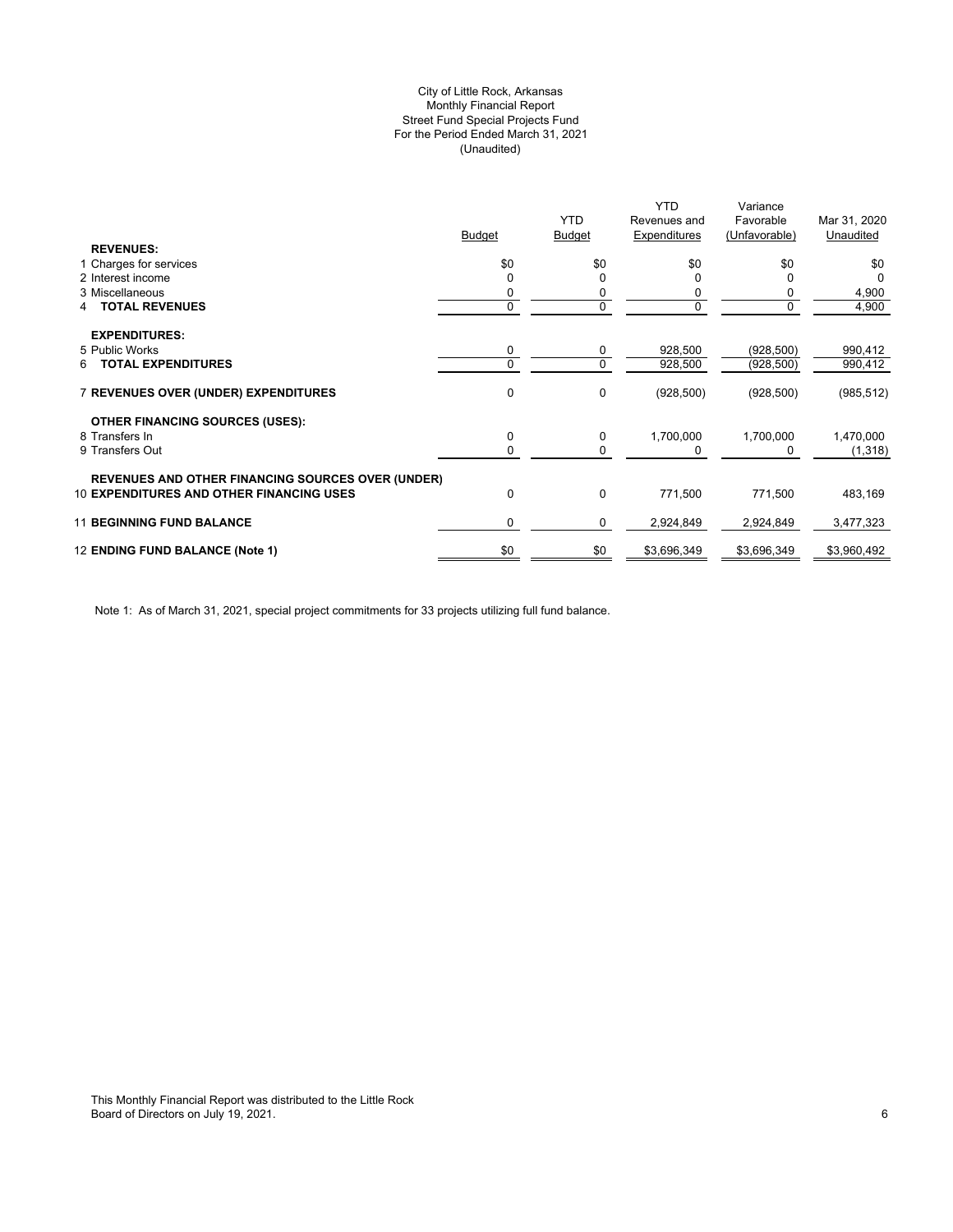City of Little Rock, Arkansas
Monthly Financial Report
Street Fund Special Projects Fund
For the Period Ended March 31, 2021
(Unaudited)

| | Budget | YTD Budget | YTD Revenues and Expenditures | Variance Favorable (Unfavorable) | Mar 31, 2020 Unaudited |
|---|---|---|---|---|---|
| **REVENUES:** | | | | | |
| 1 Charges for services | $0 | $0 | $0 | $0 | $0 |
| 2 Interest income | 0 | 0 | 0 | 0 | 0 |
| 3 Miscellaneous | 0 | 0 | 0 | 0 | 4,900 |
| 4 **TOTAL REVENUES** | 0 | 0 | 0 | 0 | 4,900 |
| **EXPENDITURES:** | | | | | |
| 5 Public Works | 0 | 0 | 928,500 | (928,500) | 990,412 |
| 6 **TOTAL EXPENDITURES** | 0 | 0 | 928,500 | (928,500) | 990,412 |
| 7 **REVENUES OVER (UNDER) EXPENDITURES** | 0 | 0 | (928,500) | (928,500) | (985,512) |
| **OTHER FINANCING SOURCES (USES):** | | | | | |
| 8 Transfers In | 0 | 0 | 1,700,000 | 1,700,000 | 1,470,000 |
| 9 Transfers Out | 0 | 0 | 0 | 0 | (1,318) |
| **REVENUES AND OTHER FINANCING SOURCES OVER (UNDER)** 10 **EXPENDITURES AND OTHER FINANCING USES** | 0 | 0 | 771,500 | 771,500 | 483,169 |
| 11 **BEGINNING FUND BALANCE** | 0 | 0 | 2,924,849 | 2,924,849 | 3,477,323 |
| 12 **ENDING FUND BALANCE (Note 1)** | $0 | $0 | $3,696,349 | $3,696,349 | $3,960,492 |

Note 1: As of March 31, 2021, special project commitments for 33 projects utilizing full fund balance.

This Monthly Financial Report was distributed to the Little Rock Board of Directors on July 19, 2021.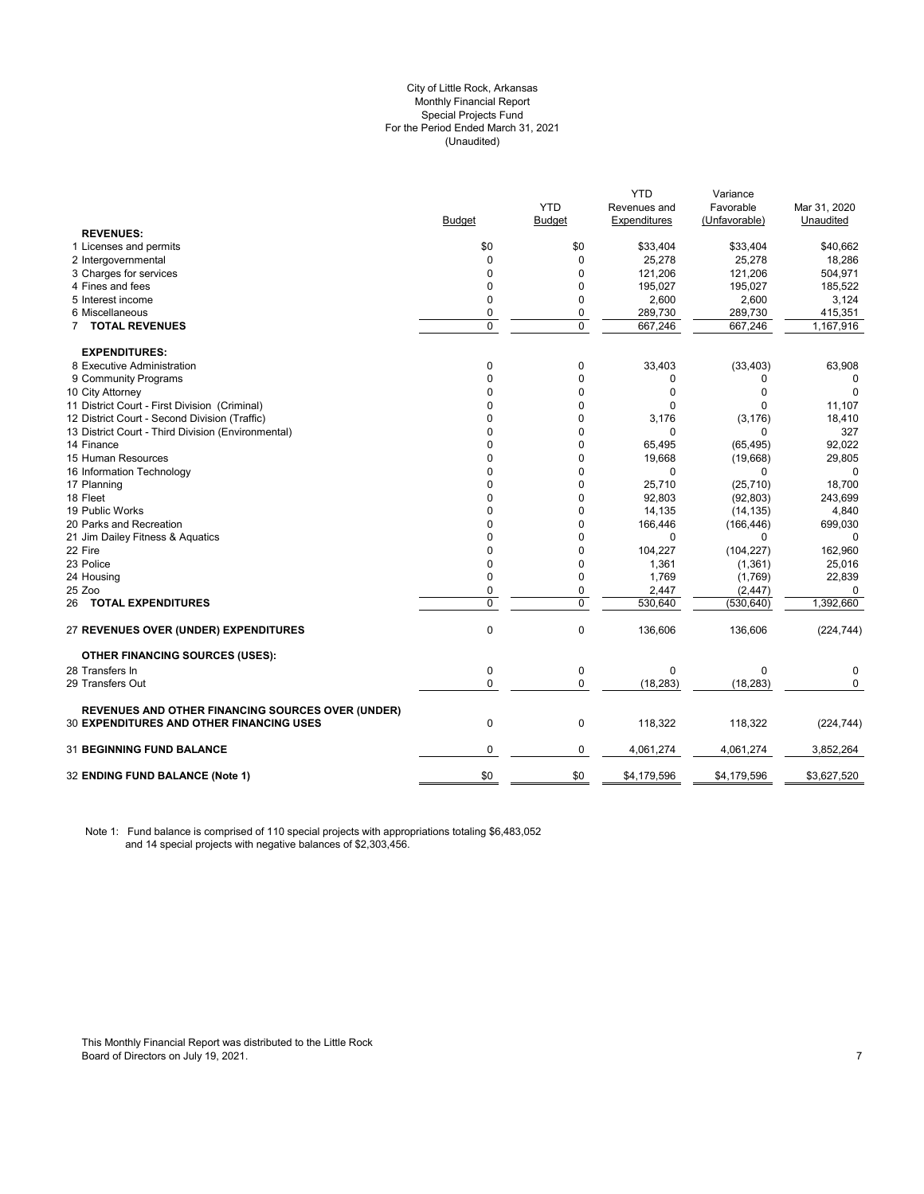City of Little Rock, Arkansas
Monthly Financial Report
Special Projects Fund
For the Period Ended March 31, 2021
(Unaudited)

| | Budget | YTD Budget | YTD Revenues and Expenditures | Variance Favorable (Unfavorable) | Mar 31, 2020 Unaudited |
|---|---|---|---|---|---|
| **REVENUES:** | | | | | |
| 1 Licenses and permits | $0 | $0 | $33,404 | $33,404 | $40,662 |
| 2 Intergovernmental | 0 | 0 | 25,278 | 25,278 | 18,286 |
| 3 Charges for services | 0 | 0 | 121,206 | 121,206 | 504,971 |
| 4 Fines and fees | 0 | 0 | 195,027 | 195,027 | 185,522 |
| 5 Interest income | 0 | 0 | 2,600 | 2,600 | 3,124 |
| 6 Miscellaneous | 0 | 0 | 289,730 | 289,730 | 415,351 |
| 7 **TOTAL REVENUES** | 0 | 0 | 667,246 | 667,246 | 1,167,916 |
| **EXPENDITURES:** | | | | | |
| 8 Executive Administration | 0 | 0 | 33,403 | (33,403) | 63,908 |
| 9 Community Programs | 0 | 0 | 0 | 0 | 0 |
| 10 City Attorney | 0 | 0 | 0 | 0 | 0 |
| 11 District Court - First Division (Criminal) | 0 | 0 | 0 | 0 | 11,107 |
| 12 District Court - Second Division (Traffic) | 0 | 0 | 3,176 | (3,176) | 18,410 |
| 13 District Court - Third Division (Environmental) | 0 | 0 | 0 | 0 | 327 |
| 14 Finance | 0 | 0 | 65,495 | (65,495) | 92,022 |
| 15 Human Resources | 0 | 0 | 19,668 | (19,668) | 29,805 |
| 16 Information Technology | 0 | 0 | 0 | 0 | 0 |
| 17 Planning | 0 | 0 | 25,710 | (25,710) | 18,700 |
| 18 Fleet | 0 | 0 | 92,803 | (92,803) | 243,699 |
| 19 Public Works | 0 | 0 | 14,135 | (14,135) | 4,840 |
| 20 Parks and Recreation | 0 | 0 | 166,446 | (166,446) | 699,030 |
| 21 Jim Dailey Fitness & Aquatics | 0 | 0 | 0 | 0 | 0 |
| 22 Fire | 0 | 0 | 104,227 | (104,227) | 162,960 |
| 23 Police | 0 | 0 | 1,361 | (1,361) | 25,016 |
| 24 Housing | 0 | 0 | 1,769 | (1,769) | 22,839 |
| 25 Zoo | 0 | 0 | 2,447 | (2,447) | 0 |
| 26 **TOTAL EXPENDITURES** | 0 | 0 | 530,640 | (530,640) | 1,392,660 |
| 27 **REVENUES OVER (UNDER) EXPENDITURES** | 0 | 0 | 136,606 | 136,606 | (224,744) |
| **OTHER FINANCING SOURCES (USES):** | | | | | |
| 28 Transfers In | 0 | 0 | 0 | 0 | 0 |
| 29 Transfers Out | 0 | 0 | (18,283) | (18,283) | 0 |
| **REVENUES AND OTHER FINANCING SOURCES OVER (UNDER)** 30 **EXPENDITURES AND OTHER FINANCING USES** | 0 | 0 | 118,322 | 118,322 | (224,744) |
| 31 **BEGINNING FUND BALANCE** | 0 | 0 | 4,061,274 | 4,061,274 | 3,852,264 |
| 32 **ENDING FUND BALANCE (Note 1)** | $0 | $0 | $4,179,596 | $4,179,596 | $3,627,520 |

Note 1: Fund balance is comprised of 110 special projects with appropriations totaling $6,483,052 and 14 special projects with negative balances of $2,303,456.

This Monthly Financial Report was distributed to the Little Rock Board of Directors on July 19, 2021.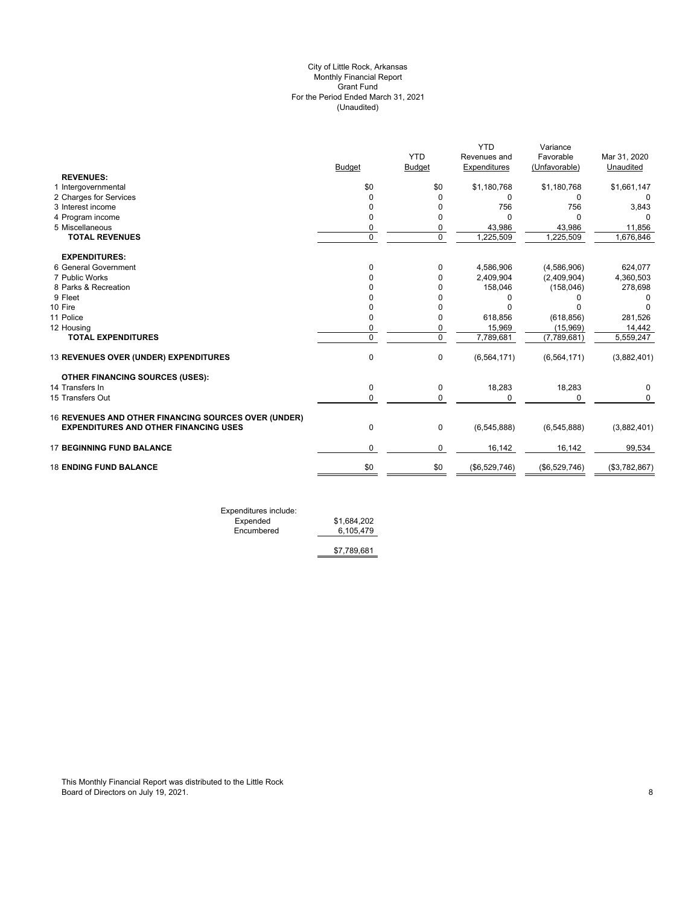City of Little Rock, Arkansas
Monthly Financial Report
Grant Fund
For the Period Ended March 31, 2021
(Unaudited)

| | Budget | YTD Budget | YTD Revenues and Expenditures | Variance Favorable (Unfavorable) | Mar 31, 2020 Unaudited |
|---|---|---|---|---|---|
| **REVENUES:** | | | | | |
| 1 Intergovernmental | $0 | $0 | $1,180,768 | $1,180,768 | $1,661,147 |
| 2 Charges for Services | 0 | 0 | 0 | 0 | 0 |
| 3 Interest income | 0 | 0 | 756 | 756 | 3,843 |
| 4 Program income | 0 | 0 | 0 | 0 | 0 |
| 5 Miscellaneous | 0 | 0 | 43,986 | 43,986 | 11,856 |
| **TOTAL REVENUES** | 0 | 0 | 1,225,509 | 1,225,509 | 1,676,846 |
| **EXPENDITURES:** | | | | | |
| 6 General Government | 0 | 0 | 4,586,906 | (4,586,906) | 624,077 |
| 7 Public Works | 0 | 0 | 2,409,904 | (2,409,904) | 4,360,503 |
| 8 Parks & Recreation | 0 | 0 | 158,046 | (158,046) | 278,698 |
| 9 Fleet | 0 | 0 | 0 | 0 | 0 |
| 10 Fire | 0 | 0 | 0 | 0 | 0 |
| 11 Police | 0 | 0 | 618,856 | (618,856) | 281,526 |
| 12 Housing | 0 | 0 | 15,969 | (15,969) | 14,442 |
| **TOTAL EXPENDITURES** | 0 | 0 | 7,789,681 | (7,789,681) | 5,559,247 |
| 13 **REVENUES OVER (UNDER) EXPENDITURES** | 0 | 0 | (6,564,171) | (6,564,171) | (3,882,401) |
| **OTHER FINANCING SOURCES (USES):** | | | | | |
| 14 Transfers In | 0 | 0 | 18,283 | 18,283 | 0 |
| 15 Transfers Out | 0 | 0 | 0 | 0 | 0 |
| 16 **REVENUES AND OTHER FINANCING SOURCES OVER (UNDER) EXPENDITURES AND OTHER FINANCING USES** | 0 | 0 | (6,545,888) | (6,545,888) | (3,882,401) |
| 17 **BEGINNING FUND BALANCE** | 0 | 0 | 16,142 | 16,142 | 99,534 |
| 18 **ENDING FUND BALANCE** | $0 | $0 | ($6,529,746) | ($6,529,746) | ($3,782,867) |

| Expenditures include: | |
|---|---|
| Expended | $1,684,202 |
| Encumbered | 6,105,479 |
| | $7,789,681 |

This Monthly Financial Report was distributed to the Little Rock Board of Directors on July 19, 2021.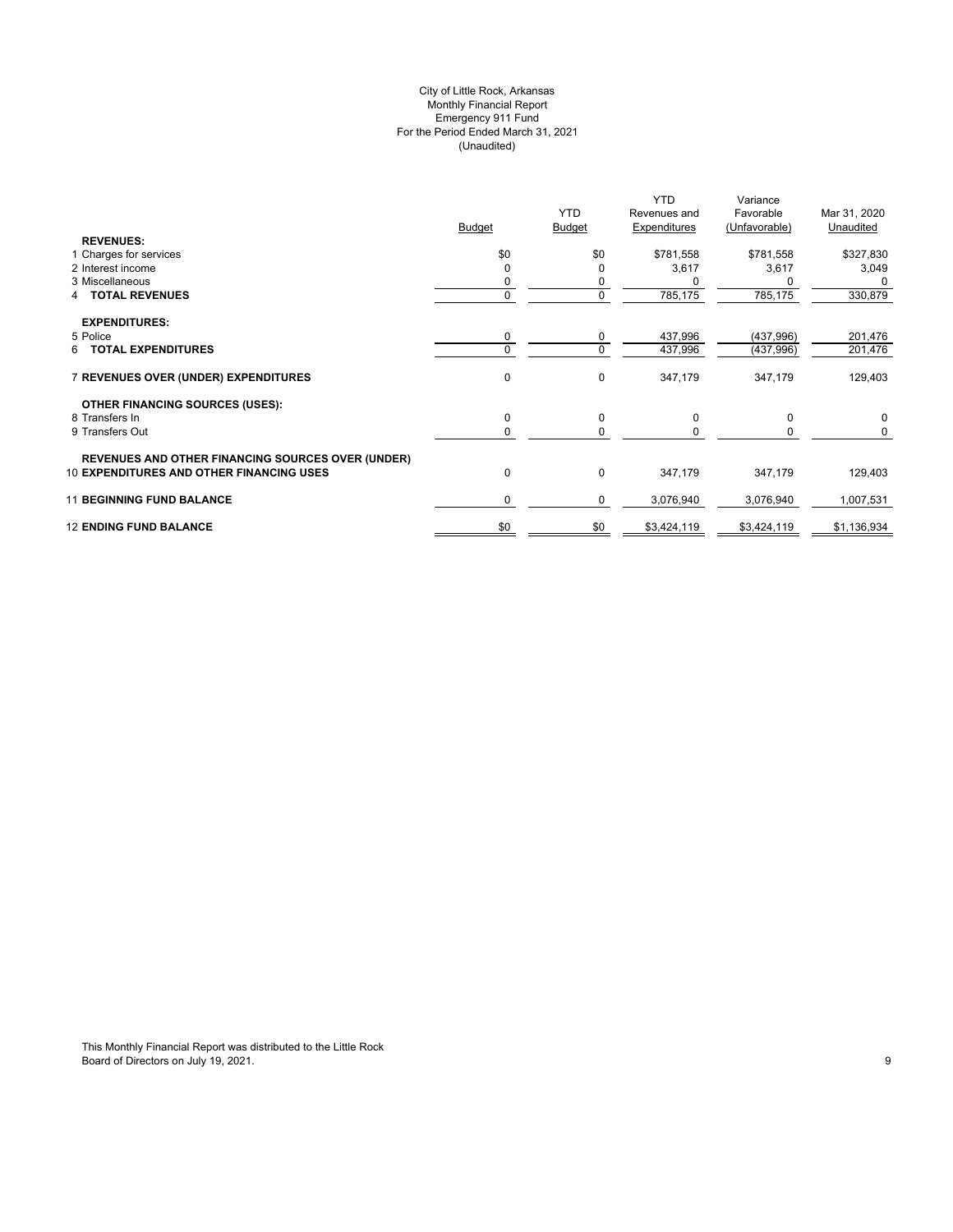City of Little Rock, Arkansas
Monthly Financial Report
Emergency 911 Fund
For the Period Ended March 31, 2021
(Unaudited)

| | Budget | YTD Budget | YTD Revenues and Expenditures | Variance Favorable (Unfavorable) | Mar 31, 2020 Unaudited |
|---|---|---|---|---|---|
| **REVENUES:** | | | | | |
| 1 Charges for services | $0 | $0 | $781,558 | $781,558 | $327,830 |
| 2 Interest income | 0 | 0 | 3,617 | 3,617 | 3,049 |
| 3 Miscellaneous | 0 | 0 | 0 | 0 | 0 |
| 4 **TOTAL REVENUES** | 0 | 0 | 785,175 | 785,175 | 330,879 |
| **EXPENDITURES:** | | | | | |
| 5 Police | 0 | 0 | 437,996 | (437,996) | 201,476 |
| 6 **TOTAL EXPENDITURES** | 0 | 0 | 437,996 | (437,996) | 201,476 |
| 7 **REVENUES OVER (UNDER) EXPENDITURES** | 0 | 0 | 347,179 | 347,179 | 129,403 |
| **OTHER FINANCING SOURCES (USES):** | | | | | |
| 8 Transfers In | 0 | 0 | 0 | 0 | 0 |
| 9 Transfers Out | 0 | 0 | 0 | 0 | 0 |
| **REVENUES AND OTHER FINANCING SOURCES OVER (UNDER)** 10 **EXPENDITURES AND OTHER FINANCING USES** | 0 | 0 | 347,179 | 347,179 | 129,403 |
| 11 **BEGINNING FUND BALANCE** | 0 | 0 | 3,076,940 | 3,076,940 | 1,007,531 |
| 12 **ENDING FUND BALANCE** | $0 | $0 | $3,424,119 | $3,424,119 | $1,136,934 |

This Monthly Financial Report was distributed to the Little Rock Board of Directors on July 19, 2021.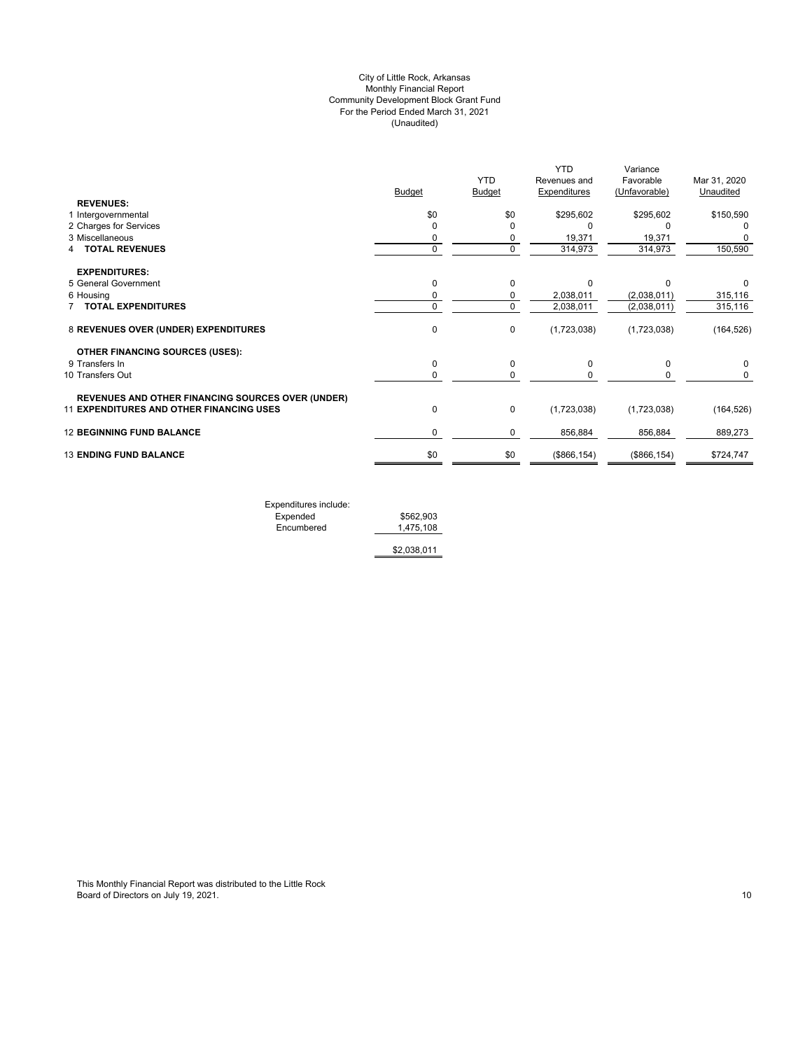City of Little Rock, Arkansas
Monthly Financial Report
Community Development Block Grant Fund
For the Period Ended March 31, 2021
(Unaudited)

| | Budget | YTD Budget | YTD Revenues and Expenditures | Variance Favorable (Unfavorable) | Mar 31, 2020 Unaudited |
|---|---|---|---|---|---|
| **REVENUES:** | | | | | |
| 1 Intergovernmental | $0 | $0 | $295,602 | $295,602 | $150,590 |
| 2 Charges for Services | 0 | 0 | 0 | 0 | 0 |
| 3 Miscellaneous | 0 | 0 | 19,371 | 19,371 | 0 |
| 4 **TOTAL REVENUES** | 0 | 0 | 314,973 | 314,973 | 150,590 |
| **EXPENDITURES:** | | | | | |
| 5 General Government | 0 | 0 | 0 | 0 | 0 |
| 6 Housing | 0 | 0 | 2,038,011 | (2,038,011) | 315,116 |
| 7 **TOTAL EXPENDITURES** | 0 | 0 | 2,038,011 | (2,038,011) | 315,116 |
| 8 **REVENUES OVER (UNDER) EXPENDITURES** | 0 | 0 | (1,723,038) | (1,723,038) | (164,526) |
| **OTHER FINANCING SOURCES (USES):** | | | | | |
| 9 Transfers In | 0 | 0 | 0 | 0 | 0 |
| 10 Transfers Out | 0 | 0 | 0 | 0 | 0 |
| 11 **REVENUES AND OTHER FINANCING SOURCES OVER (UNDER) EXPENDITURES AND OTHER FINANCING USES** | 0 | 0 | (1,723,038) | (1,723,038) | (164,526) |
| 12 **BEGINNING FUND BALANCE** | 0 | 0 | 856,884 | 856,884 | 889,273 |
| 13 **ENDING FUND BALANCE** | $0 | $0 | ($866,154) | ($866,154) | $724,747 |

| Expenditures include: | |
|---|---|
| Expended | $562,903 |
| Encumbered | 1,475,108 |
| | $2,038,011 |

This Monthly Financial Report was distributed to the Little Rock Board of Directors on July 19, 2021.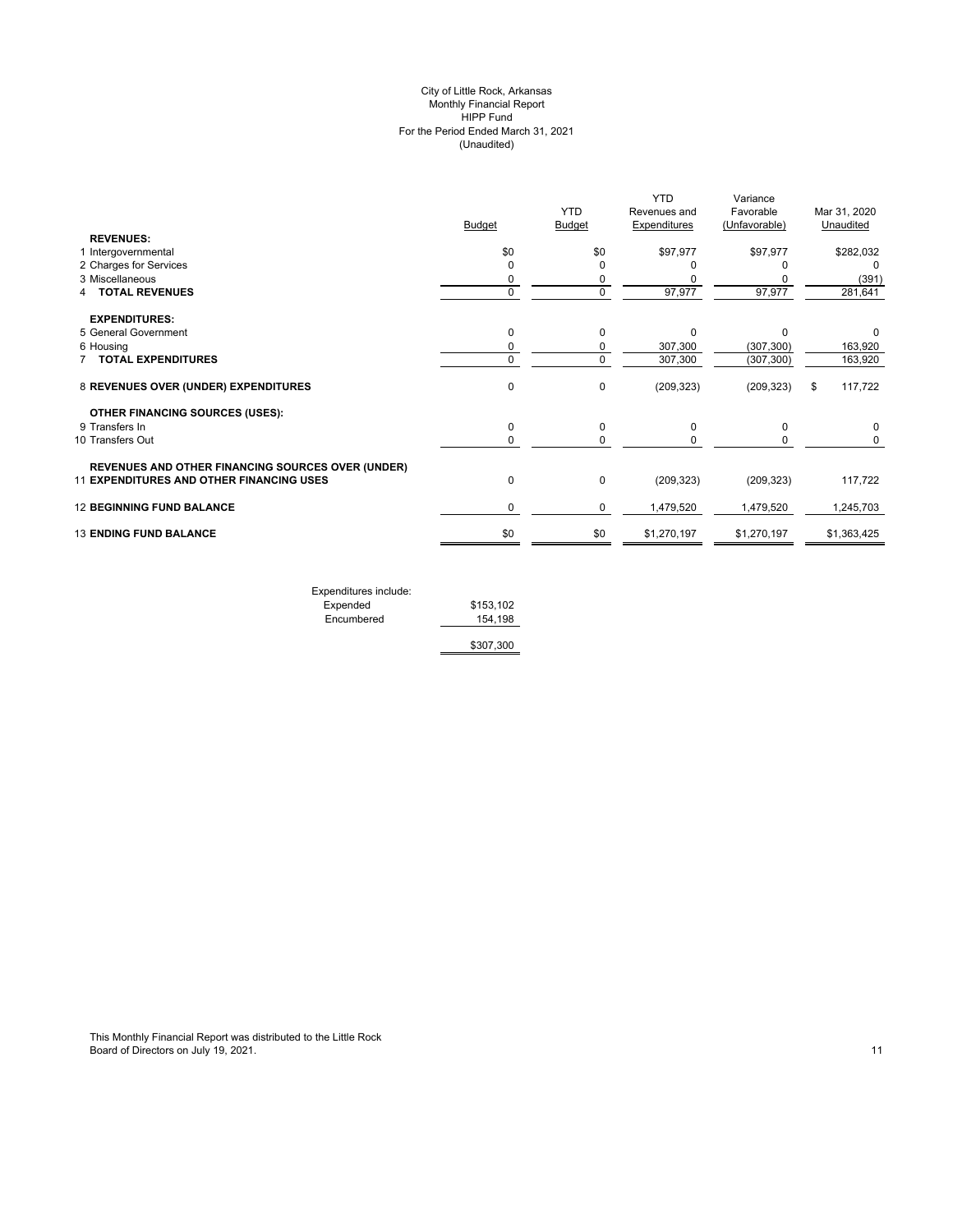City of Little Rock, Arkansas
Monthly Financial Report
HIPP Fund
For the Period Ended March 31, 2021
(Unaudited)

| | Budget | YTD Budget | YTD Revenues and Expenditures | Variance Favorable (Unfavorable) | Mar 31, 2020 Unaudited |
|---|---|---|---|---|---|
| **REVENUES:** | | | | | |
| 1 Intergovernmental | $0 | $0 | $97,977 | $97,977 | $282,032 |
| 2 Charges for Services | 0 | 0 | 0 | 0 | 0 |
| 3 Miscellaneous | 0 | 0 | 0 | 0 | (391) |
| 4 **TOTAL REVENUES** | 0 | 0 | 97,977 | 97,977 | 281,641 |
| **EXPENDITURES:** | | | | | |
| 5 General Government | 0 | 0 | 0 | 0 | 0 |
| 6 Housing | 0 | 0 | 307,300 | (307,300) | 163,920 |
| 7 **TOTAL EXPENDITURES** | 0 | 0 | 307,300 | (307,300) | 163,920 |
| 8 **REVENUES OVER (UNDER) EXPENDITURES** | 0 | 0 | (209,323) | (209,323) | $ 117,722 |
| **OTHER FINANCING SOURCES (USES):** | | | | | |
| 9 Transfers In | 0 | 0 | 0 | 0 | 0 |
| 10 Transfers Out | 0 | 0 | 0 | 0 | 0 |
| **REVENUES AND OTHER FINANCING SOURCES OVER (UNDER)** | | | | | |
| 11 **EXPENDITURES AND OTHER FINANCING USES** | 0 | 0 | (209,323) | (209,323) | 117,722 |
| 12 **BEGINNING FUND BALANCE** | 0 | 0 | 1,479,520 | 1,479,520 | 1,245,703 |
| 13 **ENDING FUND BALANCE** | $0 | $0 | $1,270,197 | $1,270,197 | $1,363,425 |

| Expenditures include: | |
|---|---|
| Expended | $153,102 |
| Encumbered | 154,198 |
| | $307,300 |

This Monthly Financial Report was distributed to the Little Rock Board of Directors on July 19, 2021.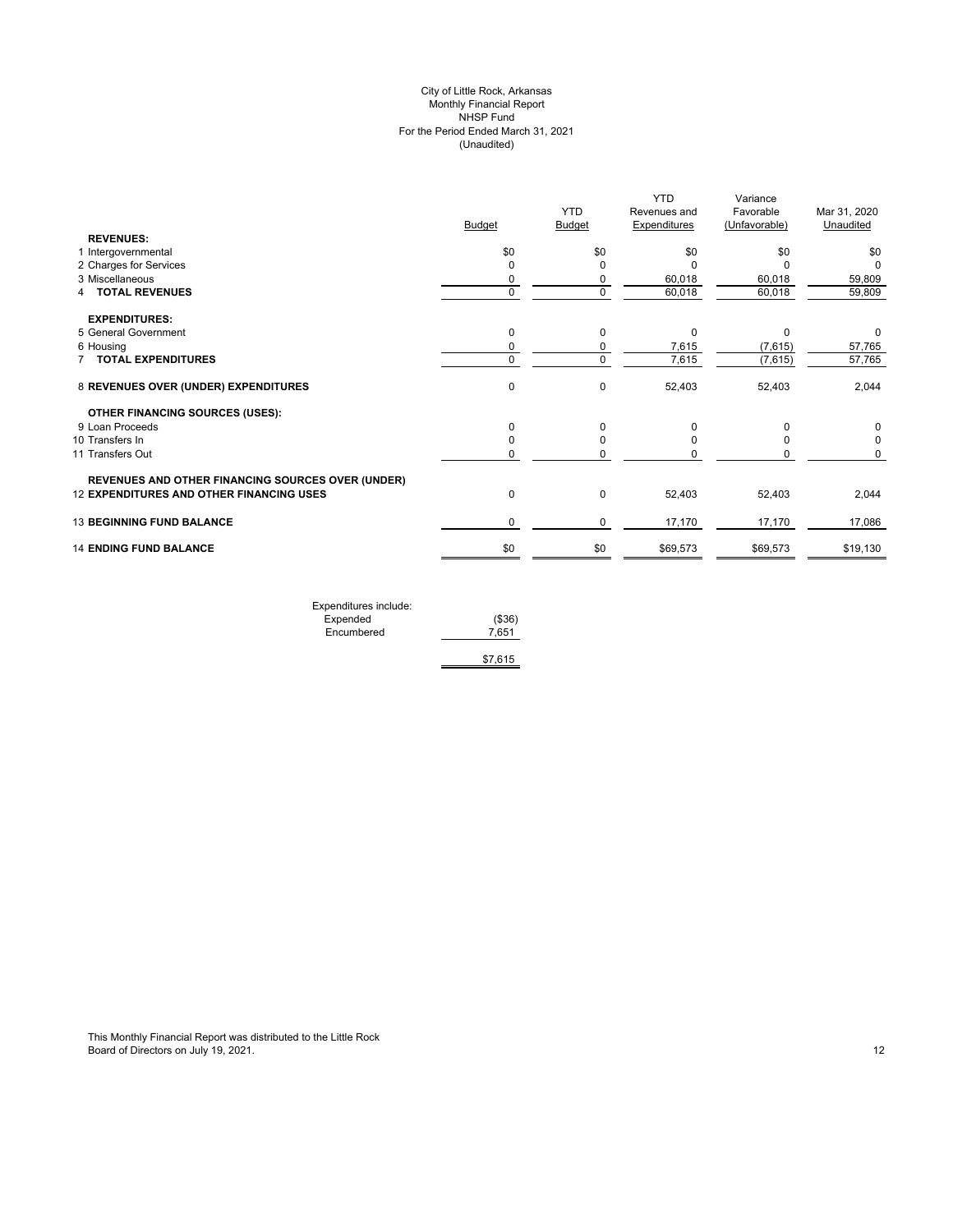City of Little Rock, Arkansas
Monthly Financial Report
NHSP Fund
For the Period Ended March 31, 2021
(Unaudited)

| | Budget | YTD Budget | YTD Revenues and Expenditures | Variance Favorable (Unfavorable) | Mar 31, 2020 Unaudited |
|---|---|---|---|---|---|
| **REVENUES:** | | | | | |
| 1 Intergovernmental | $0 | $0 | $0 | $0 | $0 |
| 2 Charges for Services | 0 | 0 | 0 | 0 | 0 |
| 3 Miscellaneous | 0 | 0 | 60,018 | 60,018 | 59,809 |
| 4 **TOTAL REVENUES** | 0 | 0 | 60,018 | 60,018 | 59,809 |
| **EXPENDITURES:** | | | | | |
| 5 General Government | 0 | 0 | 0 | 0 | 0 |
| 6 Housing | 0 | 0 | 7,615 | (7,615) | 57,765 |
| 7 **TOTAL EXPENDITURES** | 0 | 0 | 7,615 | (7,615) | 57,765 |
| 8 **REVENUES OVER (UNDER) EXPENDITURES** | 0 | 0 | 52,403 | 52,403 | 2,044 |
| **OTHER FINANCING SOURCES (USES):** | | | | | |
| 9 Loan Proceeds | 0 | 0 | 0 | 0 | 0 |
| 10 Transfers In | 0 | 0 | 0 | 0 | 0 |
| 11 Transfers Out | 0 | 0 | 0 | 0 | 0 |
| **REVENUES AND OTHER FINANCING SOURCES OVER (UNDER)** | | | | | |
| 12 **EXPENDITURES AND OTHER FINANCING USES** | 0 | 0 | 52,403 | 52,403 | 2,044 |
| 13 **BEGINNING FUND BALANCE** | 0 | 0 | 17,170 | 17,170 | 17,086 |
| 14 **ENDING FUND BALANCE** | $0 | $0 | $69,573 | $69,573 | $19,130 |

| Expenditures include: | |
|---|---|
| Expended | ($36) |
| Encumbered | 7,651 |
| | $7,615 |

This Monthly Financial Report was distributed to the Little Rock Board of Directors on July 19, 2021.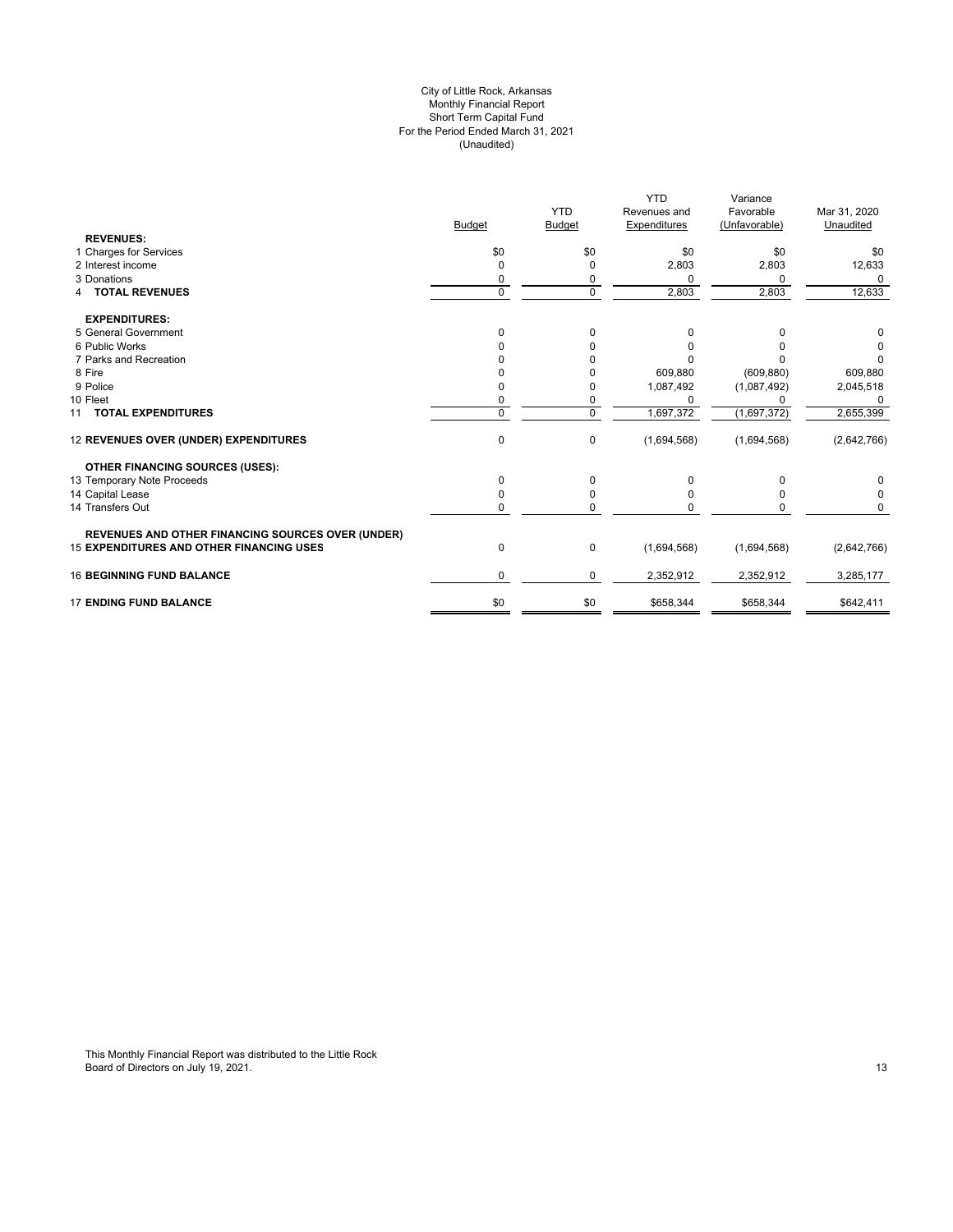City of Little Rock, Arkansas
Monthly Financial Report
Short Term Capital Fund
For the Period Ended March 31, 2021
(Unaudited)

| | Budget | YTD Budget | YTD Revenues and Expenditures | Variance Favorable (Unfavorable) | Mar 31, 2020 Unaudited |
|---|---|---|---|---|---|
| **REVENUES:** | | | | | |
| 1 Charges for Services | $0 | $0 | $0 | $0 | $0 |
| 2 Interest income | 0 | 0 | 2,803 | 2,803 | 12,633 |
| 3 Donations | 0 | 0 | 0 | 0 | 0 |
| 4 **TOTAL REVENUES** | 0 | 0 | 2,803 | 2,803 | 12,633 |
| **EXPENDITURES:** | | | | | |
| 5 General Government | 0 | 0 | 0 | 0 | 0 |
| 6 Public Works | 0 | 0 | 0 | 0 | 0 |
| 7 Parks and Recreation | 0 | 0 | 0 | 0 | 0 |
| 8 Fire | 0 | 0 | 609,880 | (609,880) | 609,880 |
| 9 Police | 0 | 0 | 1,087,492 | (1,087,492) | 2,045,518 |
| 10 Fleet | 0 | 0 | 0 | 0 | 0 |
| 11 **TOTAL EXPENDITURES** | 0 | 0 | 1,697,372 | (1,697,372) | 2,655,399 |
| 12 **REVENUES OVER (UNDER) EXPENDITURES** | 0 | 0 | (1,694,568) | (1,694,568) | (2,642,766) |
| **OTHER FINANCING SOURCES (USES):** | | | | | |
| 13 Temporary Note Proceeds | 0 | 0 | 0 | 0 | 0 |
| 14 Capital Lease | 0 | 0 | 0 | 0 | 0 |
| 14 Transfers Out | 0 | 0 | 0 | 0 | 0 |
| **REVENUES AND OTHER FINANCING SOURCES OVER (UNDER)** | | | | | |
| 15 **EXPENDITURES AND OTHER FINANCING USES** | 0 | 0 | (1,694,568) | (1,694,568) | (2,642,766) |
| 16 **BEGINNING FUND BALANCE** | 0 | 0 | 2,352,912 | 2,352,912 | 3,285,177 |
| 17 **ENDING FUND BALANCE** | $0 | $0 | $658,344 | $658,344 | $642,411 |

This Monthly Financial Report was distributed to the Little Rock Board of Directors on July 19, 2021.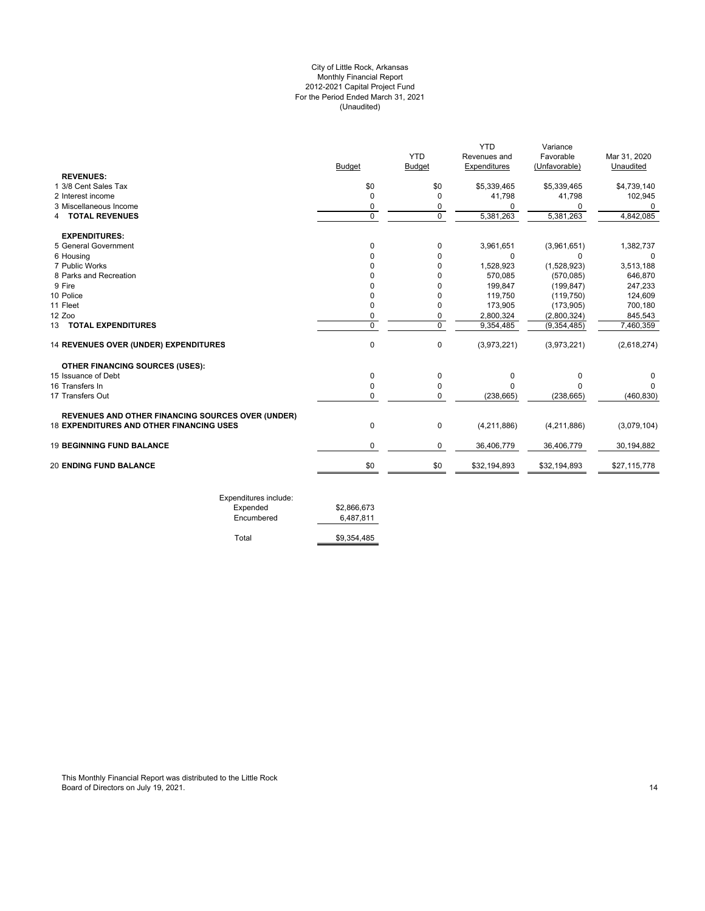City of Little Rock, Arkansas
Monthly Financial Report
2012-2021 Capital Project Fund
For the Period Ended March 31, 2021
(Unaudited)

| | Budget | YTD Budget | YTD Revenues and Expenditures | Variance Favorable (Unfavorable) | Mar 31, 2020 Unaudited |
|---|---|---|---|---|---|
| **REVENUES:** | | | | | |
| 1 3/8 Cent Sales Tax | $0 | $0 | $5,339,465 | $5,339,465 | $4,739,140 |
| 2 Interest income | 0 | 0 | 41,798 | 41,798 | 102,945 |
| 3 Miscellaneous Income | 0 | 0 | 0 | 0 | 0 |
| 4 **TOTAL REVENUES** | 0 | 0 | 5,381,263 | 5,381,263 | 4,842,085 |
| **EXPENDITURES:** | | | | | |
| 5 General Government | 0 | 0 | 3,961,651 | (3,961,651) | 1,382,737 |
| 6 Housing | 0 | 0 | 0 | 0 | 0 |
| 7 Public Works | 0 | 0 | 1,528,923 | (1,528,923) | 3,513,188 |
| 8 Parks and Recreation | 0 | 0 | 570,085 | (570,085) | 646,870 |
| 9 Fire | 0 | 0 | 199,847 | (199,847) | 247,233 |
| 10 Police | 0 | 0 | 119,750 | (119,750) | 124,609 |
| 11 Fleet | 0 | 0 | 173,905 | (173,905) | 700,180 |
| 12 Zoo | 0 | 0 | 2,800,324 | (2,800,324) | 845,543 |
| 13 **TOTAL EXPENDITURES** | 0 | 0 | 9,354,485 | (9,354,485) | 7,460,359 |
| 14 **REVENUES OVER (UNDER) EXPENDITURES** | 0 | 0 | (3,973,221) | (3,973,221) | (2,618,274) |
| **OTHER FINANCING SOURCES (USES):** | | | | | |
| 15 Issuance of Debt | 0 | 0 | 0 | 0 | 0 |
| 16 Transfers In | 0 | 0 | 0 | 0 | 0 |
| 17 Transfers Out | 0 | 0 | (238,665) | (238,665) | (460,830) |
| **REVENUES AND OTHER FINANCING SOURCES OVER (UNDER)** 18 **EXPENDITURES AND OTHER FINANCING USES** | 0 | 0 | (4,211,886) | (4,211,886) | (3,079,104) |
| 19 **BEGINNING FUND BALANCE** | 0 | 0 | 36,406,779 | 36,406,779 | 30,194,882 |
| 20 **ENDING FUND BALANCE** | $0 | $0 | $32,194,893 | $32,194,893 | $27,115,778 |

| Expenditures include: | |
|---|---|
| Expended | $2,866,673 |
| Encumbered | 6,487,811 |
| Total | $9,354,485 |

This Monthly Financial Report was distributed to the Little Rock Board of Directors on July 19, 2021.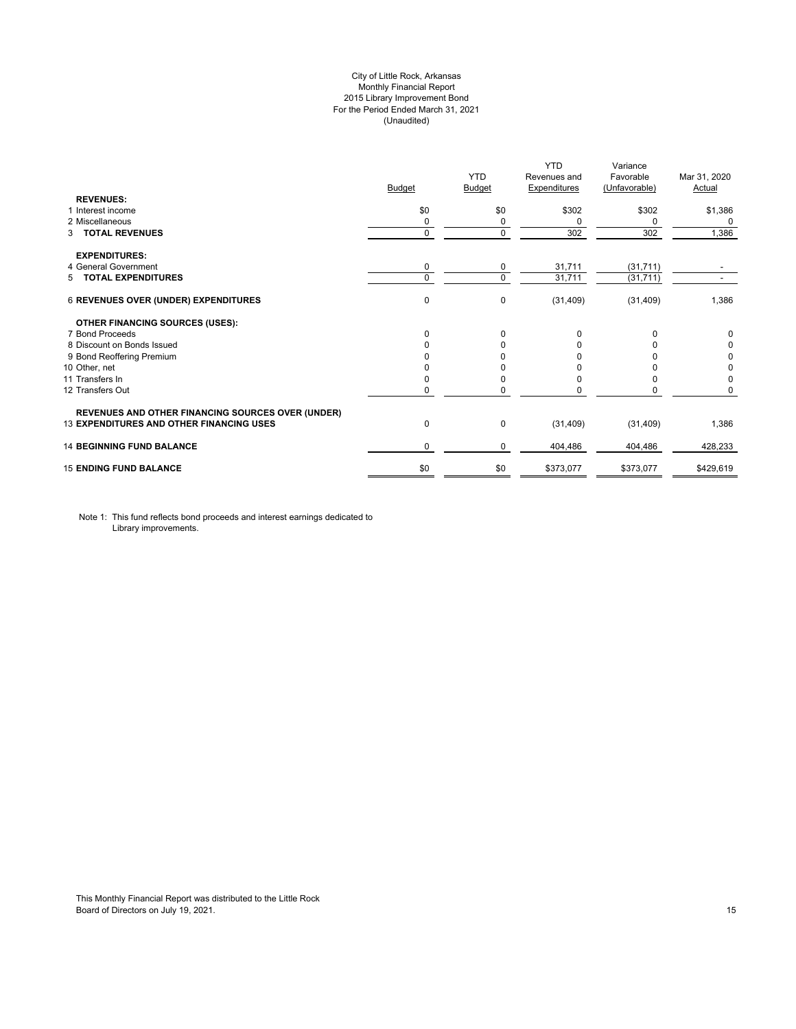City of Little Rock, Arkansas
Monthly Financial Report
2015 Library Improvement Bond
For the Period Ended March 31, 2021
(Unaudited)

| | Budget | YTD Budget | YTD Revenues and Expenditures | Variance Favorable (Unfavorable) | Mar 31, 2020 Actual |
|---|---|---|---|---|---|
| **REVENUES:** | | | | | |
| 1 Interest income | $0 | $0 | $302 | $302 | $1,386 |
| 2 Miscellaneous | 0 | 0 | 0 | 0 | 0 |
| 3 **TOTAL REVENUES** | 0 | 0 | 302 | 302 | 1,386 |
| **EXPENDITURES:** | | | | | |
| 4 General Government | 0 | 0 | 31,711 | (31,711) | - |
| 5 **TOTAL EXPENDITURES** | 0 | 0 | 31,711 | (31,711) | - |
| 6 **REVENUES OVER (UNDER) EXPENDITURES** | 0 | 0 | (31,409) | (31,409) | 1,386 |
| **OTHER FINANCING SOURCES (USES):** | | | | | |
| 7 Bond Proceeds | 0 | 0 | 0 | 0 | 0 |
| 8 Discount on Bonds Issued | 0 | 0 | 0 | 0 | 0 |
| 9 Bond Reoffering Premium | 0 | 0 | 0 | 0 | 0 |
| 10 Other, net | 0 | 0 | 0 | 0 | 0 |
| 11 Transfers In | 0 | 0 | 0 | 0 | 0 |
| 12 Transfers Out | 0 | 0 | 0 | 0 | 0 |
| **REVENUES AND OTHER FINANCING SOURCES OVER (UNDER)** 13 **EXPENDITURES AND OTHER FINANCING USES** | 0 | 0 | (31,409) | (31,409) | 1,386 |
| 14 **BEGINNING FUND BALANCE** | 0 | 0 | 404,486 | 404,486 | 428,233 |
| 15 **ENDING FUND BALANCE** | $0 | $0 | $373,077 | $373,077 | $429,619 |

Note 1: This fund reflects bond proceeds and interest earnings dedicated to Library improvements.

This Monthly Financial Report was distributed to the Little Rock Board of Directors on July 19, 2021.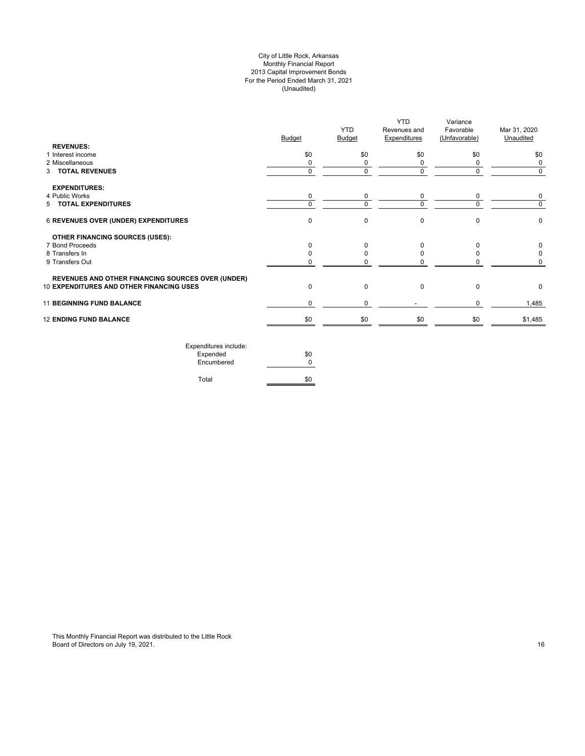City of Little Rock, Arkansas
Monthly Financial Report
2013 Capital Improvement Bonds
For the Period Ended March 31, 2021
(Unaudited)

| | Budget | YTD Budget | YTD Revenues and Expenditures | Variance Favorable (Unfavorable) | Mar 31, 2020 Unaudited |
|---|---|---|---|---|---|
| **REVENUES:** | | | | | |
| 1 Interest income | $0 | $0 | $0 | $0 | $0 |
| 2 Miscellaneous | 0 | 0 | 0 | 0 | 0 |
| 3 **TOTAL REVENUES** | 0 | 0 | 0 | 0 | 0 |
| **EXPENDITURES:** | | | | | |
| 4 Public Works | 0 | 0 | 0 | 0 | 0 |
| 5 **TOTAL EXPENDITURES** | 0 | 0 | 0 | 0 | 0 |
| 6 **REVENUES OVER (UNDER) EXPENDITURES** | 0 | 0 | 0 | 0 | 0 |
| **OTHER FINANCING SOURCES (USES):** | | | | | |
| 7 Bond Proceeds | 0 | 0 | 0 | 0 | 0 |
| 8 Transfers In | 0 | 0 | 0 | 0 | 0 |
| 9 Transfers Out | 0 | 0 | 0 | 0 | 0 |
| 10 **REVENUES AND OTHER FINANCING SOURCES OVER (UNDER) EXPENDITURES AND OTHER FINANCING USES** | 0 | 0 | 0 | 0 | 0 |
| 11 **BEGINNING FUND BALANCE** | 0 | 0 | - | 0 | 1,485 |
| 12 **ENDING FUND BALANCE** | $0 | $0 | $0 | $0 | $1,485 |

| Expenditures include: | |
|---|---|
| Expended | $0 |
| Encumbered | 0 |
| Total | $0 |

This Monthly Financial Report was distributed to the Little Rock Board of Directors on July 19, 2021.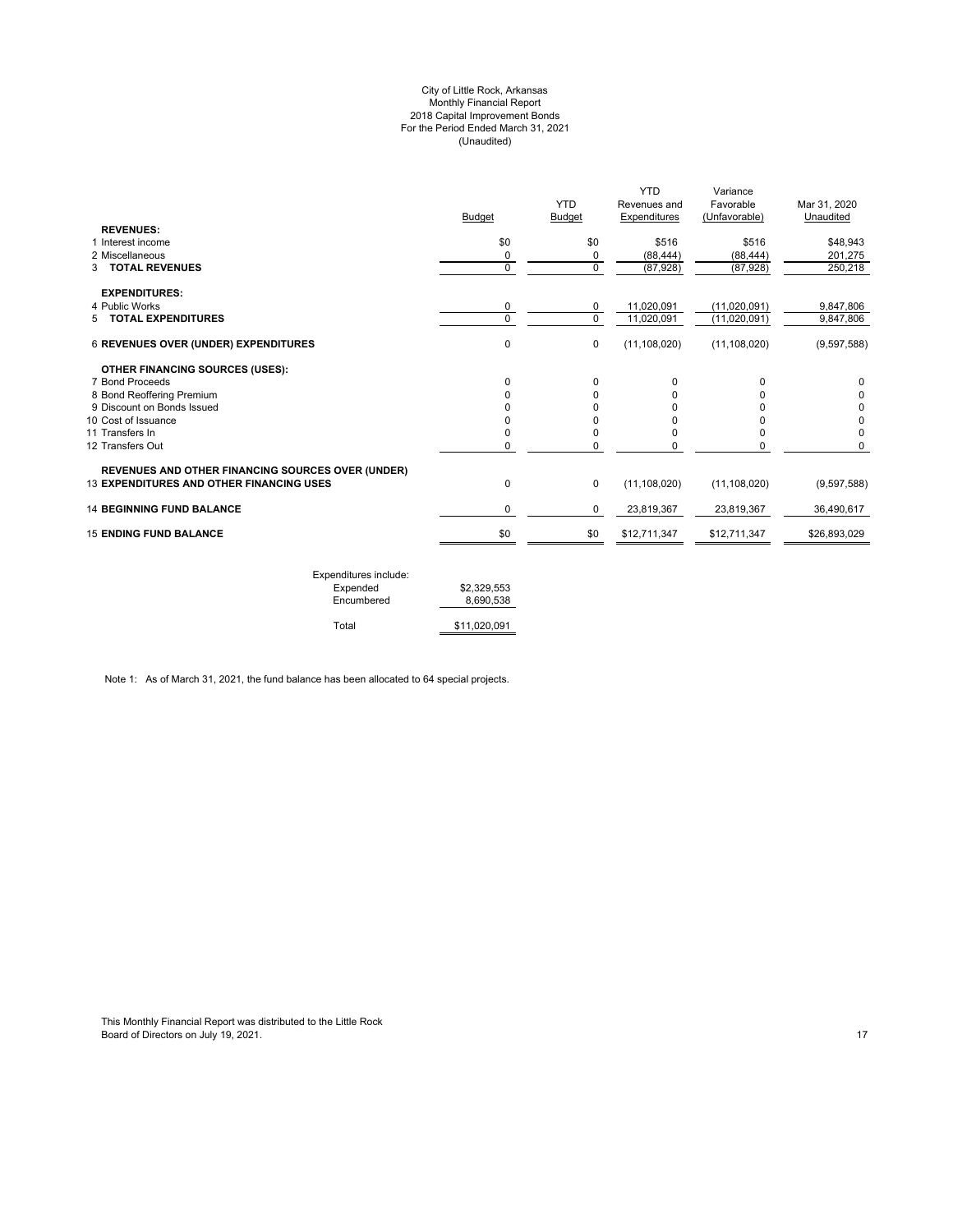# City of Little Rock, Arkansas
## Monthly Financial Report
## 2018 Capital Improvement Bonds
## For the Period Ended March 31, 2021
## (Unaudited)

| | Budget | YTD Budget | YTD Revenues and Expenditures | Variance Favorable (Unfavorable) | Mar 31, 2020 Unaudited |
|---|---|---|---|---|---|
| **REVENUES:** | | | | | |
| 1 Interest income | $0 | $0 | $516 | $516 | $48,943 |
| 2 Miscellaneous | 0 | 0 | (88,444) | (88,444) | 201,275 |
| 3 **TOTAL REVENUES** | 0 | 0 | (87,928) | (87,928) | 250,218 |
| **EXPENDITURES:** | | | | | |
| 4 Public Works | 0 | 0 | 11,020,091 | (11,020,091) | 9,847,806 |
| 5 **TOTAL EXPENDITURES** | 0 | 0 | 11,020,091 | (11,020,091) | 9,847,806 |
| 6 **REVENUES OVER (UNDER) EXPENDITURES** | 0 | 0 | (11,108,020) | (11,108,020) | (9,597,588) |
| **OTHER FINANCING SOURCES (USES):** | | | | | |
| 7 Bond Proceeds | 0 | 0 | 0 | 0 | 0 |
| 8 Bond Reoffering Premium | 0 | 0 | 0 | 0 | 0 |
| 9 Discount on Bonds Issued | 0 | 0 | 0 | 0 | 0 |
| 10 Cost of Issuance | 0 | 0 | 0 | 0 | 0 |
| 11 Transfers In | 0 | 0 | 0 | 0 | 0 |
| 12 Transfers Out | 0 | 0 | 0 | 0 | 0 |
| **REVENUES AND OTHER FINANCING SOURCES OVER (UNDER)** | | | | | |
| 13 **EXPENDITURES AND OTHER FINANCING USES** | 0 | 0 | (11,108,020) | (11,108,020) | (9,597,588) |
| 14 **BEGINNING FUND BALANCE** | 0 | 0 | 23,819,367 | 23,819,367 | 36,490,617 |
| 15 **ENDING FUND BALANCE** | $0 | $0 | $12,711,347 | $12,711,347 | $26,893,029 |

| Expenditures include: | |
|---|---|
| Expended | $2,329,553 |
| Encumbered | 8,690,538 |
| Total | $11,020,091 |

Note 1: As of March 31, 2021, the fund balance has been allocated to 64 special projects.

This Monthly Financial Report was distributed to the Little Rock Board of Directors on July 19, 2021.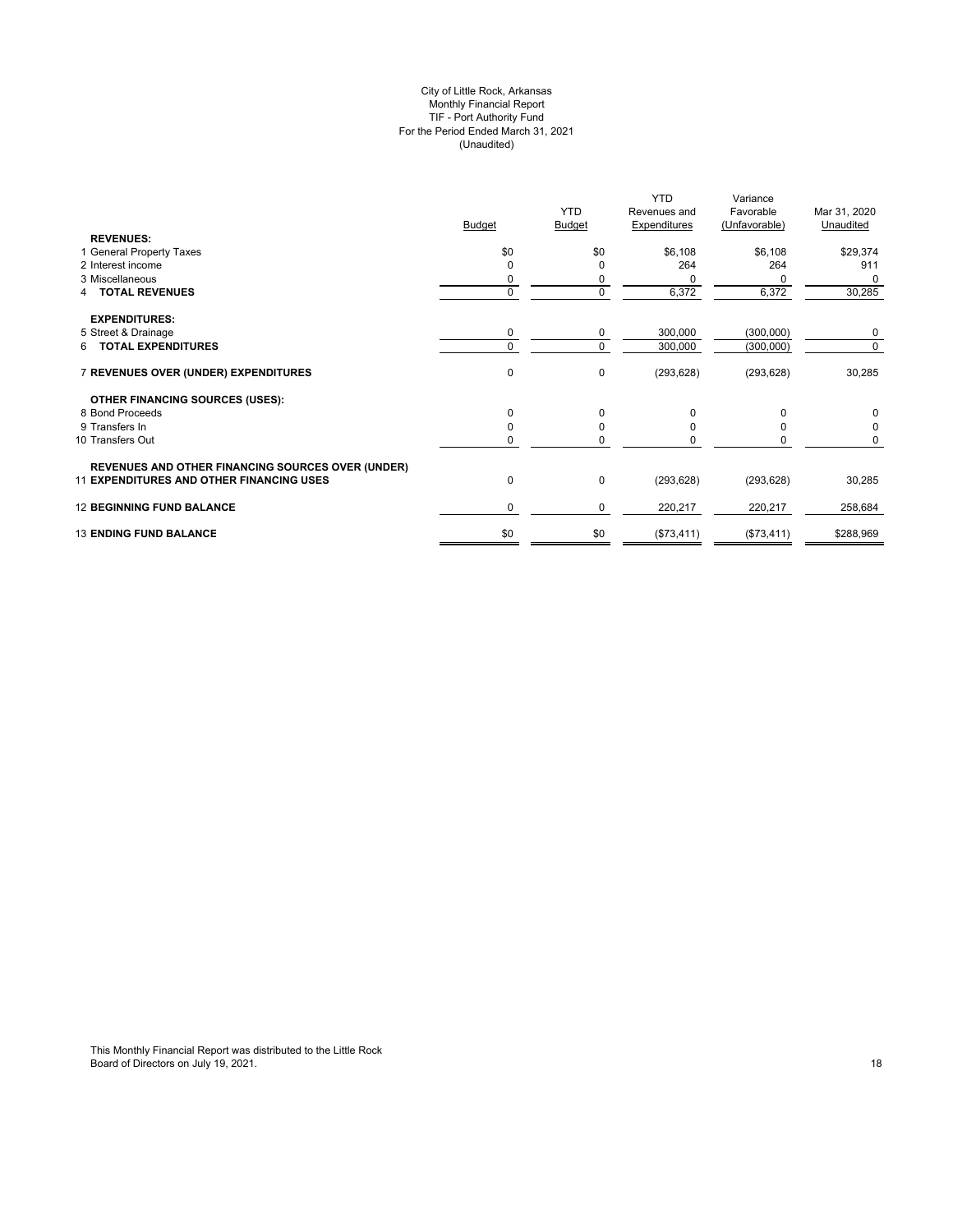City of Little Rock, Arkansas
Monthly Financial Report
TIF - Port Authority Fund
For the Period Ended March 31, 2021
(Unaudited)

| | Budget | YTD Budget | YTD Revenues and Expenditures | Variance Favorable (Unfavorable) | Mar 31, 2020 Unaudited |
|---|---|---|---|---|---|
| **REVENUES:** | | | | | |
| 1 General Property Taxes | $0 | $0 | $6,108 | $6,108 | $29,374 |
| 2 Interest income | 0 | 0 | 264 | 264 | 911 |
| 3 Miscellaneous | 0 | 0 | 0 | 0 | 0 |
| 4 **TOTAL REVENUES** | 0 | 0 | 6,372 | 6,372 | 30,285 |
| **EXPENDITURES:** | | | | | |
| 5 Street & Drainage | 0 | 0 | 300,000 | (300,000) | 0 |
| 6 **TOTAL EXPENDITURES** | 0 | 0 | 300,000 | (300,000) | 0 |
| 7 **REVENUES OVER (UNDER) EXPENDITURES** | 0 | 0 | (293,628) | (293,628) | 30,285 |
| **OTHER FINANCING SOURCES (USES):** | | | | | |
| 8 Bond Proceeds | 0 | 0 | 0 | 0 | 0 |
| 9 Transfers In | 0 | 0 | 0 | 0 | 0 |
| 10 Transfers Out | 0 | 0 | 0 | 0 | 0 |
| 11 **REVENUES AND OTHER FINANCING SOURCES OVER (UNDER) EXPENDITURES AND OTHER FINANCING USES** | 0 | 0 | (293,628) | (293,628) | 30,285 |
| 12 **BEGINNING FUND BALANCE** | 0 | 0 | 220,217 | 220,217 | 258,684 |
| 13 **ENDING FUND BALANCE** | $0 | $0 | ($73,411) | ($73,411) | $288,969 |

This Monthly Financial Report was distributed to the Little Rock Board of Directors on July 19, 2021.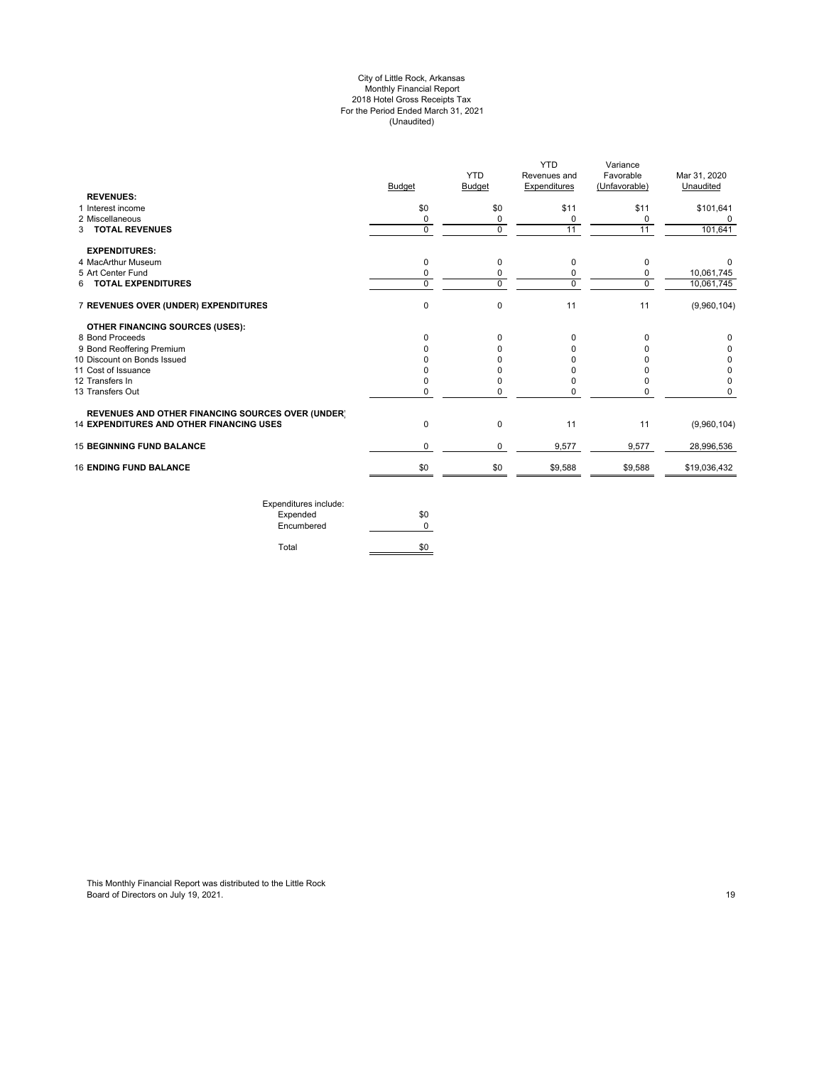City of Little Rock, Arkansas
Monthly Financial Report
2018 Hotel Gross Receipts Tax
For the Period Ended March 31, 2021
(Unaudited)

| | Budget | YTD Budget | YTD Revenues and Expenditures | Variance Favorable (Unfavorable) | Mar 31, 2020 Unaudited |
|---|---|---|---|---|---|
| **REVENUES:** | | | | | |
| 1 Interest income | $0 | $0 | $11 | $11 | $101,641 |
| 2 Miscellaneous | 0 | 0 | 0 | 0 | 0 |
| 3 **TOTAL REVENUES** | 0 | 0 | 11 | 11 | 101,641 |
| **EXPENDITURES:** | | | | | |
| 4 MacArthur Museum | 0 | 0 | 0 | 0 | 0 |
| 5 Art Center Fund | 0 | 0 | 0 | 0 | 10,061,745 |
| 6 **TOTAL EXPENDITURES** | 0 | 0 | 0 | 0 | 10,061,745 |
| 7 **REVENUES OVER (UNDER) EXPENDITURES** | 0 | 0 | 11 | 11 | (9,960,104) |
| **OTHER FINANCING SOURCES (USES):** | | | | | |
| 8 Bond Proceeds | 0 | 0 | 0 | 0 | 0 |
| 9 Bond Reoffering Premium | 0 | 0 | 0 | 0 | 0 |
| 10 Discount on Bonds Issued | 0 | 0 | 0 | 0 | 0 |
| 11 Cost of Issuance | 0 | 0 | 0 | 0 | 0 |
| 12 Transfers In | 0 | 0 | 0 | 0 | 0 |
| 13 Transfers Out | 0 | 0 | 0 | 0 | 0 |
| **REVENUES AND OTHER FINANCING SOURCES OVER (UNDER)** 14 **EXPENDITURES AND OTHER FINANCING USES** | 0 | 0 | 11 | 11 | (9,960,104) |
| 15 **BEGINNING FUND BALANCE** | 0 | 0 | 9,577 | 9,577 | 28,996,536 |
| 16 **ENDING FUND BALANCE** | $0 | $0 | $9,588 | $9,588 | $19,036,432 |

| Expenditures include: | |
|---|---|
| Expended | $0 |
| Encumbered | 0 |
| Total | $0 |

This Monthly Financial Report was distributed to the Little Rock Board of Directors on July 19, 2021.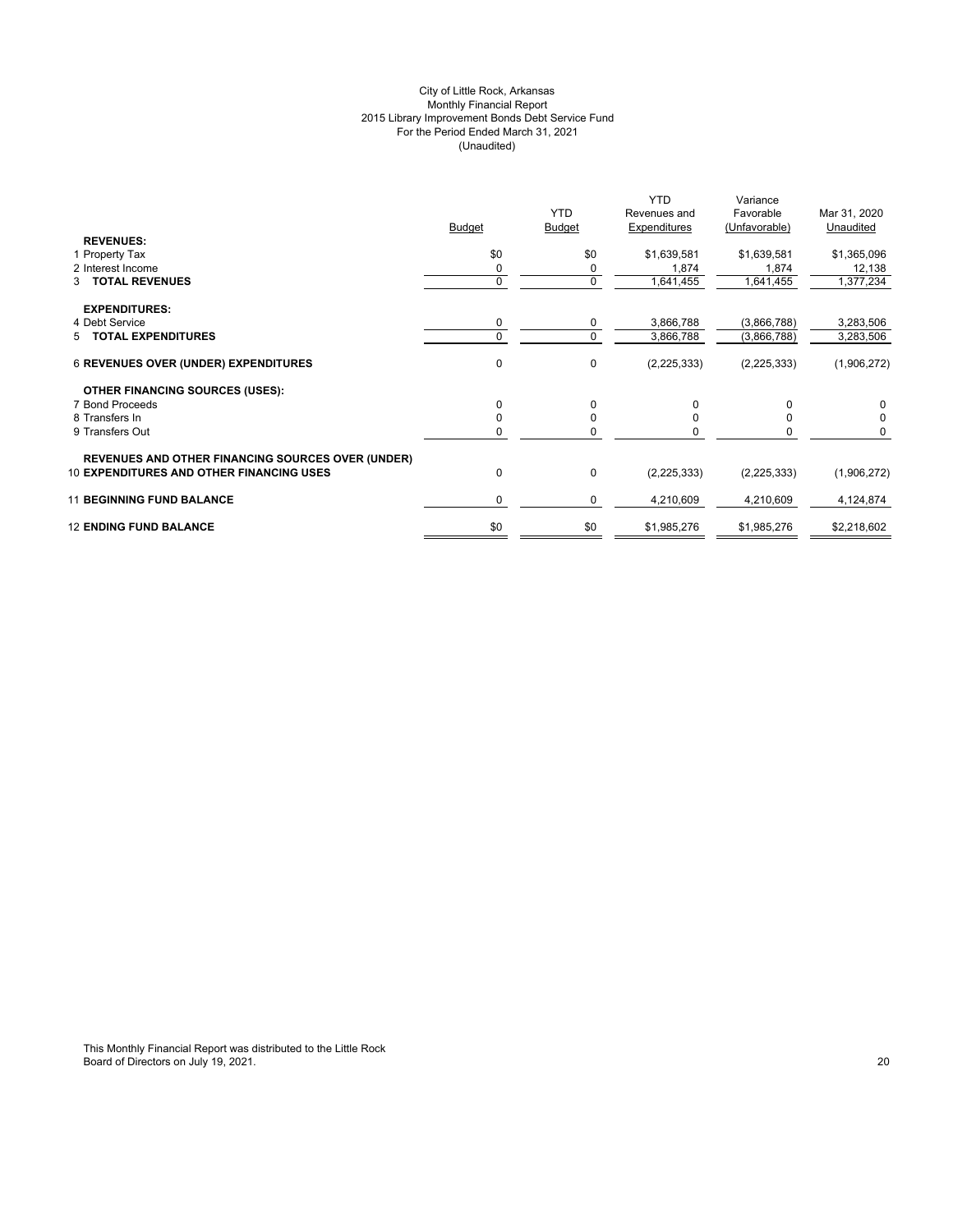City of Little Rock, Arkansas
Monthly Financial Report
2015 Library Improvement Bonds Debt Service Fund
For the Period Ended March 31, 2021
(Unaudited)

| | Budget | YTD Budget | YTD Revenues and Expenditures | Variance Favorable (Unfavorable) | Mar 31, 2020 Unaudited |
|---|---|---|---|---|---|
| **REVENUES:** | | | | | |
| 1 Property Tax | $0 | $0 | $1,639,581 | $1,639,581 | $1,365,096 |
| 2 Interest Income | 0 | 0 | 1,874 | 1,874 | 12,138 |
| 3 **TOTAL REVENUES** | 0 | 0 | 1,641,455 | 1,641,455 | 1,377,234 |
| **EXPENDITURES:** | | | | | |
| 4 Debt Service | 0 | 0 | 3,866,788 | (3,866,788) | 3,283,506 |
| 5 **TOTAL EXPENDITURES** | 0 | 0 | 3,866,788 | (3,866,788) | 3,283,506 |
| 6 **REVENUES OVER (UNDER) EXPENDITURES** | 0 | 0 | (2,225,333) | (2,225,333) | (1,906,272) |
| **OTHER FINANCING SOURCES (USES):** | | | | | |
| 7 Bond Proceeds | 0 | 0 | 0 | 0 | 0 |
| 8 Transfers In | 0 | 0 | 0 | 0 | 0 |
| 9 Transfers Out | 0 | 0 | 0 | 0 | 0 |
| **REVENUES AND OTHER FINANCING SOURCES OVER (UNDER)** | | | | | |
| 10 **EXPENDITURES AND OTHER FINANCING USES** | 0 | 0 | (2,225,333) | (2,225,333) | (1,906,272) |
| 11 **BEGINNING FUND BALANCE** | 0 | 0 | 4,210,609 | 4,210,609 | 4,124,874 |
| 12 **ENDING FUND BALANCE** | $0 | $0 | $1,985,276 | $1,985,276 | $2,218,602 |

This Monthly Financial Report was distributed to the Little Rock Board of Directors on July 19, 2021.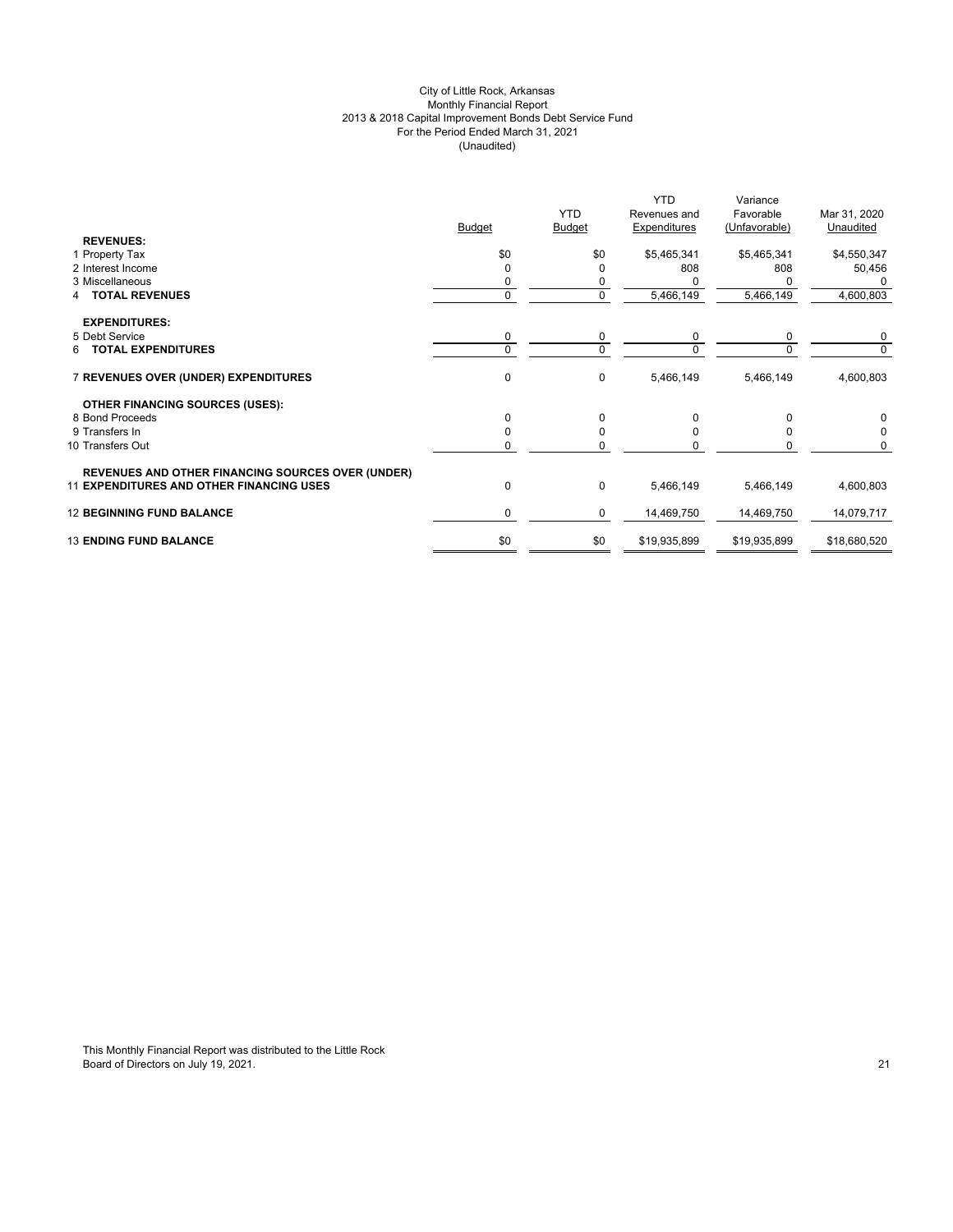City of Little Rock, Arkansas
Monthly Financial Report
2013 & 2018 Capital Improvement Bonds Debt Service Fund
For the Period Ended March 31, 2021
(Unaudited)

| | Budget | YTD Budget | YTD Revenues and Expenditures | Variance Favorable (Unfavorable) | Mar 31, 2020 Unaudited |
|---|---|---|---|---|---|
| **REVENUES:** | | | | | |
| 1 Property Tax | $0 | $0 | $5,465,341 | $5,465,341 | $4,550,347 |
| 2 Interest Income | 0 | 0 | 808 | 808 | 50,456 |
| 3 Miscellaneous | 0 | 0 | 0 | 0 | 0 |
| 4 **TOTAL REVENUES** | 0 | 0 | 5,466,149 | 5,466,149 | 4,600,803 |
| **EXPENDITURES:** | | | | | |
| 5 Debt Service | 0 | 0 | 0 | 0 | 0 |
| 6 **TOTAL EXPENDITURES** | 0 | 0 | 0 | 0 | 0 |
| 7 **REVENUES OVER (UNDER) EXPENDITURES** | 0 | 0 | 5,466,149 | 5,466,149 | 4,600,803 |
| **OTHER FINANCING SOURCES (USES):** | | | | | |
| 8 Bond Proceeds | 0 | 0 | 0 | 0 | 0 |
| 9 Transfers In | 0 | 0 | 0 | 0 | 0 |
| 10 Transfers Out | 0 | 0 | 0 | 0 | 0 |
| 11 **REVENUES AND OTHER FINANCING SOURCES OVER (UNDER) EXPENDITURES AND OTHER FINANCING USES** | 0 | 0 | 5,466,149 | 5,466,149 | 4,600,803 |
| 12 **BEGINNING FUND BALANCE** | 0 | 0 | 14,469,750 | 14,469,750 | 14,079,717 |
| 13 **ENDING FUND BALANCE** | $0 | $0 | $19,935,899 | $19,935,899 | $18,680,520 |

This Monthly Financial Report was distributed to the Little Rock Board of Directors on July 19, 2021.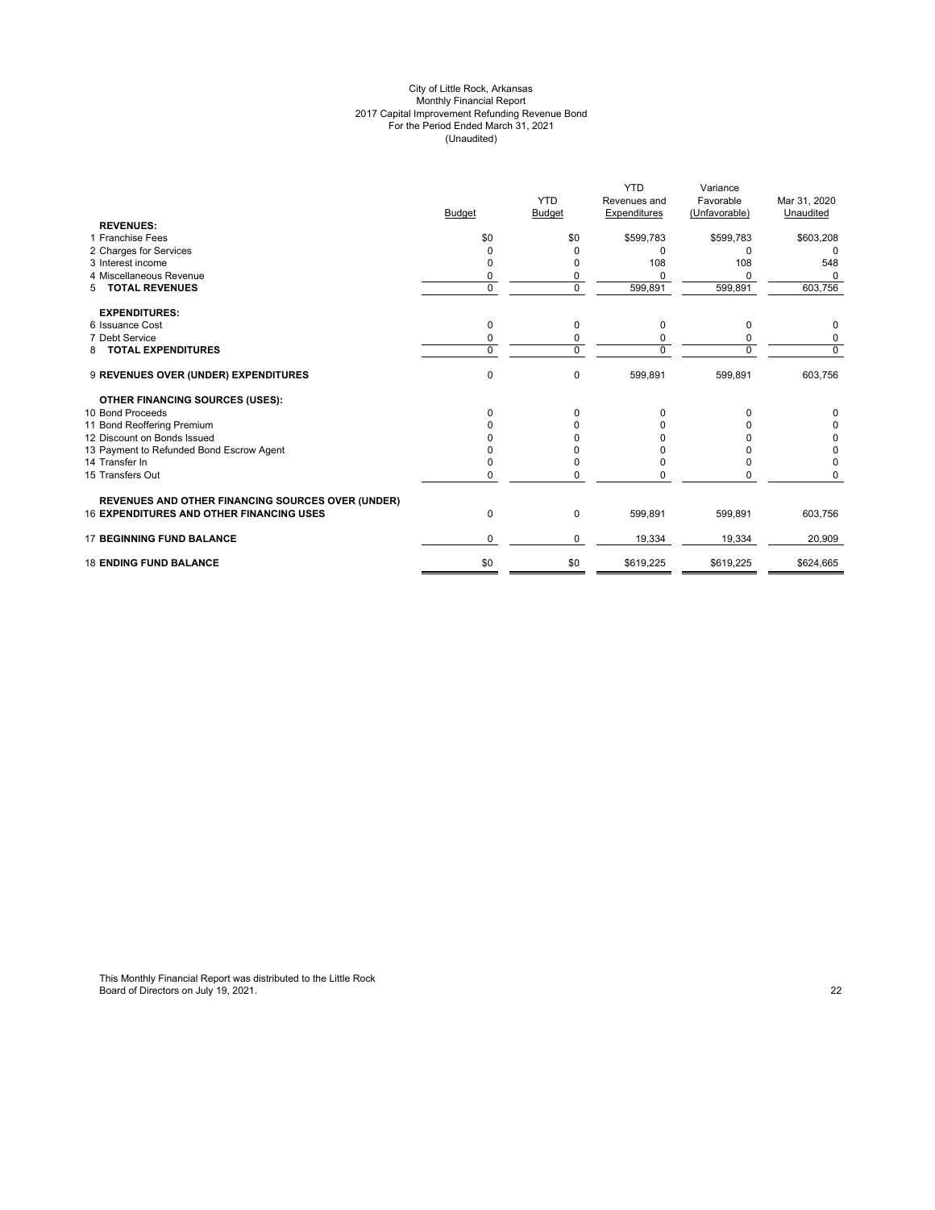# City of Little Rock, Arkansas
## Monthly Financial Report
## 2017 Capital Improvement Refunding Revenue Bond
## For the Period Ended March 31, 2021
## (Unaudited)

| | Budget | YTD Budget | YTD Revenues and Expenditures | Variance Favorable (Unfavorable) | Mar 31, 2020 Unaudited |
|---|---|---|---|---|---|
| **REVENUES:** | | | | | |
| 1 Franchise Fees | $0 | $0 | $599,783 | $599,783 | $603,208 |
| 2 Charges for Services | 0 | 0 | 0 | 0 | 0 |
| 3 Interest income | 0 | 0 | 108 | 108 | 548 |
| 4 Miscellaneous Revenue | 0 | 0 | 0 | 0 | 0 |
| 5 **TOTAL REVENUES** | 0 | 0 | 599,891 | 599,891 | 603,756 |
| **EXPENDITURES:** | | | | | |
| 6 Issuance Cost | 0 | 0 | 0 | 0 | 0 |
| 7 Debt Service | 0 | 0 | 0 | 0 | 0 |
| 8 **TOTAL EXPENDITURES** | 0 | 0 | 0 | 0 | 0 |
| 9 **REVENUES OVER (UNDER) EXPENDITURES** | 0 | 0 | 599,891 | 599,891 | 603,756 |
| **OTHER FINANCING SOURCES (USES):** | | | | | |
| 10 Bond Proceeds | 0 | 0 | 0 | 0 | 0 |
| 11 Bond Reoffering Premium | 0 | 0 | 0 | 0 | 0 |
| 12 Discount on Bonds Issued | 0 | 0 | 0 | 0 | 0 |
| 13 Payment to Refunded Bond Escrow Agent | 0 | 0 | 0 | 0 | 0 |
| 14 Transfer In | 0 | 0 | 0 | 0 | 0 |
| 15 Transfers Out | 0 | 0 | 0 | 0 | 0 |
| **REVENUES AND OTHER FINANCING SOURCES OVER (UNDER)** 16 **EXPENDITURES AND OTHER FINANCING USES** | 0 | 0 | 599,891 | 599,891 | 603,756 |
| 17 **BEGINNING FUND BALANCE** | 0 | 0 | 19,334 | 19,334 | 20,909 |
| 18 **ENDING FUND BALANCE** | $0 | $0 | $619,225 | $619,225 | $624,665 |

This Monthly Financial Report was distributed to the Little Rock Board of Directors on July 19, 2021.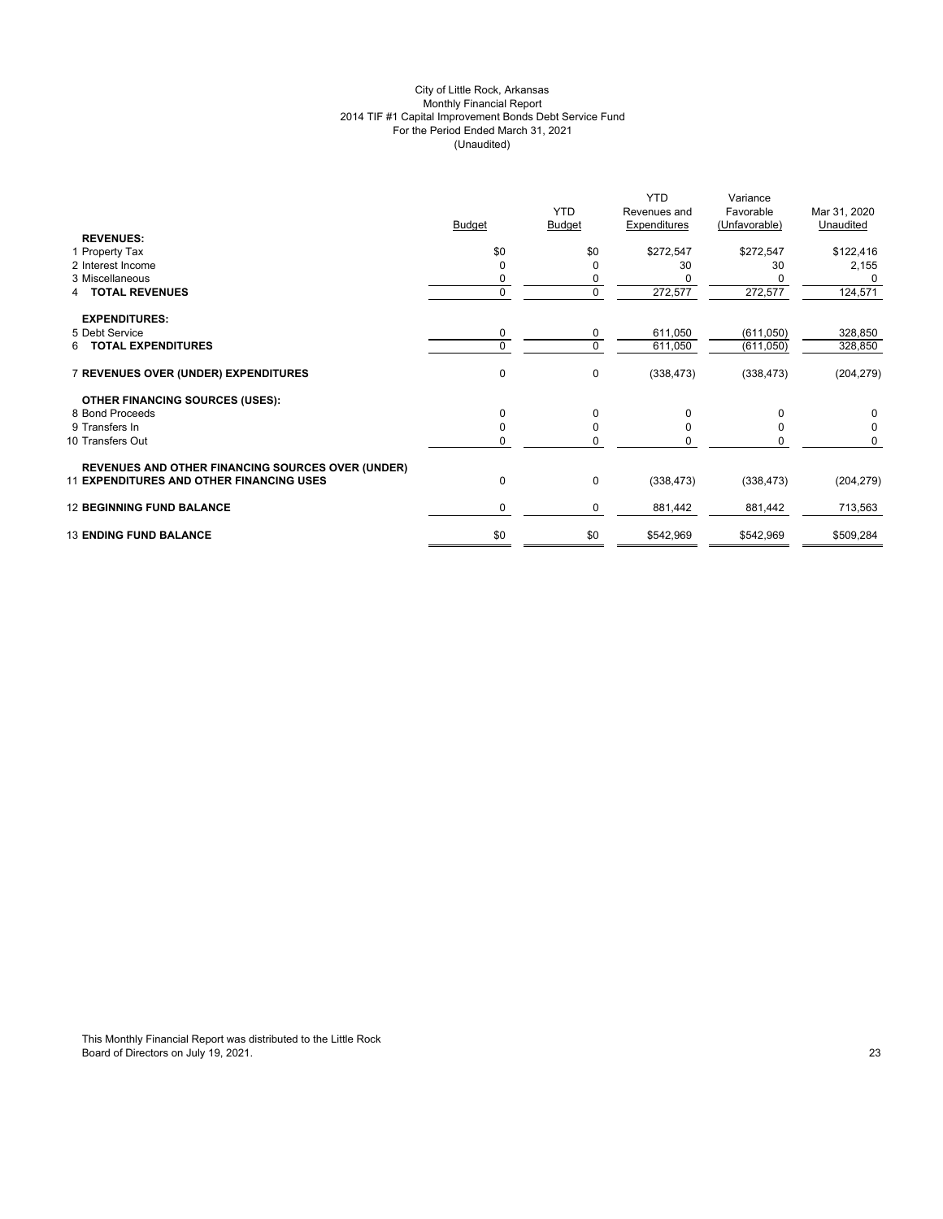City of Little Rock, Arkansas
Monthly Financial Report
2014 TIF #1 Capital Improvement Bonds Debt Service Fund
For the Period Ended March 31, 2021
(Unaudited)

| | Budget | YTD Budget | YTD Revenues and Expenditures | Variance Favorable (Unfavorable) | Mar 31, 2020 Unaudited |
|---|---|---|---|---|---|
| **REVENUES:** | | | | | |
| 1 Property Tax | $0 | $0 | $272,547 | $272,547 | $122,416 |
| 2 Interest Income | 0 | 0 | 30 | 30 | 2,155 |
| 3 Miscellaneous | 0 | 0 | 0 | 0 | 0 |
| 4 **TOTAL REVENUES** | 0 | 0 | 272,577 | 272,577 | 124,571 |
| **EXPENDITURES:** | | | | | |
| 5 Debt Service | 0 | 0 | 611,050 | (611,050) | 328,850 |
| 6 **TOTAL EXPENDITURES** | 0 | 0 | 611,050 | (611,050) | 328,850 |
| 7 **REVENUES OVER (UNDER) EXPENDITURES** | 0 | 0 | (338,473) | (338,473) | (204,279) |
| **OTHER FINANCING SOURCES (USES):** | | | | | |
| 8 Bond Proceeds | 0 | 0 | 0 | 0 | 0 |
| 9 Transfers In | 0 | 0 | 0 | 0 | 0 |
| 10 Transfers Out | 0 | 0 | 0 | 0 | 0 |
| 11 **REVENUES AND OTHER FINANCING SOURCES OVER (UNDER) EXPENDITURES AND OTHER FINANCING USES** | 0 | 0 | (338,473) | (338,473) | (204,279) |
| 12 **BEGINNING FUND BALANCE** | 0 | 0 | 881,442 | 881,442 | 713,563 |
| 13 **ENDING FUND BALANCE** | $0 | $0 | $542,969 | $542,969 | $509,284 |

This Monthly Financial Report was distributed to the Little Rock Board of Directors on July 19, 2021.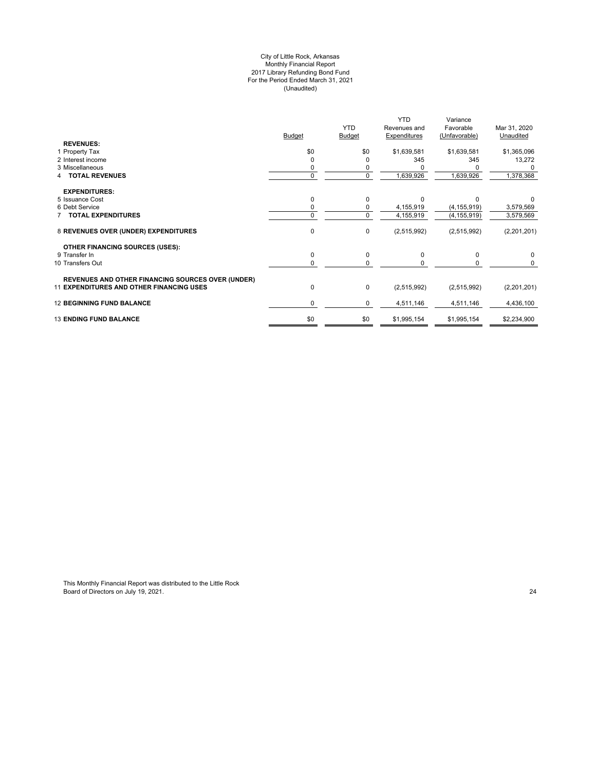City of Little Rock, Arkansas
Monthly Financial Report
2017 Library Refunding Bond Fund
For the Period Ended March 31, 2021
(Unaudited)

| | Budget | YTD Budget | YTD Revenues and Expenditures | Variance Favorable (Unfavorable) | Mar 31, 2020 Unaudited |
|---|---|---|---|---|---|
| **REVENUES:** | | | | | |
| 1 Property Tax | $0 | $0 | $1,639,581 | $1,639,581 | $1,365,096 |
| 2 Interest income | 0 | 0 | 345 | 345 | 13,272 |
| 3 Miscellaneous | 0 | 0 | 0 | 0 | 0 |
| 4 **TOTAL REVENUES** | 0 | 0 | 1,639,926 | 1,639,926 | 1,378,368 |
| **EXPENDITURES:** | | | | | |
| 5 Issuance Cost | 0 | 0 | 0 | 0 | 0 |
| 6 Debt Service | 0 | 0 | 4,155,919 | (4,155,919) | 3,579,569 |
| 7 **TOTAL EXPENDITURES** | 0 | 0 | 4,155,919 | (4,155,919) | 3,579,569 |
| 8 **REVENUES OVER (UNDER) EXPENDITURES** | 0 | 0 | (2,515,992) | (2,515,992) | (2,201,201) |
| **OTHER FINANCING SOURCES (USES):** | | | | | |
| 9 Transfer In | 0 | 0 | 0 | 0 | 0 |
| 10 Transfers Out | 0 | 0 | 0 | 0 | 0 |
| 11 **REVENUES AND OTHER FINANCING SOURCES OVER (UNDER) EXPENDITURES AND OTHER FINANCING USES** | 0 | 0 | (2,515,992) | (2,515,992) | (2,201,201) |
| 12 **BEGINNING FUND BALANCE** | 0 | 0 | 4,511,146 | 4,511,146 | 4,436,100 |
| 13 **ENDING FUND BALANCE** | $0 | $0 | $1,995,154 | $1,995,154 | $2,234,900 |

This Monthly Financial Report was distributed to the Little Rock Board of Directors on July 19, 2021.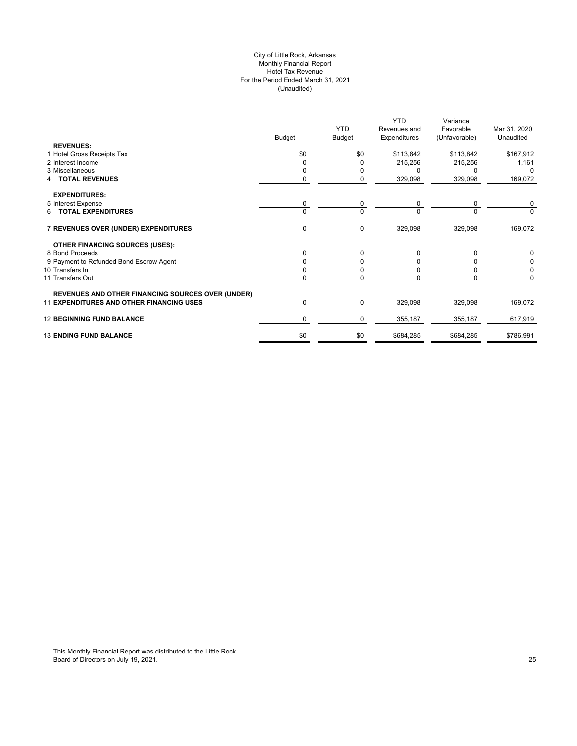City of Little Rock, Arkansas
Monthly Financial Report
Hotel Tax Revenue
For the Period Ended March 31, 2021
(Unaudited)

| | Budget | YTD Budget | YTD Revenues and Expenditures | Variance Favorable (Unfavorable) | Mar 31, 2020 Unaudited |
|---|---|---|---|---|---|
| **REVENUES:** | | | | | |
| 1 Hotel Gross Receipts Tax | $0 | $0 | $113,842 | $113,842 | $167,912 |
| 2 Interest Income | 0 | 0 | 215,256 | 215,256 | 1,161 |
| 3 Miscellaneous | 0 | 0 | 0 | 0 | 0 |
| 4 **TOTAL REVENUES** | 0 | 0 | 329,098 | 329,098 | 169,072 |
| **EXPENDITURES:** | | | | | |
| 5 Interest Expense | 0 | 0 | 0 | 0 | 0 |
| 6 **TOTAL EXPENDITURES** | 0 | 0 | 0 | 0 | 0 |
| 7 **REVENUES OVER (UNDER) EXPENDITURES** | 0 | 0 | 329,098 | 329,098 | 169,072 |
| **OTHER FINANCING SOURCES (USES):** | | | | | |
| 8 Bond Proceeds | 0 | 0 | 0 | 0 | 0 |
| 9 Payment to Refunded Bond Escrow Agent | 0 | 0 | 0 | 0 | 0 |
| 10 Transfers In | 0 | 0 | 0 | 0 | 0 |
| 11 Transfers Out | 0 | 0 | 0 | 0 | 0 |
| **REVENUES AND OTHER FINANCING SOURCES OVER (UNDER)** | | | | | |
| 11 **EXPENDITURES AND OTHER FINANCING USES** | 0 | 0 | 329,098 | 329,098 | 169,072 |
| 12 **BEGINNING FUND BALANCE** | 0 | 0 | 355,187 | 355,187 | 617,919 |
| 13 **ENDING FUND BALANCE** | $0 | $0 | $684,285 | $684,285 | $786,991 |

This Monthly Financial Report was distributed to the Little Rock Board of Directors on July 19, 2021.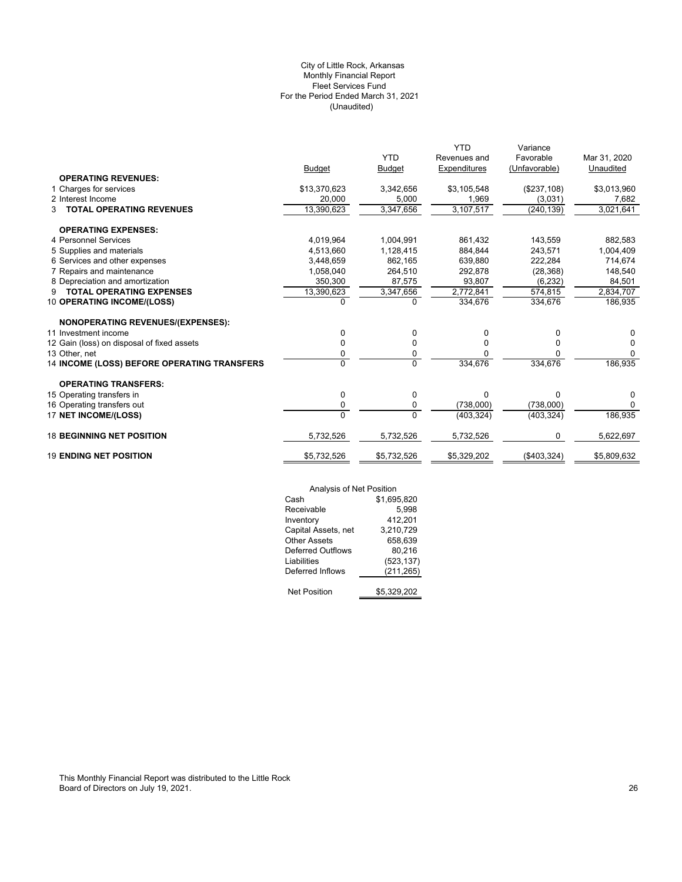City of Little Rock, Arkansas
Monthly Financial Report
Fleet Services Fund
For the Period Ended March 31, 2021
(Unaudited)

| | Budget | YTD Budget | YTD Revenues and Expenditures | Variance Favorable (Unfavorable) | Mar 31, 2020 Unaudited |
|---|---|---|---|---|---|
| **OPERATING REVENUES:** | | | | | |
| 1 Charges for services | $13,370,623 | 3,342,656 | $3,105,548 | ($237,108) | $3,013,960 |
| 2 Interest Income | 20,000 | 5,000 | 1,969 | (3,031) | 7,682 |
| 3 **TOTAL OPERATING REVENUES** | 13,390,623 | 3,347,656 | 3,107,517 | (240,139) | 3,021,641 |
| **OPERATING EXPENSES:** | | | | | |
| 4 Personnel Services | 4,019,964 | 1,004,991 | 861,432 | 143,559 | 882,583 |
| 5 Supplies and materials | 4,513,660 | 1,128,415 | 884,844 | 243,571 | 1,004,409 |
| 6 Services and other expenses | 3,448,659 | 862,165 | 639,880 | 222,284 | 714,674 |
| 7 Repairs and maintenance | 1,058,040 | 264,510 | 292,878 | (28,368) | 148,540 |
| 8 Depreciation and amortization | 350,300 | 87,575 | 93,807 | (6,232) | 84,501 |
| 9 **TOTAL OPERATING EXPENSES** | 13,390,623 | 3,347,656 | 2,772,841 | 574,815 | 2,834,707 |
| 10 **OPERATING INCOME/(LOSS)** | 0 | 0 | 334,676 | 334,676 | 186,935 |
| **NONOPERATING REVENUES/(EXPENSES):** | | | | | |
| 11 Investment income | 0 | 0 | 0 | 0 | 0 |
| 12 Gain (loss) on disposal of fixed assets | 0 | 0 | 0 | 0 | 0 |
| 13 Other, net | 0 | 0 | 0 | 0 | 0 |
| 14 **INCOME (LOSS) BEFORE OPERATING TRANSFERS** | 0 | 0 | 334,676 | 334,676 | 186,935 |
| **OPERATING TRANSFERS:** | | | | | |
| 15 Operating transfers in | 0 | 0 | 0 | 0 | 0 |
| 16 Operating transfers out | 0 | 0 | (738,000) | (738,000) | 0 |
| 17 **NET INCOME/(LOSS)** | 0 | 0 | (403,324) | (403,324) | 186,935 |
| 18 **BEGINNING NET POSITION** | 5,732,526 | 5,732,526 | 5,732,526 | 0 | 5,622,697 |
| 19 **ENDING NET POSITION** | $5,732,526 | $5,732,526 | $5,329,202 | ($403,324) | $5,809,632 |

| Analysis of Net Position | |
|---|---|
| Cash | $1,695,820 |
| Receivable | 5,998 |
| Inventory | 412,201 |
| Capital Assets, net | 3,210,729 |
| Other Assets | 658,639 |
| Deferred Outflows | 80,216 |
| Liabilities | (523,137) |
| Deferred Inflows | (211,265) |
| Net Position | $5,329,202 |

This Monthly Financial Report was distributed to the Little Rock Board of Directors on July 19, 2021.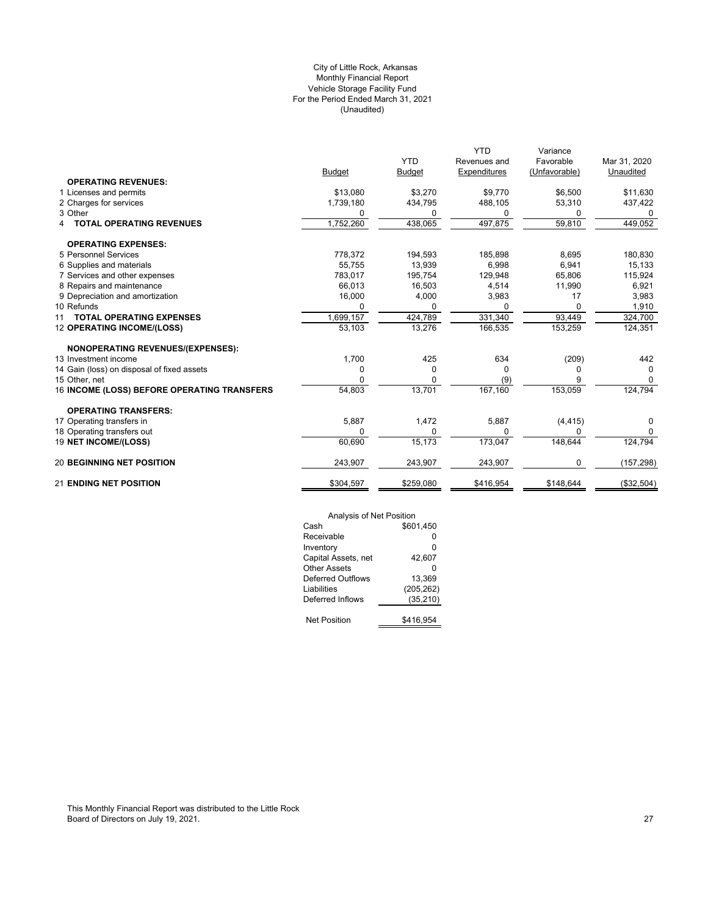City of Little Rock, Arkansas
Monthly Financial Report
Vehicle Storage Facility Fund
For the Period Ended March 31, 2021
(Unaudited)

| | Budget | YTD Budget | YTD Revenues and Expenditures | Variance Favorable (Unfavorable) | Mar 31, 2020 Unaudited |
|---|---|---|---|---|---|
| **OPERATING REVENUES:** | | | | | |
| 1 Licenses and permits | $13,080 | $3,270 | $9,770 | $6,500 | $11,630 |
| 2 Charges for services | 1,739,180 | 434,795 | 488,105 | 53,310 | 437,422 |
| 3 Other | 0 | 0 | 0 | 0 | 0 |
| 4 **TOTAL OPERATING REVENUES** | 1,752,260 | 438,065 | 497,875 | 59,810 | 449,052 |
| **OPERATING EXPENSES:** | | | | | |
| 5 Personnel Services | 778,372 | 194,593 | 185,898 | 8,695 | 180,830 |
| 6 Supplies and materials | 55,755 | 13,939 | 6,998 | 6,941 | 15,133 |
| 7 Services and other expenses | 783,017 | 195,754 | 129,948 | 65,806 | 115,924 |
| 8 Repairs and maintenance | 66,013 | 16,503 | 4,514 | 11,990 | 6,921 |
| 9 Depreciation and amortization | 16,000 | 4,000 | 3,983 | 17 | 3,983 |
| 10 Refunds | 0 | 0 | 0 | 0 | 1,910 |
| 11 **TOTAL OPERATING EXPENSES** | 1,699,157 | 424,789 | 331,340 | 93,449 | 324,700 |
| 12 **OPERATING INCOME/(LOSS)** | 53,103 | 13,276 | 166,535 | 153,259 | 124,351 |
| **NONOPERATING REVENUES/(EXPENSES):** | | | | | |
| 13 Investment income | 1,700 | 425 | 634 | (209) | 442 |
| 14 Gain (loss) on disposal of fixed assets | 0 | 0 | 0 | 0 | 0 |
| 15 Other, net | 0 | 0 | (9) | 9 | 0 |
| 16 **INCOME (LOSS) BEFORE OPERATING TRANSFERS** | 54,803 | 13,701 | 167,160 | 153,059 | 124,794 |
| **OPERATING TRANSFERS:** | | | | | |
| 17 Operating transfers in | 5,887 | 1,472 | 5,887 | (4,415) | 0 |
| 18 Operating transfers out | 0 | 0 | 0 | 0 | 0 |
| 19 **NET INCOME/(LOSS)** | 60,690 | 15,173 | 173,047 | 148,644 | 124,794 |
| 20 **BEGINNING NET POSITION** | 243,907 | 243,907 | 243,907 | 0 | (157,298) |
| 21 **ENDING NET POSITION** | $304,597 | $259,080 | $416,954 | $148,644 | ($32,504) |

| Analysis of Net Position | |
|---|---|
| Cash | $601,450 |
| Receivable | 0 |
| Inventory | 0 |
| Capital Assets, net | 42,607 |
| Other Assets | 0 |
| Deferred Outflows | 13,369 |
| Liabilities | (205,262) |
| Deferred Inflows | (35,210) |
| Net Position | $416,954 |

This Monthly Financial Report was distributed to the Little Rock Board of Directors on July 19, 2021.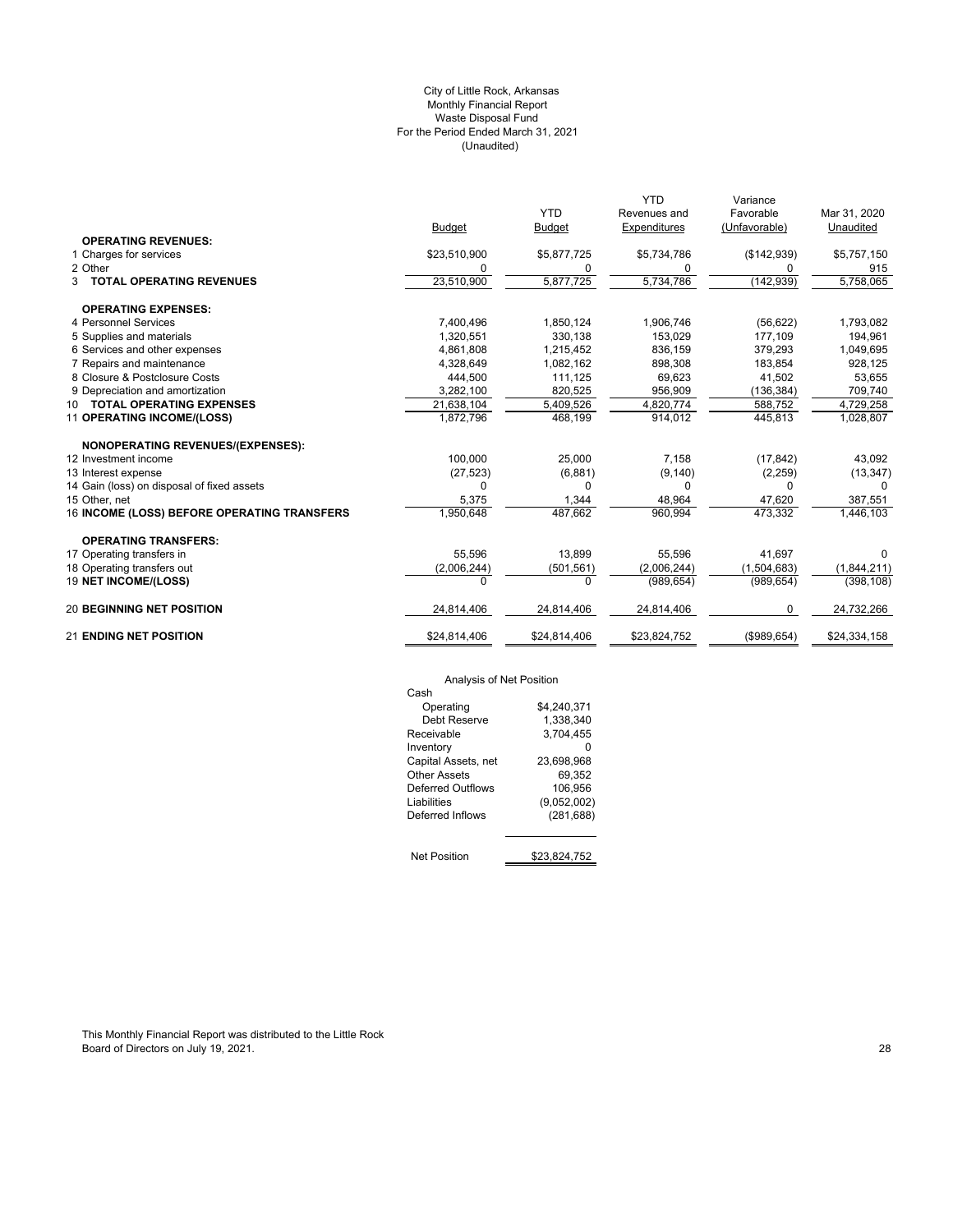City of Little Rock, Arkansas
Monthly Financial Report
Waste Disposal Fund
For the Period Ended March 31, 2021
(Unaudited)

| | Budget | YTD Budget | YTD Revenues and Expenditures | Variance Favorable (Unfavorable) | Mar 31, 2020 Unaudited |
|---|---|---|---|---|---|
| **OPERATING REVENUES:** | | | | | |
| 1 Charges for services | $23,510,900 | $5,877,725 | $5,734,786 | ($142,939) | $5,757,150 |
| 2 Other | 0 | 0 | 0 | 0 | 915 |
| 3 **TOTAL OPERATING REVENUES** | 23,510,900 | 5,877,725 | 5,734,786 | (142,939) | 5,758,065 |
| **OPERATING EXPENSES:** | | | | | |
| 4 Personnel Services | 7,400,496 | 1,850,124 | 1,906,746 | (56,622) | 1,793,082 |
| 5 Supplies and materials | 1,320,551 | 330,138 | 153,029 | 177,109 | 194,961 |
| 6 Services and other expenses | 4,861,808 | 1,215,452 | 836,159 | 379,293 | 1,049,695 |
| 7 Repairs and maintenance | 4,328,649 | 1,082,162 | 898,308 | 183,854 | 928,125 |
| 8 Closure & Postclosure Costs | 444,500 | 111,125 | 69,623 | 41,502 | 53,655 |
| 9 Depreciation and amortization | 3,282,100 | 820,525 | 956,909 | (136,384) | 709,740 |
| 10 **TOTAL OPERATING EXPENSES** | 21,638,104 | 5,409,526 | 4,820,774 | 588,752 | 4,729,258 |
| 11 **OPERATING INCOME/(LOSS)** | 1,872,796 | 468,199 | 914,012 | 445,813 | 1,028,807 |
| **NONOPERATING REVENUES/(EXPENSES):** | | | | | |
| 12 Investment income | 100,000 | 25,000 | 7,158 | (17,842) | 43,092 |
| 13 Interest expense | (27,523) | (6,881) | (9,140) | (2,259) | (13,347) |
| 14 Gain (loss) on disposal of fixed assets | 0 | 0 | 0 | 0 | 0 |
| 15 Other, net | 5,375 | 1,344 | 48,964 | 47,620 | 387,551 |
| 16 **INCOME (LOSS) BEFORE OPERATING TRANSFERS** | 1,950,648 | 487,662 | 960,994 | 473,332 | 1,446,103 |
| **OPERATING TRANSFERS:** | | | | | |
| 17 Operating transfers in | 55,596 | 13,899 | 55,596 | 41,697 | 0 |
| 18 Operating transfers out | (2,006,244) | (501,561) | (2,006,244) | (1,504,683) | (1,844,211) |
| 19 **NET INCOME/(LOSS)** | 0 | 0 | (989,654) | (989,654) | (398,108) |
| 20 **BEGINNING NET POSITION** | 24,814,406 | 24,814,406 | 24,814,406 | 0 | 24,732,266 |
| 21 **ENDING NET POSITION** | $24,814,406 | $24,814,406 | $23,824,752 | ($989,654) | $24,334,158 |

Analysis of Net Position

| | |
|---|---|
| Cash | |
| Operating | $4,240,371 |
| Debt Reserve | 1,338,340 |
| Receivable | 3,704,455 |
| Inventory | 0 |
| Capital Assets, net | 23,698,968 |
| Other Assets | 69,352 |
| Deferred Outflows | 106,956 |
| Liabilities | (9,052,002) |
| Deferred Inflows | (281,688) |
| Net Position | $23,824,752 |

This Monthly Financial Report was distributed to the Little Rock Board of Directors on July 19, 2021.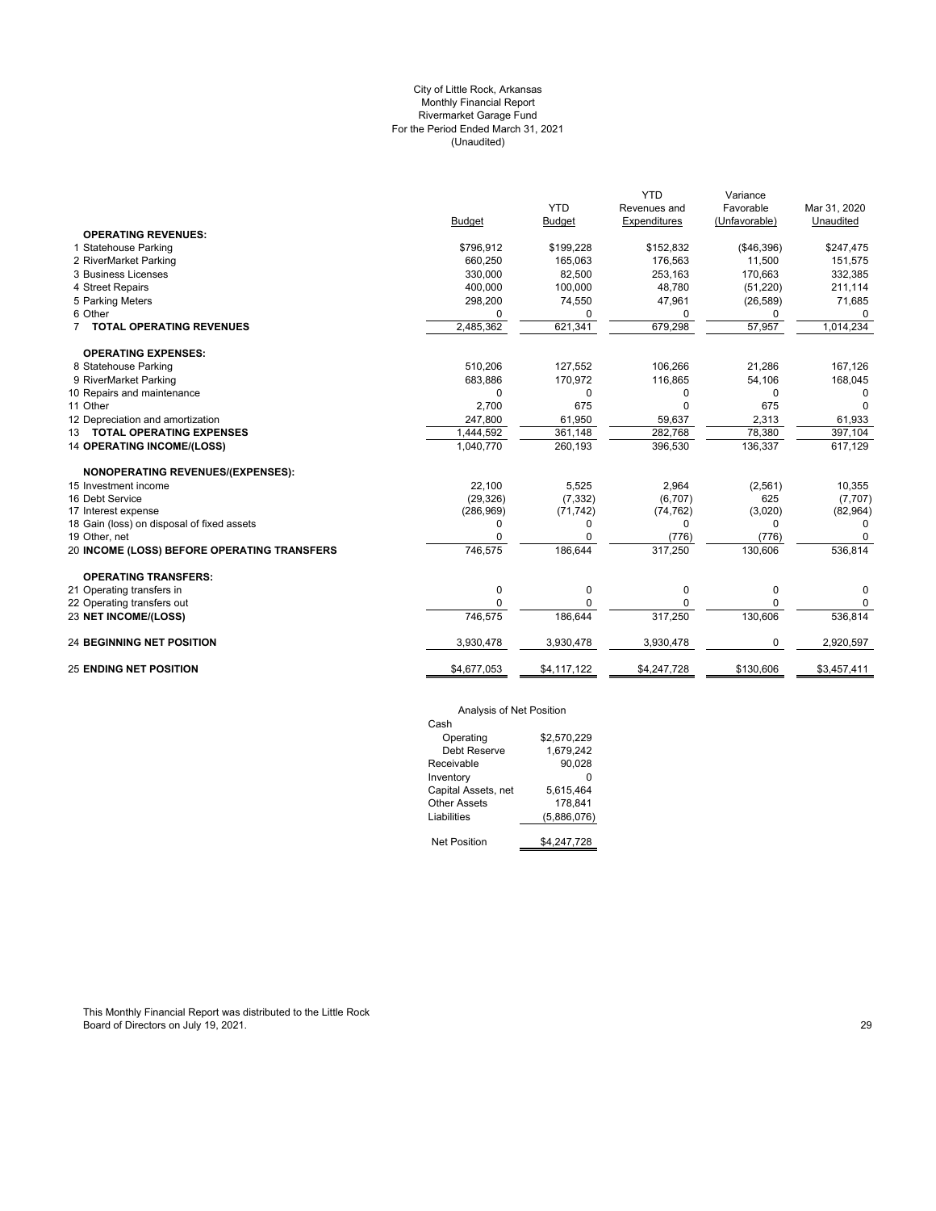City of Little Rock, Arkansas
Monthly Financial Report
Rivermarket Garage Fund
For the Period Ended March 31, 2021
(Unaudited)

| | Budget | YTD Budget | YTD Revenues and Expenditures | Variance Favorable (Unfavorable) | Mar 31, 2020 Unaudited |
|---|---|---|---|---|---|
| **OPERATING REVENUES:** | | | | | |
| 1 Statehouse Parking | $796,912 | $199,228 | $152,832 | ($46,396) | $247,475 |
| 2 RiverMarket Parking | 660,250 | 165,063 | 176,563 | 11,500 | 151,575 |
| 3 Business Licenses | 330,000 | 82,500 | 253,163 | 170,663 | 332,385 |
| 4 Street Repairs | 400,000 | 100,000 | 48,780 | (51,220) | 211,114 |
| 5 Parking Meters | 298,200 | 74,550 | 47,961 | (26,589) | 71,685 |
| 6 Other | 0 | 0 | 0 | 0 | 0 |
| 7 **TOTAL OPERATING REVENUES** | 2,485,362 | 621,341 | 679,298 | 57,957 | 1,014,234 |
| **OPERATING EXPENSES:** | | | | | |
| 8 Statehouse Parking | 510,206 | 127,552 | 106,266 | 21,286 | 167,126 |
| 9 RiverMarket Parking | 683,886 | 170,972 | 116,865 | 54,106 | 168,045 |
| 10 Repairs and maintenance | 0 | 0 | 0 | 0 | 0 |
| 11 Other | 2,700 | 675 | 0 | 675 | 0 |
| 12 Depreciation and amortization | 247,800 | 61,950 | 59,637 | 2,313 | 61,933 |
| 13 **TOTAL OPERATING EXPENSES** | 1,444,592 | 361,148 | 282,768 | 78,380 | 397,104 |
| 14 **OPERATING INCOME/(LOSS)** | 1,040,770 | 260,193 | 396,530 | 136,337 | 617,129 |
| **NONOPERATING REVENUES/(EXPENSES):** | | | | | |
| 15 Investment income | 22,100 | 5,525 | 2,964 | (2,561) | 10,355 |
| 16 Debt Service | (29,326) | (7,332) | (6,707) | 625 | (7,707) |
| 17 Interest expense | (286,969) | (71,742) | (74,762) | (3,020) | (82,964) |
| 18 Gain (loss) on disposal of fixed assets | 0 | 0 | 0 | 0 | 0 |
| 19 Other, net | 0 | 0 | (776) | (776) | 0 |
| 20 **INCOME (LOSS) BEFORE OPERATING TRANSFERS** | 746,575 | 186,644 | 317,250 | 130,606 | 536,814 |
| **OPERATING TRANSFERS:** | | | | | |
| 21 Operating transfers in | 0 | 0 | 0 | 0 | 0 |
| 22 Operating transfers out | 0 | 0 | 0 | 0 | 0 |
| 23 **NET INCOME/(LOSS)** | 746,575 | 186,644 | 317,250 | 130,606 | 536,814 |
| 24 **BEGINNING NET POSITION** | 3,930,478 | 3,930,478 | 3,930,478 | 0 | 2,920,597 |
| 25 **ENDING NET POSITION** | $4,677,053 | $4,117,122 | $4,247,728 | $130,606 | $3,457,411 |

Analysis of Net Position

| | |
|---|---|
| Cash | |
| Operating | $2,570,229 |
| Debt Reserve | 1,679,242 |
| Receivable | 90,028 |
| Inventory | 0 |
| Capital Assets, net | 5,615,464 |
| Other Assets | 178,841 |
| Liabilities | (5,886,076) |
| Net Position | $4,247,728 |

This Monthly Financial Report was distributed to the Little Rock Board of Directors on July 19, 2021.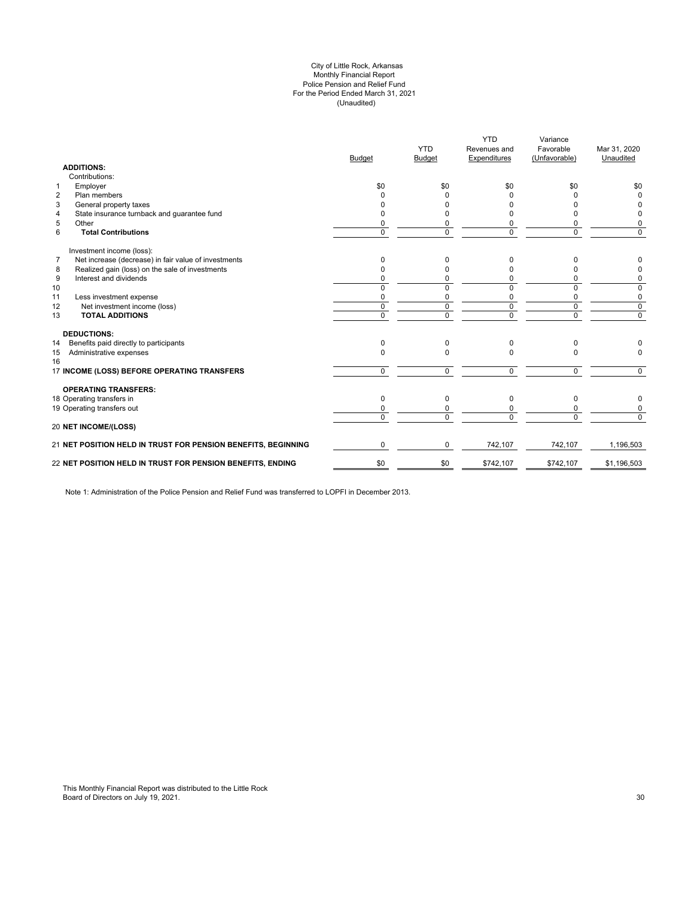City of Little Rock, Arkansas
Monthly Financial Report
Police Pension and Relief Fund
For the Period Ended March 31, 2021
(Unaudited)

| | | Budget | YTD Budget | YTD Revenues and Expenditures | Variance Favorable (Unfavorable) | Mar 31, 2020 Unaudited |
|---|---|---|---|---|---|---|
| | **ADDITIONS:** | | | | | |
| | Contributions: | | | | | |
| 1 | Employer | $0 | $0 | $0 | $0 | $0 |
| 2 | Plan members | 0 | 0 | 0 | 0 | 0 |
| 3 | General property taxes | 0 | 0 | 0 | 0 | 0 |
| 4 | State insurance turnback and guarantee fund | 0 | 0 | 0 | 0 | 0 |
| 5 | Other | 0 | 0 | 0 | 0 | 0 |
| 6 | **Total Contributions** | 0 | 0 | 0 | 0 | 0 |
| | Investment income (loss): | | | | | |
| 7 | Net increase (decrease) in fair value of investments | 0 | 0 | 0 | 0 | 0 |
| 8 | Realized gain (loss) on the sale of investments | 0 | 0 | 0 | 0 | 0 |
| 9 | Interest and dividends | 0 | 0 | 0 | 0 | 0 |
| 10 | | 0 | 0 | 0 | 0 | 0 |
| 11 | Less investment expense | 0 | 0 | 0 | 0 | 0 |
| 12 | Net investment income (loss) | 0 | 0 | 0 | 0 | 0 |
| 13 | **TOTAL ADDITIONS** | 0 | 0 | 0 | 0 | 0 |
| | **DEDUCTIONS:** | | | | | |
| 14 | Benefits paid directly to participants | 0 | 0 | 0 | 0 | 0 |
| 15 | Administrative expenses | 0 | 0 | 0 | 0 | 0 |
| 16 | | | | | | |
| 17 | **INCOME (LOSS) BEFORE OPERATING TRANSFERS** | 0 | 0 | 0 | 0 | 0 |
| | **OPERATING TRANSFERS:** | | | | | |
| 18 | Operating transfers in | 0 | 0 | 0 | 0 | 0 |
| 19 | Operating transfers out | 0 | 0 | 0 | 0 | 0 |
| | | 0 | 0 | 0 | 0 | 0 |
| 20 | **NET INCOME/(LOSS)** | | | | | |
| 21 | **NET POSITION HELD IN TRUST FOR PENSION BENEFITS, BEGINNING** | 0 | 0 | 742,107 | 742,107 | 1,196,503 |
| 22 | **NET POSITION HELD IN TRUST FOR PENSION BENEFITS, ENDING** | $0 | $0 | $742,107 | $742,107 | $1,196,503 |

Note 1: Administration of the Police Pension and Relief Fund was transferred to LOPFI in December 2013.

This Monthly Financial Report was distributed to the Little Rock Board of Directors on July 19, 2021.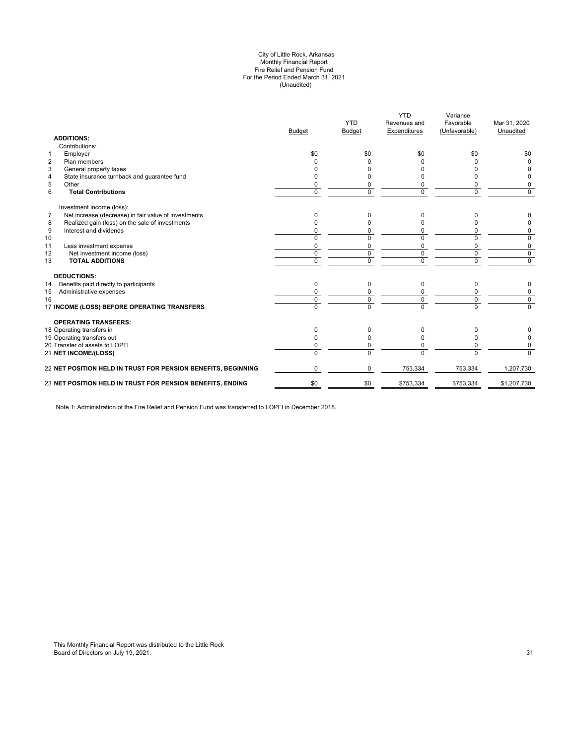City of Little Rock, Arkansas
Monthly Financial Report
Fire Relief and Pension Fund
For the Period Ended March 31, 2021
(Unaudited)

| | | Budget | YTD Budget | YTD Revenues and Expenditures | Variance Favorable (Unfavorable) | Mar 31, 2020 Unaudited |
|---|---|---|---|---|---|---|
| | **ADDITIONS:** | | | | | |
| | Contributions: | | | | | |
| 1 | Employer | $0 | $0 | $0 | $0 | $0 |
| 2 | Plan members | 0 | 0 | 0 | 0 | 0 |
| 3 | General property taxes | 0 | 0 | 0 | 0 | 0 |
| 4 | State insurance turnback and guarantee fund | 0 | 0 | 0 | 0 | 0 |
| 5 | Other | 0 | 0 | 0 | 0 | 0 |
| 6 | **Total Contributions** | 0 | 0 | 0 | 0 | 0 |
| | Investment income (loss): | | | | | |
| 7 | Net increase (decrease) in fair value of investments | 0 | 0 | 0 | 0 | 0 |
| 8 | Realized gain (loss) on the sale of investments | 0 | 0 | 0 | 0 | 0 |
| 9 | Interest and dividends | 0 | 0 | 0 | 0 | 0 |
| 10 | | 0 | 0 | 0 | 0 | 0 |
| 11 | Less investment expense | 0 | 0 | 0 | 0 | 0 |
| 12 | Net investment income (loss) | 0 | 0 | 0 | 0 | 0 |
| 13 | **TOTAL ADDITIONS** | 0 | 0 | 0 | 0 | 0 |
| | **DEDUCTIONS:** | | | | | |
| 14 | Benefits paid directly to participants | 0 | 0 | 0 | 0 | 0 |
| 15 | Administrative expenses | 0 | 0 | 0 | 0 | 0 |
| 16 | | 0 | 0 | 0 | 0 | 0 |
| 17 | **INCOME (LOSS) BEFORE OPERATING TRANSFERS** | 0 | 0 | 0 | 0 | 0 |
| | **OPERATING TRANSFERS:** | | | | | |
| 18 | Operating transfers in | 0 | 0 | 0 | 0 | 0 |
| 19 | Operating transfers out | 0 | 0 | 0 | 0 | 0 |
| 20 | Transfer of assets to LOPFI | 0 | 0 | 0 | 0 | 0 |
| 21 | **NET INCOME/(LOSS)** | 0 | 0 | 0 | 0 | 0 |
| 22 | **NET POSITION HELD IN TRUST FOR PENSION BENEFITS, BEGINNING** | 0 | 0 | 753,334 | 753,334 | 1,207,730 |
| 23 | **NET POSITION HELD IN TRUST FOR PENSION BENEFITS, ENDING** | $0 | $0 | $753,334 | $753,334 | $1,207,730 |

Note 1: Administration of the Fire Relief and Pension Fund was transferred to LOPFI in December 2018.

This Monthly Financial Report was distributed to the Little Rock Board of Directors on July 19, 2021.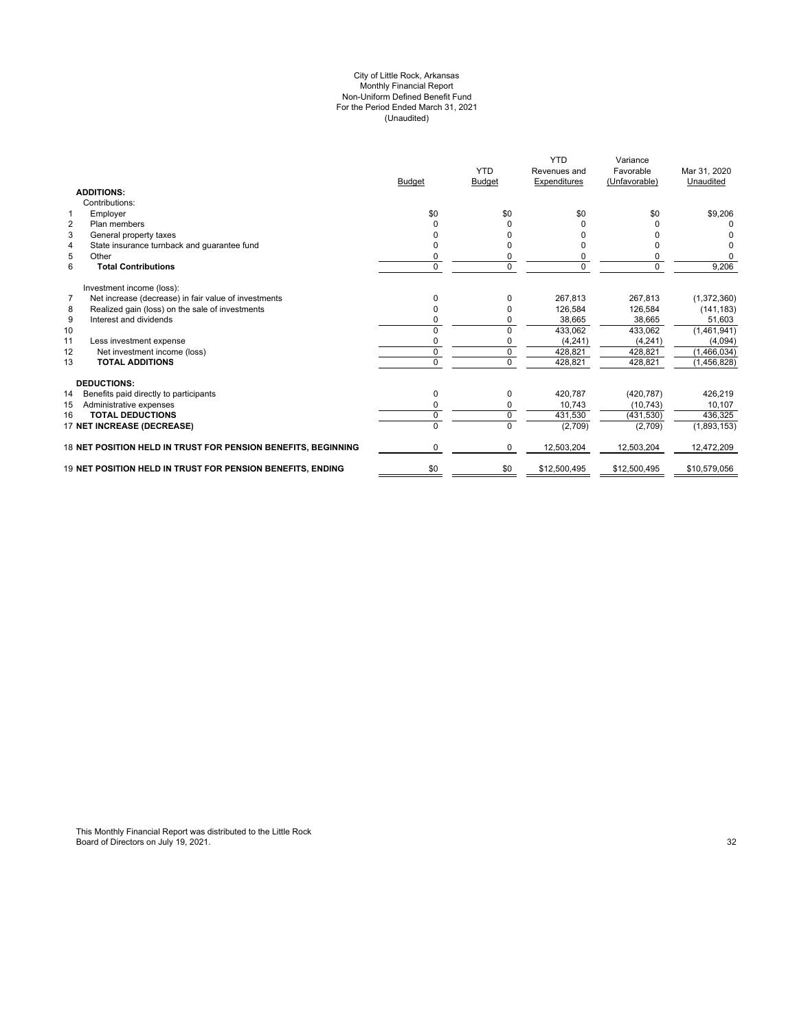City of Little Rock, Arkansas
Monthly Financial Report
Non-Uniform Defined Benefit Fund
For the Period Ended March 31, 2021
(Unaudited)

| | | Budget | YTD Budget | YTD Revenues and Expenditures | Variance Favorable (Unfavorable) | Mar 31, 2020 Unaudited |
|---|---|---|---|---|---|---|
| | **ADDITIONS:** | | | | | |
| | Contributions: | | | | | |
| 1 | Employer | $0 | $0 | $0 | $0 | $9,206 |
| 2 | Plan members | 0 | 0 | 0 | 0 | 0 |
| 3 | General property taxes | 0 | 0 | 0 | 0 | 0 |
| 4 | State insurance turnback and guarantee fund | 0 | 0 | 0 | 0 | 0 |
| 5 | Other | 0 | 0 | 0 | 0 | 0 |
| 6 | **Total Contributions** | 0 | 0 | 0 | 0 | 9,206 |
| | Investment income (loss): | | | | | |
| 7 | Net increase (decrease) in fair value of investments | 0 | 0 | 267,813 | 267,813 | (1,372,360) |
| 8 | Realized gain (loss) on the sale of investments | 0 | 0 | 126,584 | 126,584 | (141,183) |
| 9 | Interest and dividends | 0 | 0 | 38,665 | 38,665 | 51,603 |
| 10 | | 0 | 0 | 433,062 | 433,062 | (1,461,941) |
| 11 | Less investment expense | 0 | 0 | (4,241) | (4,241) | (4,094) |
| 12 | Net investment income (loss) | 0 | 0 | 428,821 | 428,821 | (1,466,034) |
| 13 | **TOTAL ADDITIONS** | 0 | 0 | 428,821 | 428,821 | (1,456,828) |
| | **DEDUCTIONS:** | | | | | |
| 14 | Benefits paid directly to participants | 0 | 0 | 420,787 | (420,787) | 426,219 |
| 15 | Administrative expenses | 0 | 0 | 10,743 | (10,743) | 10,107 |
| 16 | **TOTAL DEDUCTIONS** | 0 | 0 | 431,530 | (431,530) | 436,325 |
| 17 | **NET INCREASE (DECREASE)** | 0 | 0 | (2,709) | (2,709) | (1,893,153) |
| 18 | **NET POSITION HELD IN TRUST FOR PENSION BENEFITS, BEGINNING** | 0 | 0 | 12,503,204 | 12,503,204 | 12,472,209 |
| 19 | **NET POSITION HELD IN TRUST FOR PENSION BENEFITS, ENDING** | $0 | $0 | $12,500,495 | $12,500,495 | $10,579,056 |

This Monthly Financial Report was distributed to the Little Rock Board of Directors on July 19, 2021.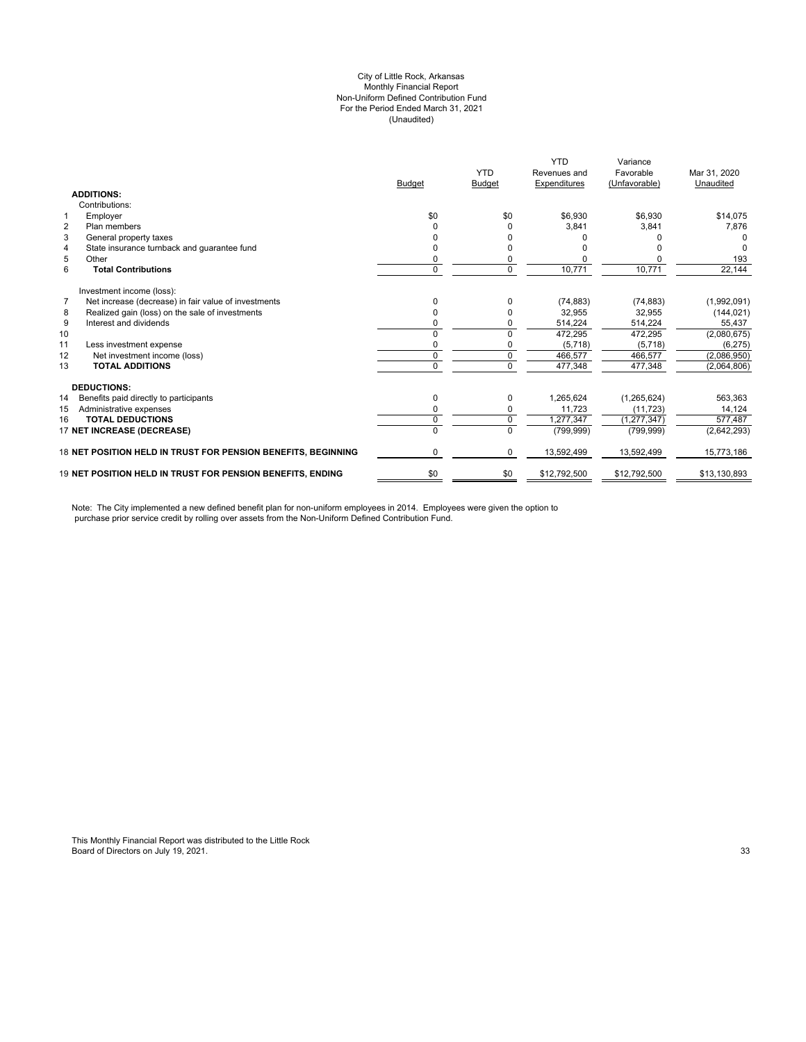City of Little Rock, Arkansas
Monthly Financial Report
Non-Uniform Defined Contribution Fund
For the Period Ended March 31, 2021
(Unaudited)

| | | Budget | YTD Budget | YTD Revenues and Expenditures | Variance Favorable (Unfavorable) | Mar 31, 2020 Unaudited |
|---|---|---|---|---|---|---|
| | **ADDITIONS:** | | | | | |
| | Contributions: | | | | | |
| 1 | Employer | $0 | $0 | $6,930 | $6,930 | $14,075 |
| 2 | Plan members | 0 | 0 | 3,841 | 3,841 | 7,876 |
| 3 | General property taxes | 0 | 0 | 0 | 0 | 0 |
| 4 | State insurance turnback and guarantee fund | 0 | 0 | 0 | 0 | 0 |
| 5 | Other | 0 | 0 | 0 | 0 | 193 |
| 6 | **Total Contributions** | 0 | 0 | 10,771 | 10,771 | 22,144 |
| | Investment income (loss): | | | | | |
| 7 | Net increase (decrease) in fair value of investments | 0 | 0 | (74,883) | (74,883) | (1,992,091) |
| 8 | Realized gain (loss) on the sale of investments | 0 | 0 | 32,955 | 32,955 | (144,021) |
| 9 | Interest and dividends | 0 | 0 | 514,224 | 514,224 | 55,437 |
| 10 | | 0 | 0 | 472,295 | 472,295 | (2,080,675) |
| 11 | Less investment expense | 0 | 0 | (5,718) | (5,718) | (6,275) |
| 12 | Net investment income (loss) | 0 | 0 | 466,577 | 466,577 | (2,086,950) |
| 13 | **TOTAL ADDITIONS** | 0 | 0 | 477,348 | 477,348 | (2,064,806) |
| | **DEDUCTIONS:** | | | | | |
| 14 | Benefits paid directly to participants | 0 | 0 | 1,265,624 | (1,265,624) | 563,363 |
| 15 | Administrative expenses | 0 | 0 | 11,723 | (11,723) | 14,124 |
| 16 | **TOTAL DEDUCTIONS** | 0 | 0 | 1,277,347 | (1,277,347) | 577,487 |
| 17 | **NET INCREASE (DECREASE)** | 0 | 0 | (799,999) | (799,999) | (2,642,293) |
| 18 | **NET POSITION HELD IN TRUST FOR PENSION BENEFITS, BEGINNING** | 0 | 0 | 13,592,499 | 13,592,499 | 15,773,186 |
| 19 | **NET POSITION HELD IN TRUST FOR PENSION BENEFITS, ENDING** | $0 | $0 | $12,792,500 | $12,792,500 | $13,130,893 |

Note: The City implemented a new defined benefit plan for non-uniform employees in 2014. Employees were given the option to purchase prior service credit by rolling over assets from the Non-Uniform Defined Contribution Fund.

This Monthly Financial Report was distributed to the Little Rock Board of Directors on July 19, 2021.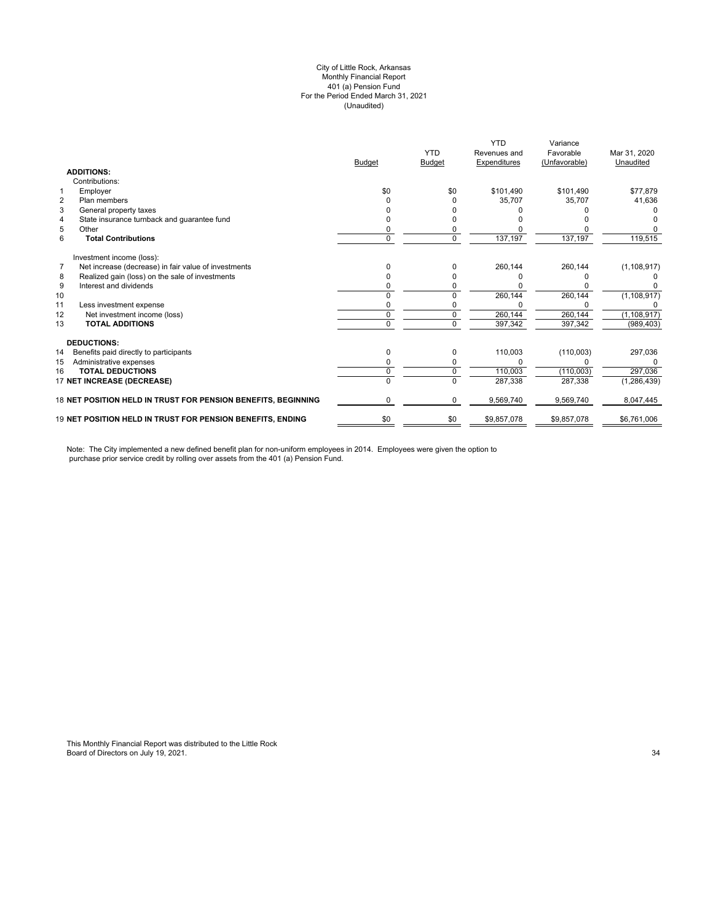City of Little Rock, Arkansas
Monthly Financial Report
401 (a) Pension Fund
For the Period Ended March 31, 2021
(Unaudited)

| | | Budget | YTD Budget | YTD Revenues and Expenditures | Variance Favorable (Unfavorable) | Mar 31, 2020 Unaudited |
|---|---|---|---|---|---|---|
| | **ADDITIONS:** | | | | | |
| | Contributions: | | | | | |
| 1 | Employer | $0 | $0 | $101,490 | $101,490 | $77,879 |
| 2 | Plan members | 0 | 0 | 35,707 | 35,707 | 41,636 |
| 3 | General property taxes | 0 | 0 | 0 | 0 | 0 |
| 4 | State insurance turnback and guarantee fund | 0 | 0 | 0 | 0 | 0 |
| 5 | Other | 0 | 0 | 0 | 0 | 0 |
| 6 | **Total Contributions** | 0 | 0 | 137,197 | 137,197 | 119,515 |
| | Investment income (loss): | | | | | |
| 7 | Net increase (decrease) in fair value of investments | 0 | 0 | 260,144 | 260,144 | (1,108,917) |
| 8 | Realized gain (loss) on the sale of investments | 0 | 0 | 0 | 0 | 0 |
| 9 | Interest and dividends | 0 | 0 | 0 | 0 | 0 |
| 10 | | 0 | 0 | 260,144 | 260,144 | (1,108,917) |
| 11 | Less investment expense | 0 | 0 | 0 | 0 | 0 |
| 12 | Net investment income (loss) | 0 | 0 | 260,144 | 260,144 | (1,108,917) |
| 13 | **TOTAL ADDITIONS** | 0 | 0 | 397,342 | 397,342 | (989,403) |
| | **DEDUCTIONS:** | | | | | |
| 14 | Benefits paid directly to participants | 0 | 0 | 110,003 | (110,003) | 297,036 |
| 15 | Administrative expenses | 0 | 0 | 0 | 0 | 0 |
| 16 | **TOTAL DEDUCTIONS** | 0 | 0 | 110,003 | (110,003) | 297,036 |
| 17 | **NET INCREASE (DECREASE)** | 0 | 0 | 287,338 | 287,338 | (1,286,439) |
| 18 | **NET POSITION HELD IN TRUST FOR PENSION BENEFITS, BEGINNING** | 0 | 0 | 9,569,740 | 9,569,740 | 8,047,445 |
| 19 | **NET POSITION HELD IN TRUST FOR PENSION BENEFITS, ENDING** | $0 | $0 | $9,857,078 | $9,857,078 | $6,761,006 |

Note: The City implemented a new defined benefit plan for non-uniform employees in 2014. Employees were given the option to purchase prior service credit by rolling over assets from the 401 (a) Pension Fund.

This Monthly Financial Report was distributed to the Little Rock Board of Directors on July 19, 2021.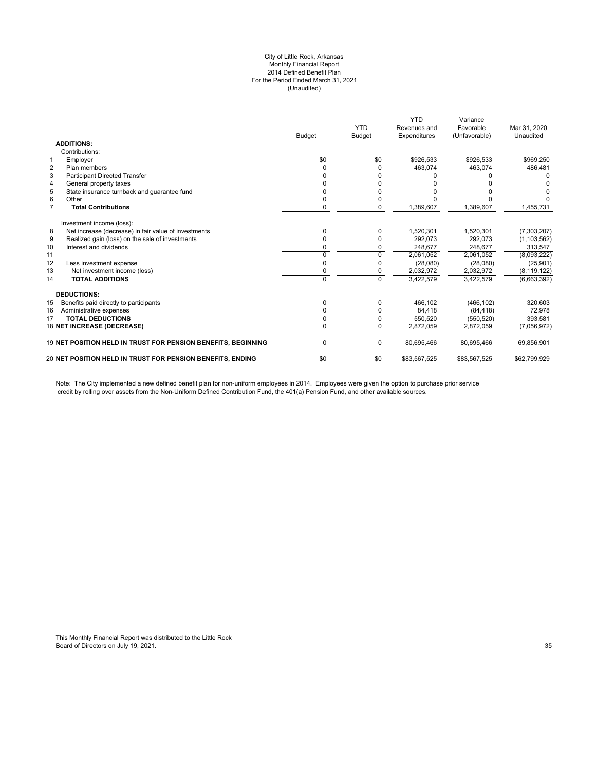City of Little Rock, Arkansas
Monthly Financial Report
2014 Defined Benefit Plan
For the Period Ended March 31, 2021
(Unaudited)

| | | Budget | YTD Budget | YTD Revenues and Expenditures | Variance Favorable (Unfavorable) | Mar 31, 2020 Unaudited |
|---|---|---|---|---|---|---|
| | **ADDITIONS:** | | | | | |
| | Contributions: | | | | | |
| 1 | Employer | $0 | $0 | $926,533 | $926,533 | $969,250 |
| 2 | Plan members | 0 | 0 | 463,074 | 463,074 | 486,481 |
| 3 | Participant Directed Transfer | 0 | 0 | 0 | 0 | 0 |
| 4 | General property taxes | 0 | 0 | 0 | 0 | 0 |
| 5 | State insurance turnback and guarantee fund | 0 | 0 | 0 | 0 | 0 |
| 6 | Other | 0 | 0 | 0 | 0 | 0 |
| 7 | **Total Contributions** | 0 | 0 | 1,389,607 | 1,389,607 | 1,455,731 |
| | Investment income (loss): | | | | | |
| 8 | Net increase (decrease) in fair value of investments | 0 | 0 | 1,520,301 | 1,520,301 | (7,303,207) |
| 9 | Realized gain (loss) on the sale of investments | 0 | 0 | 292,073 | 292,073 | (1,103,562) |
| 10 | Interest and dividends | 0 | 0 | 248,677 | 248,677 | 313,547 |
| 11 | | 0 | 0 | 2,061,052 | 2,061,052 | (8,093,222) |
| 12 | Less investment expense | 0 | 0 | (28,080) | (28,080) | (25,901) |
| 13 | Net investment income (loss) | 0 | 0 | 2,032,972 | 2,032,972 | (8,119,122) |
| 14 | **TOTAL ADDITIONS** | 0 | 0 | 3,422,579 | 3,422,579 | (6,663,392) |
| | **DEDUCTIONS:** | | | | | |
| 15 | Benefits paid directly to participants | 0 | 0 | 466,102 | (466,102) | 320,603 |
| 16 | Administrative expenses | 0 | 0 | 84,418 | (84,418) | 72,978 |
| 17 | **TOTAL DEDUCTIONS** | 0 | 0 | 550,520 | (550,520) | 393,581 |
| 18 | **NET INCREASE (DECREASE)** | 0 | 0 | 2,872,059 | 2,872,059 | (7,056,972) |
| 19 | **NET POSITION HELD IN TRUST FOR PENSION BENEFITS, BEGINNING** | 0 | 0 | 80,695,466 | 80,695,466 | 69,856,901 |
| 20 | **NET POSITION HELD IN TRUST FOR PENSION BENEFITS, ENDING** | $0 | $0 | $83,567,525 | $83,567,525 | $62,799,929 |

Note: The City implemented a new defined benefit plan for non-uniform employees in 2014. Employees were given the option to purchase prior service credit by rolling over assets from the Non-Uniform Defined Contribution Fund, the 401(a) Pension Fund, and other available sources.

This Monthly Financial Report was distributed to the Little Rock Board of Directors on July 19, 2021.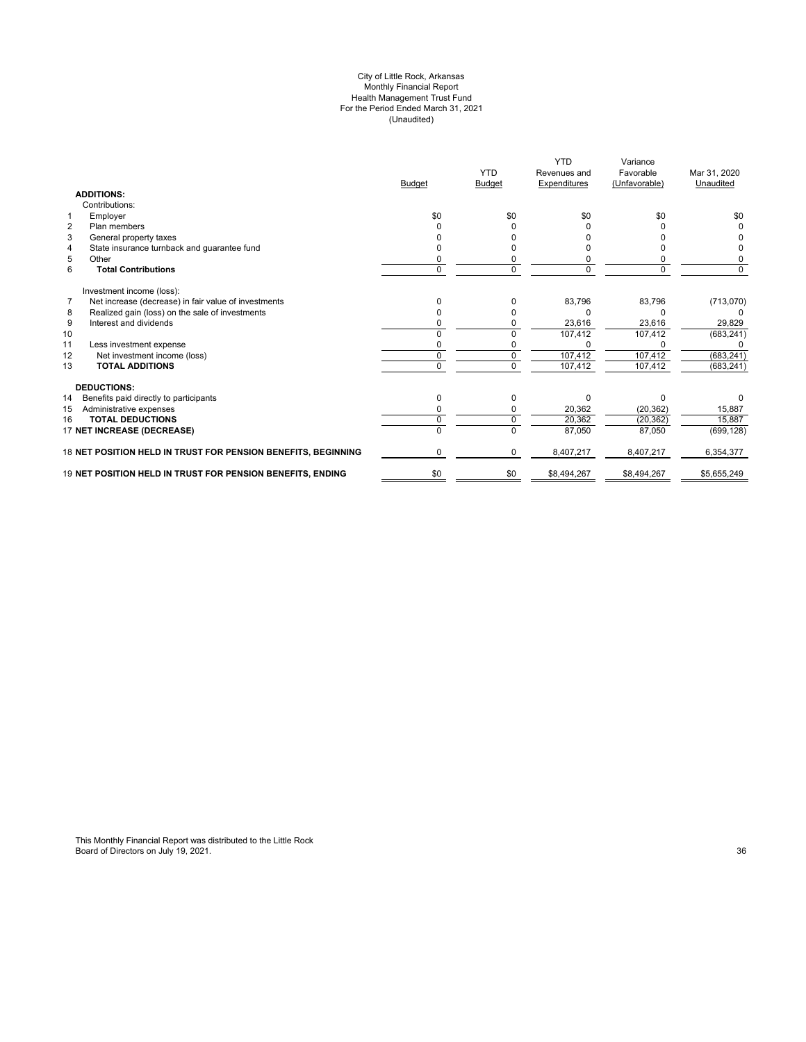City of Little Rock, Arkansas
Monthly Financial Report
Health Management Trust Fund
For the Period Ended March 31, 2021
(Unaudited)

| | | Budget | YTD Budget | YTD Revenues and Expenditures | Variance Favorable (Unfavorable) | Mar 31, 2020 Unaudited |
|---|---|---|---|---|---|---|
| | **ADDITIONS:** | | | | | |
| | Contributions: | | | | | |
| 1 | Employer | $0 | $0 | $0 | $0 | $0 |
| 2 | Plan members | 0 | 0 | 0 | 0 | 0 |
| 3 | General property taxes | 0 | 0 | 0 | 0 | 0 |
| 4 | State insurance turnback and guarantee fund | 0 | 0 | 0 | 0 | 0 |
| 5 | Other | 0 | 0 | 0 | 0 | 0 |
| 6 | **Total Contributions** | 0 | 0 | 0 | 0 | 0 |
| | Investment income (loss): | | | | | |
| 7 | Net increase (decrease) in fair value of investments | 0 | 0 | 83,796 | 83,796 | (713,070) |
| 8 | Realized gain (loss) on the sale of investments | 0 | 0 | 0 | 0 | 0 |
| 9 | Interest and dividends | 0 | 0 | 23,616 | 23,616 | 29,829 |
| 10 | | 0 | 0 | 107,412 | 107,412 | (683,241) |
| 11 | Less investment expense | 0 | 0 | 0 | 0 | 0 |
| 12 | Net investment income (loss) | 0 | 0 | 107,412 | 107,412 | (683,241) |
| 13 | **TOTAL ADDITIONS** | 0 | 0 | 107,412 | 107,412 | (683,241) |
| | **DEDUCTIONS:** | | | | | |
| 14 | Benefits paid directly to participants | 0 | 0 | 0 | 0 | 0 |
| 15 | Administrative expenses | 0 | 0 | 20,362 | (20,362) | 15,887 |
| 16 | **TOTAL DEDUCTIONS** | 0 | 0 | 20,362 | (20,362) | 15,887 |
| 17 | **NET INCREASE (DECREASE)** | 0 | 0 | 87,050 | 87,050 | (699,128) |
| 18 | **NET POSITION HELD IN TRUST FOR PENSION BENEFITS, BEGINNING** | 0 | 0 | 8,407,217 | 8,407,217 | 6,354,377 |
| 19 | **NET POSITION HELD IN TRUST FOR PENSION BENEFITS, ENDING** | $0 | $0 | $8,494,267 | $8,494,267 | $5,655,249 |

This Monthly Financial Report was distributed to the Little Rock Board of Directors on July 19, 2021.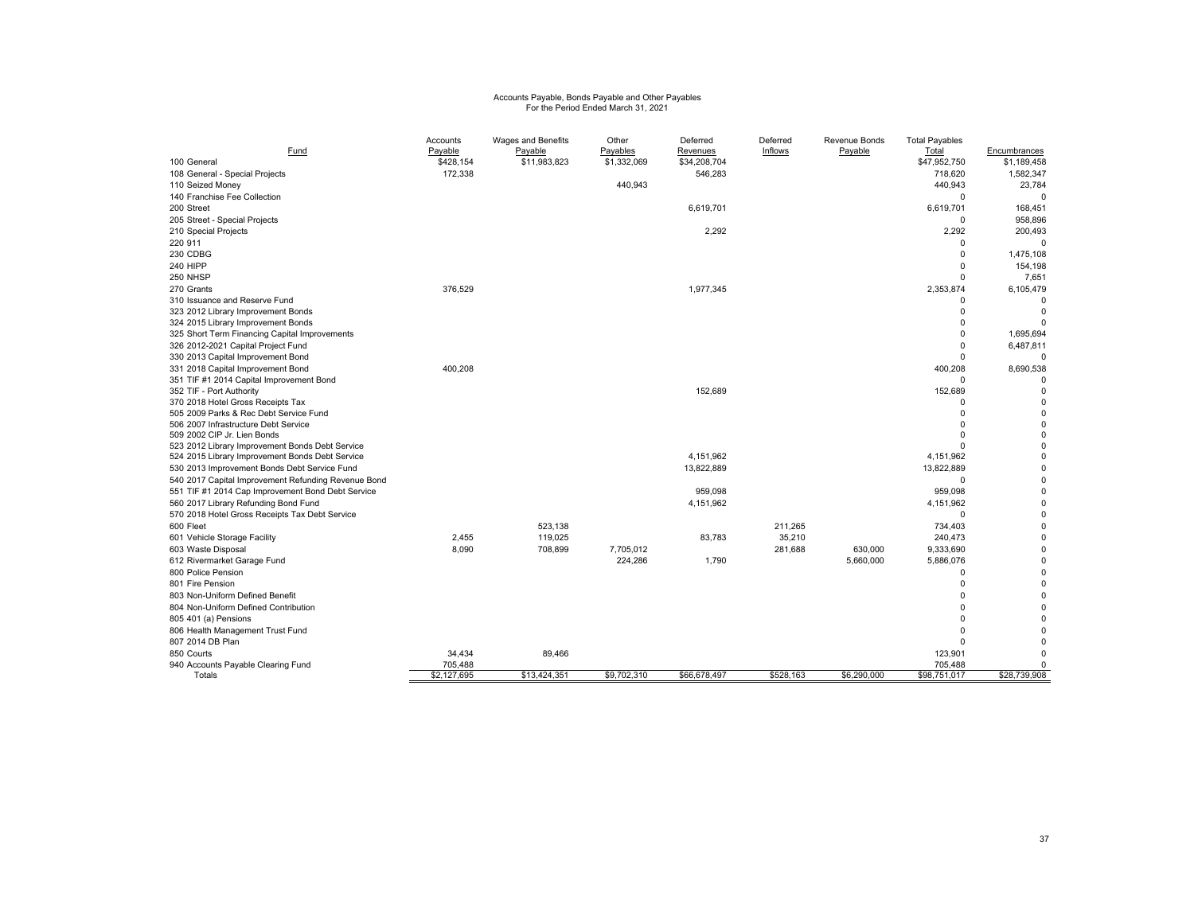Accounts Payable, Bonds Payable and Other Payables
For the Period Ended March 31, 2021

| Fund | Accounts Payable | Wages and Benefits Payable | Other Payables | Deferred Revenues | Deferred Inflows | Revenue Bonds Payable | Total Payables Total | Encumbrances |
|---|---|---|---|---|---|---|---|---|
| 100 General | $428,154 | $11,983,823 | $1,332,069 | $34,208,704 | | | $47,952,750 | $1,189,458 |
| 108 General - Special Projects | 172,338 | | | 546,283 | | | 718,620 | 1,582,347 |
| 110 Seized Money | | | 440,943 | | | | 440,943 | 23,784 |
| 140 Franchise Fee Collection | | | | | | | 0 | 0 |
| 200 Street | | | | 6,619,701 | | | 6,619,701 | 168,451 |
| 205 Street - Special Projects | | | | | | | 0 | 958,896 |
| 210 Special Projects | | | | 2,292 | | | 2,292 | 200,493 |
| 220 911 | | | | | | | 0 | 0 |
| 230 CDBG | | | | | | | 0 | 1,475,108 |
| 240 HIPP | | | | | | | 0 | 154,198 |
| 250 NHSP | | | | | | | 0 | 7,651 |
| 270 Grants | 376,529 | | | 1,977,345 | | | 2,353,874 | 6,105,479 |
| 310 Issuance and Reserve Fund | | | | | | | 0 | 0 |
| 323 2012 Library Improvement Bonds | | | | | | | 0 | 0 |
| 324 2015 Library Improvement Bonds | | | | | | | 0 | 0 |
| 325 Short Term Financing Capital Improvements | | | | | | | 0 | 1,695,694 |
| 326 2012-2021 Capital Project Fund | | | | | | | 0 | 6,487,811 |
| 330 2013 Capital Improvement Bond | | | | | | | 0 | 0 |
| 331 2018 Capital Improvement Bond | 400,208 | | | | | | 400,208 | 8,690,538 |
| 351 TIF #1 2014 Capital Improvement Bond | | | | | | | 0 | 0 |
| 352 TIF - Port Authority | | | | 152,689 | | | 152,689 | 0 |
| 370 2018 Hotel Gross Receipts Tax | | | | | | | 0 | 0 |
| 505 2009 Parks & Rec Debt Service Fund | | | | | | | 0 | 0 |
| 506 2007 Infrastructure Debt Service | | | | | | | 0 | 0 |
| 509 2002 CIP Jr. Lien Bonds | | | | | | | 0 | 0 |
| 523 2012 Library Improvement Bonds Debt Service | | | | | | | 0 | 0 |
| 524 2015 Library Improvement Bonds Debt Service | | | | 4,151,962 | | | 4,151,962 | 0 |
| 530 2013 Improvement Bonds Debt Service Fund | | | | 13,822,889 | | | 13,822,889 | 0 |
| 540 2017 Capital Improvement Refunding Revenue Bond | | | | | | | 0 | 0 |
| 551 TIF #1 2014 Cap Improvement Bond Debt Service | | | | 959,098 | | | 959,098 | 0 |
| 560 2017 Library Refunding Bond Fund | | | | 4,151,962 | | | 4,151,962 | 0 |
| 570 2018 Hotel Gross Receipts Tax Debt Service | | | | | | | 0 | 0 |
| 600 Fleet | | 523,138 | | | 211,265 | | 734,403 | 0 |
| 601 Vehicle Storage Facility | 2,455 | 119,025 | | 83,783 | 35,210 | | 240,473 | 0 |
| 603 Waste Disposal | 8,090 | 708,899 | 7,705,012 | | 281,688 | 630,000 | 9,333,690 | 0 |
| 612 Rivermarket Garage Fund | | | 224,286 | 1,790 | | 5,660,000 | 5,886,076 | 0 |
| 800 Police Pension | | | | | | | 0 | 0 |
| 801 Fire Pension | | | | | | | 0 | 0 |
| 803 Non-Uniform Defined Benefit | | | | | | | 0 | 0 |
| 804 Non-Uniform Defined Contribution | | | | | | | 0 | 0 |
| 805 401 (a) Pensions | | | | | | | 0 | 0 |
| 806 Health Management Trust Fund | | | | | | | 0 | 0 |
| 807 2014 DB Plan | | | | | | | 0 | 0 |
| 850 Courts | 34,434 | 89,466 | | | | | 123,901 | 0 |
| 940 Accounts Payable Clearing Fund | 705,488 | | | | | | 705,488 | 0 |
| Totals | $2,127,695 | $13,424,351 | $9,702,310 | $66,678,497 | $528,163 | $6,290,000 | $98,751,017 | $28,739,908 |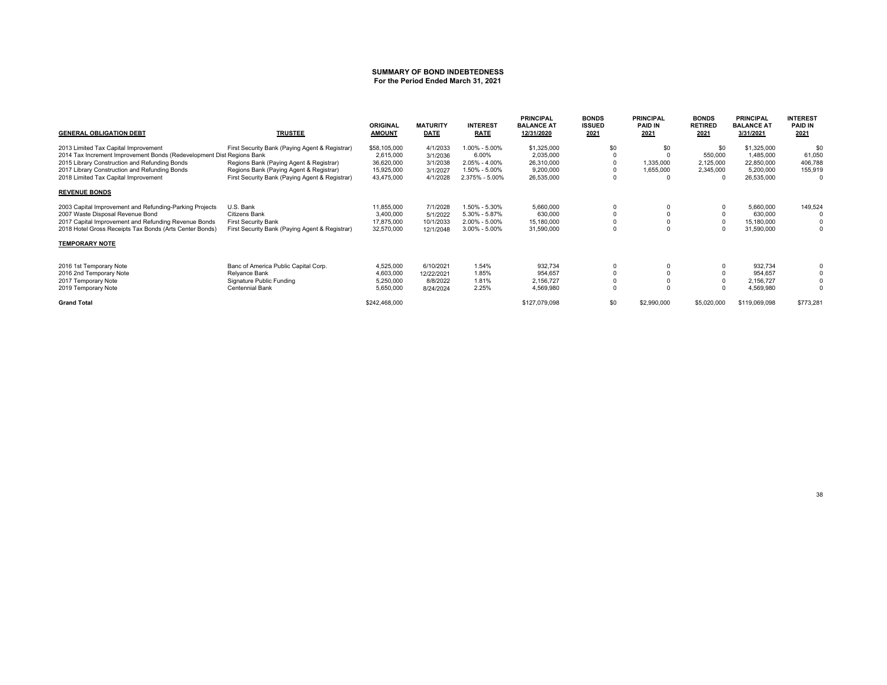## SUMMARY OF BOND INDEBTEDNESS
**For the Period Ended March 31, 2021**

| GENERAL OBLIGATION DEBT | TRUSTEE | ORIGINAL AMOUNT | MATURITY DATE | INTEREST RATE | PRINCIPAL BALANCE AT 12/31/2020 | BONDS ISSUED 2021 | PRINCIPAL PAID IN 2021 | BONDS RETIRED 2021 | PRINCIPAL BALANCE AT 3/31/2021 | INTEREST PAID IN 2021 |
|---|---|---|---|---|---|---|---|---|---|---|
| 2013 Limited Tax Capital Improvement | First Security Bank (Paying Agent & Registrar) | $58,105,000 | 4/1/2033 | 1.00% - 5.00% | $1,325,000 | $0 | $0 | $0 | $1,325,000 | $0 |
| 2014 Tax Increment Improvement Bonds (Redevelopment Dist | Regions Bank | 2,615,000 | 3/1/2036 | 6.00% | 2,035,000 | 0 | 0 | 550,000 | 1,485,000 | 61,050 |
| 2015 Library Construction and Refunding Bonds | Regions Bank (Paying Agent & Registrar) | 36,620,000 | 3/1/2038 | 2.05% - 4.00% | 26,310,000 | 0 | 1,335,000 | 2,125,000 | 22,850,000 | 406,788 |
| 2017 Library Construction and Refunding Bonds | Regions Bank (Paying Agent & Registrar) | 15,925,000 | 3/1/2027 | 1.50% - 5.00% | 9,200,000 | 0 | 1,655,000 | 2,345,000 | 5,200,000 | 155,919 |
| 2018 Limited Tax Capital Improvement | First Security Bank (Paying Agent & Registrar) | 43,475,000 | 4/1/2028 | 2.375% - 5.00% | 26,535,000 | 0 | 0 | 0 | 26,535,000 | 0 |
| **REVENUE BONDS** | | | | | | | | | | |
| 2003 Capital Improvement and Refunding-Parking Projects | U.S. Bank | 11,855,000 | 7/1/2028 | 1.50% - 5.30% | 5,660,000 | 0 | 0 | 0 | 5,660,000 | 149,524 |
| 2007 Waste Disposal Revenue Bond | Citizens Bank | 3,400,000 | 5/1/2022 | 5.30% - 5.87% | 630,000 | 0 | 0 | 0 | 630,000 | 0 |
| 2017 Capital Improvement and Refunding Revenue Bonds | First Security Bank | 17,875,000 | 10/1/2033 | 2.00% - 5.00% | 15,180,000 | 0 | 0 | 0 | 15,180,000 | 0 |
| 2018 Hotel Gross Receipts Tax Bonds (Arts Center Bonds) | First Security Bank (Paying Agent & Registrar) | 32,570,000 | 12/1/2048 | 3.00% - 5.00% | 31,590,000 | 0 | 0 | 0 | 31,590,000 | 0 |
| **TEMPORARY NOTE** | | | | | | | | | | |
| 2016 1st Temporary Note | Banc of America Public Capital Corp. | 4,525,000 | 6/10/2021 | 1.54% | 932,734 | 0 | 0 | 0 | 932,734 | 0 |
| 2016 2nd Temporary Note | Relyance Bank | 4,603,000 | 12/22/2021 | 1.85% | 954,657 | 0 | 0 | 0 | 954,657 | 0 |
| 2017 Temporary Note | Signature Public Funding | 5,250,000 | 8/8/2022 | 1.81% | 2,156,727 | 0 | 0 | 0 | 2,156,727 | 0 |
| 2019 Temporary Note | Centennial Bank | 5,650,000 | 8/24/2024 | 2.25% | 4,569,980 | 0 | 0 | 0 | 4,569,980 | 0 |
| **Grand Total** | | $242,468,000 | | | $127,079,098 | $0 | $2,990,000 | $5,020,000 | $119,069,098 | $773,281 |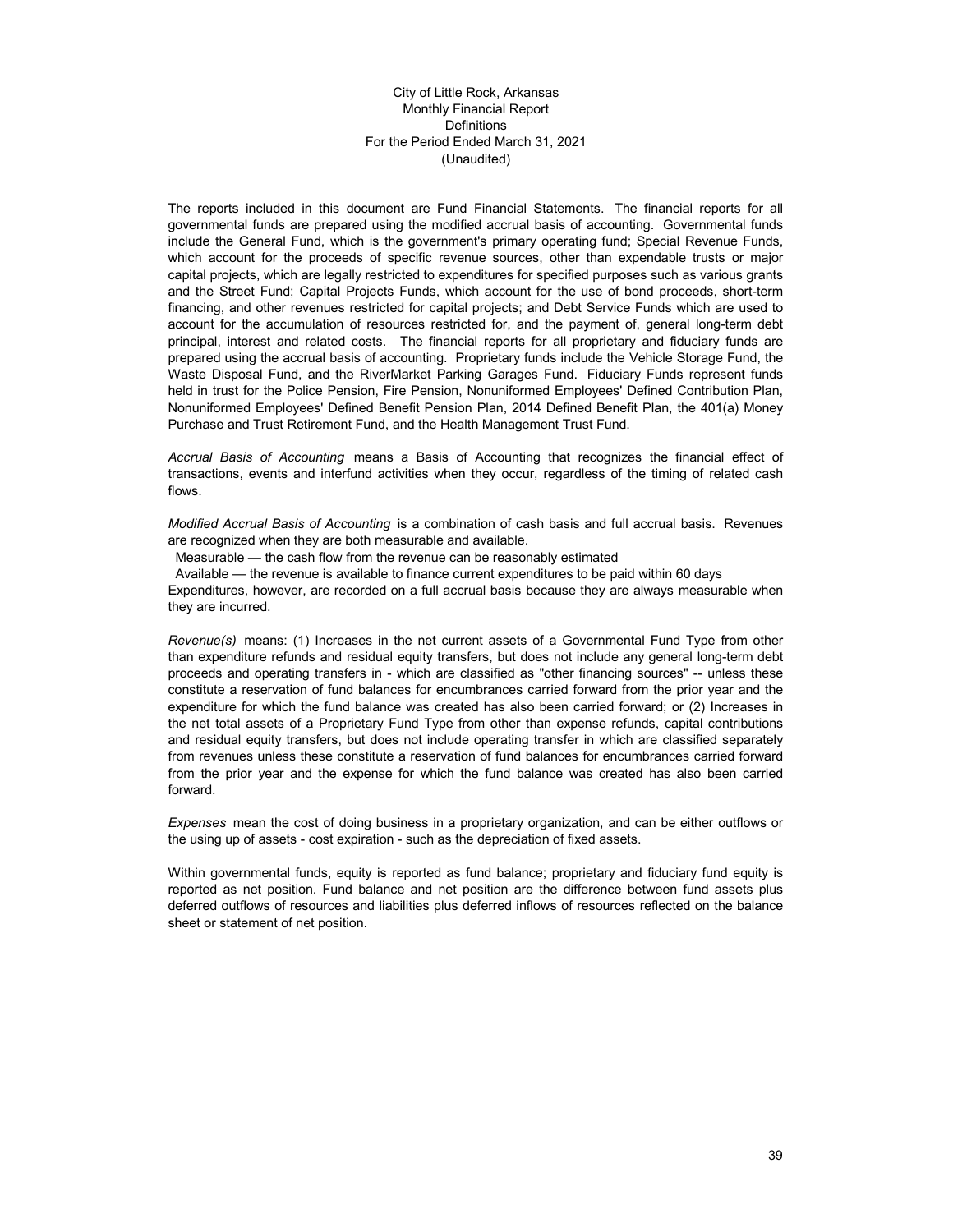# City of Little Rock, Arkansas
## Monthly Financial Report
## Definitions
## For the Period Ended March 31, 2021
## (Unaudited)

The reports included in this document are Fund Financial Statements. The financial reports for all governmental funds are prepared using the modified accrual basis of accounting. Governmental funds include the General Fund, which is the government's primary operating fund; Special Revenue Funds, which account for the proceeds of specific revenue sources, other than expendable trusts or major capital projects, which are legally restricted to expenditures for specified purposes such as various grants and the Street Fund; Capital Projects Funds, which account for the use of bond proceeds, short-term financing, and other revenues restricted for capital projects; and Debt Service Funds which are used to account for the accumulation of resources restricted for, and the payment of, general long-term debt principal, interest and related costs. The financial reports for all proprietary and fiduciary funds are prepared using the accrual basis of accounting. Proprietary funds include the Vehicle Storage Fund, the Waste Disposal Fund, and the RiverMarket Parking Garages Fund. Fiduciary Funds represent funds held in trust for the Police Pension, Fire Pension, Nonuniformed Employees' Defined Contribution Plan, Nonuniformed Employees' Defined Benefit Pension Plan, 2014 Defined Benefit Plan, the 401(a) Money Purchase and Trust Retirement Fund, and the Health Management Trust Fund.

*Accrual Basis of Accounting* means a Basis of Accounting that recognizes the financial effect of transactions, events and interfund activities when they occur, regardless of the timing of related cash flows.

*Modified Accrual Basis of Accounting* is a combination of cash basis and full accrual basis. Revenues are recognized when they are both measurable and available.

Measurable — the cash flow from the revenue can be reasonably estimated

Available — the revenue is available to finance current expenditures to be paid within 60 days

Expenditures, however, are recorded on a full accrual basis because they are always measurable when they are incurred.

*Revenue(s)* means: (1) Increases in the net current assets of a Governmental Fund Type from other than expenditure refunds and residual equity transfers, but does not include any general long-term debt proceeds and operating transfers in - which are classified as "other financing sources" -- unless these constitute a reservation of fund balances for encumbrances carried forward from the prior year and the expenditure for which the fund balance was created has also been carried forward; or (2) Increases in the net total assets of a Proprietary Fund Type from other than expense refunds, capital contributions and residual equity transfers, but does not include operating transfer in which are classified separately from revenues unless these constitute a reservation of fund balances for encumbrances carried forward from the prior year and the expense for which the fund balance was created has also been carried forward.

*Expenses* mean the cost of doing business in a proprietary organization, and can be either outflows or the using up of assets - cost expiration - such as the depreciation of fixed assets.

Within governmental funds, equity is reported as fund balance; proprietary and fiduciary fund equity is reported as net position. Fund balance and net position are the difference between fund assets plus deferred outflows of resources and liabilities plus deferred inflows of resources reflected on the balance sheet or statement of net position.